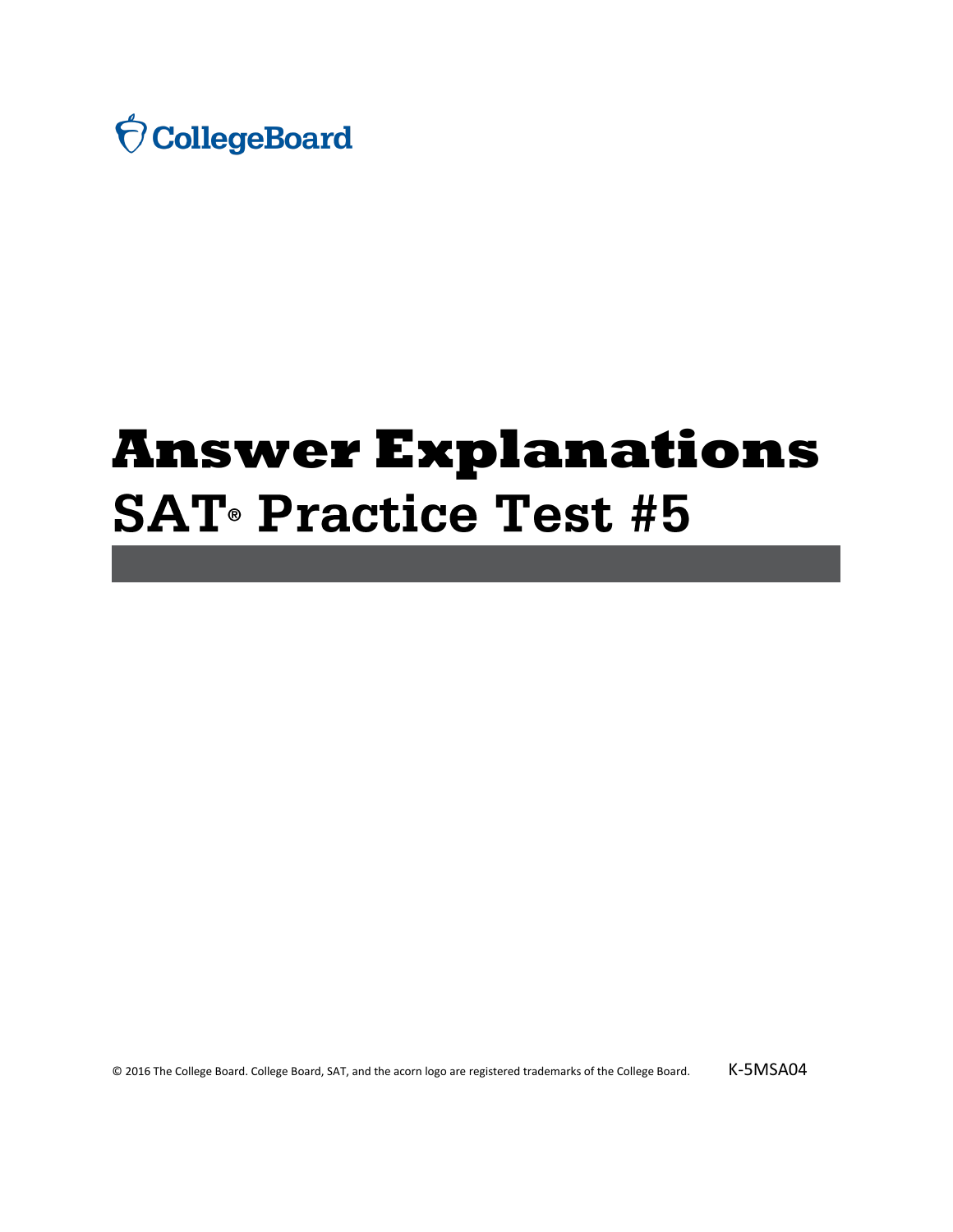CollegeBoard

# Answer Explanations

## SAT® Practice Test #5

© 2016 The College Board. College Board, SAT, and the acorn logo are registered trademarks of the College Board. K-5MSA04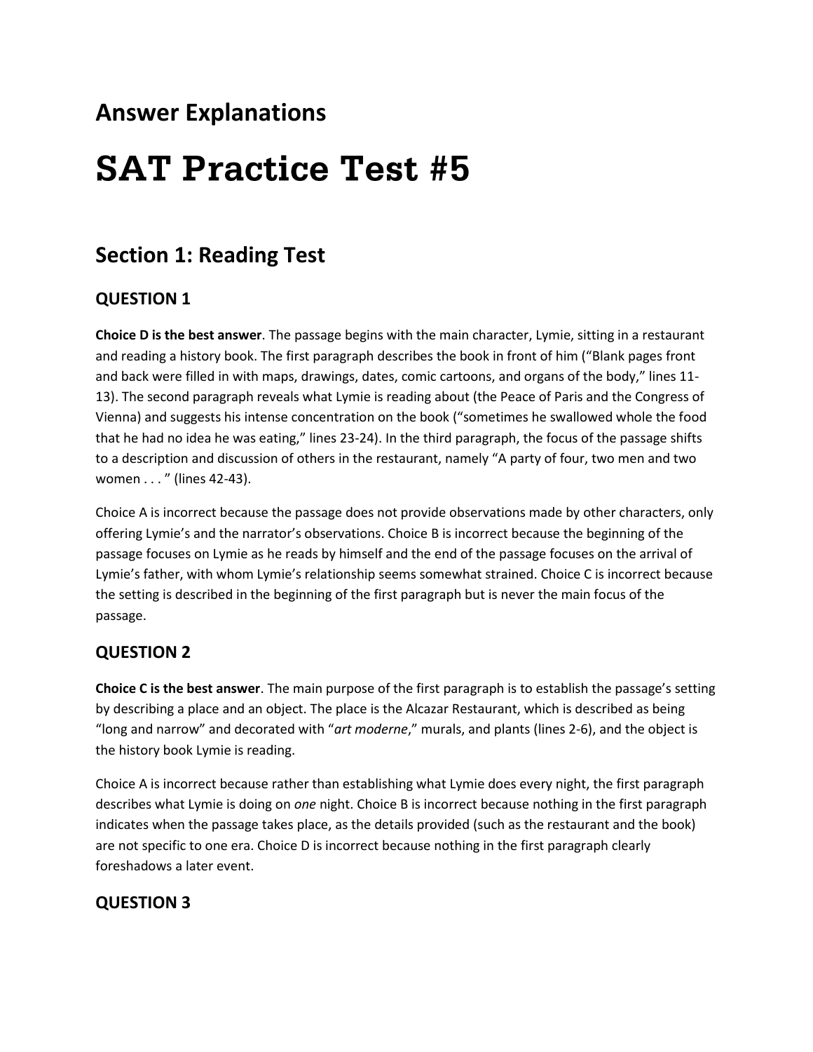## Answer Explanations

# SAT Practice Test #5

## Section 1: Reading Test

### QUESTION 1

**Choice D is the best answer**. The passage begins with the main character, Lymie, sitting in a restaurant and reading a history book. The first paragraph describes the book in front of him ("Blank pages front and back were filled in with maps, drawings, dates, comic cartoons, and organs of the body," lines 11-13). The second paragraph reveals what Lymie is reading about (the Peace of Paris and the Congress of Vienna) and suggests his intense concentration on the book ("sometimes he swallowed whole the food that he had no idea he was eating," lines 23-24). In the third paragraph, the focus of the passage shifts to a description and discussion of others in the restaurant, namely "A party of four, two men and two women . . . " (lines 42-43).

Choice A is incorrect because the passage does not provide observations made by other characters, only offering Lymie's and the narrator's observations. Choice B is incorrect because the beginning of the passage focuses on Lymie as he reads by himself and the end of the passage focuses on the arrival of Lymie's father, with whom Lymie's relationship seems somewhat strained. Choice C is incorrect because the setting is described in the beginning of the first paragraph but is never the main focus of the passage.

### QUESTION 2

**Choice C is the best answer**. The main purpose of the first paragraph is to establish the passage's setting by describing a place and an object. The place is the Alcazar Restaurant, which is described as being "long and narrow" and decorated with "*art moderne*," murals, and plants (lines 2-6), and the object is the history book Lymie is reading.

Choice A is incorrect because rather than establishing what Lymie does every night, the first paragraph describes what Lymie is doing on *one* night. Choice B is incorrect because nothing in the first paragraph indicates when the passage takes place, as the details provided (such as the restaurant and the book) are not specific to one era. Choice D is incorrect because nothing in the first paragraph clearly foreshadows a later event.

### QUESTION 3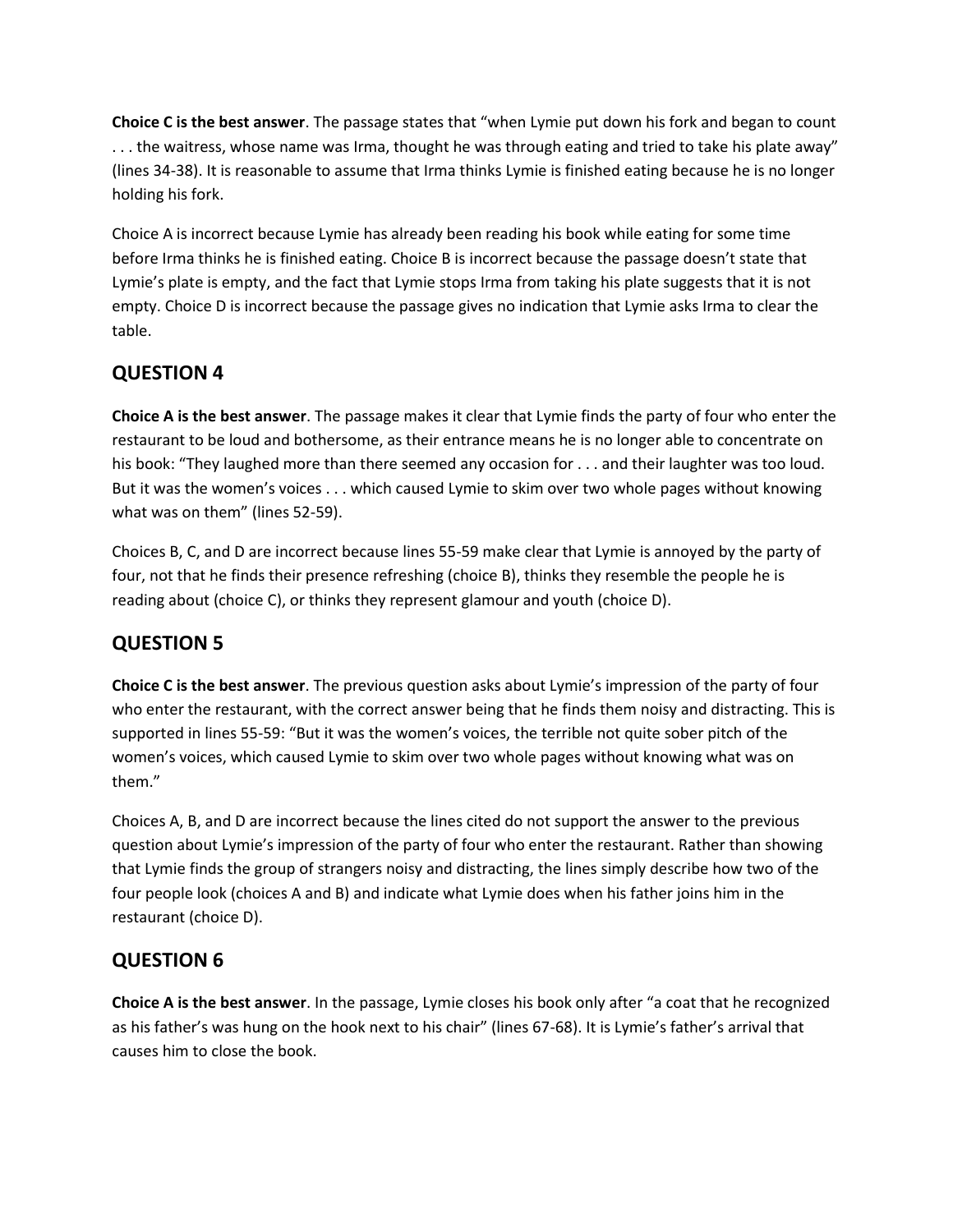**Choice C is the best answer**. The passage states that "when Lymie put down his fork and began to count . . . the waitress, whose name was Irma, thought he was through eating and tried to take his plate away" (lines 34-38). It is reasonable to assume that Irma thinks Lymie is finished eating because he is no longer holding his fork.

Choice A is incorrect because Lymie has already been reading his book while eating for some time before Irma thinks he is finished eating. Choice B is incorrect because the passage doesn't state that Lymie's plate is empty, and the fact that Lymie stops Irma from taking his plate suggests that it is not empty. Choice D is incorrect because the passage gives no indication that Lymie asks Irma to clear the table.

## QUESTION 4

**Choice A is the best answer**. The passage makes it clear that Lymie finds the party of four who enter the restaurant to be loud and bothersome, as their entrance means he is no longer able to concentrate on his book: "They laughed more than there seemed any occasion for . . . and their laughter was too loud. But it was the women's voices . . . which caused Lymie to skim over two whole pages without knowing what was on them" (lines 52-59).

Choices B, C, and D are incorrect because lines 55-59 make clear that Lymie is annoyed by the party of four, not that he finds their presence refreshing (choice B), thinks they resemble the people he is reading about (choice C), or thinks they represent glamour and youth (choice D).

## QUESTION 5

**Choice C is the best answer**. The previous question asks about Lymie's impression of the party of four who enter the restaurant, with the correct answer being that he finds them noisy and distracting. This is supported in lines 55-59: "But it was the women's voices, the terrible not quite sober pitch of the women's voices, which caused Lymie to skim over two whole pages without knowing what was on them."

Choices A, B, and D are incorrect because the lines cited do not support the answer to the previous question about Lymie's impression of the party of four who enter the restaurant. Rather than showing that Lymie finds the group of strangers noisy and distracting, the lines simply describe how two of the four people look (choices A and B) and indicate what Lymie does when his father joins him in the restaurant (choice D).

## QUESTION 6

**Choice A is the best answer**. In the passage, Lymie closes his book only after "a coat that he recognized as his father's was hung on the hook next to his chair" (lines 67-68). It is Lymie's father's arrival that causes him to close the book.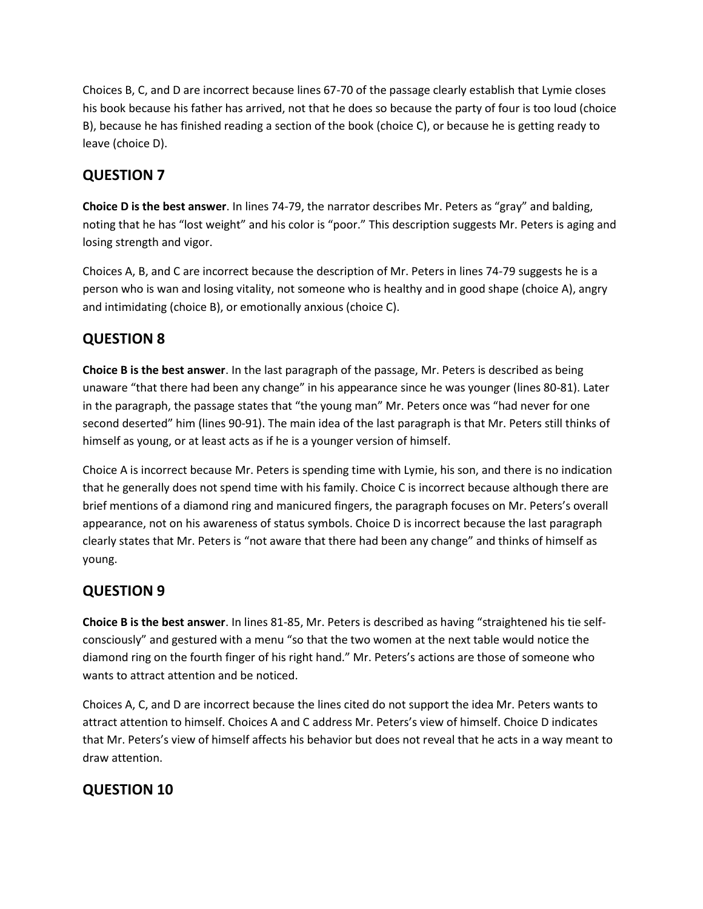Choices B, C, and D are incorrect because lines 67-70 of the passage clearly establish that Lymie closes his book because his father has arrived, not that he does so because the party of four is too loud (choice B), because he has finished reading a section of the book (choice C), or because he is getting ready to leave (choice D).

## QUESTION 7

**Choice D is the best answer**. In lines 74-79, the narrator describes Mr. Peters as "gray" and balding, noting that he has "lost weight" and his color is "poor." This description suggests Mr. Peters is aging and losing strength and vigor.

Choices A, B, and C are incorrect because the description of Mr. Peters in lines 74-79 suggests he is a person who is wan and losing vitality, not someone who is healthy and in good shape (choice A), angry and intimidating (choice B), or emotionally anxious (choice C).

## QUESTION 8

**Choice B is the best answer**. In the last paragraph of the passage, Mr. Peters is described as being unaware "that there had been any change" in his appearance since he was younger (lines 80-81). Later in the paragraph, the passage states that "the young man" Mr. Peters once was "had never for one second deserted" him (lines 90-91). The main idea of the last paragraph is that Mr. Peters still thinks of himself as young, or at least acts as if he is a younger version of himself.

Choice A is incorrect because Mr. Peters is spending time with Lymie, his son, and there is no indication that he generally does not spend time with his family. Choice C is incorrect because although there are brief mentions of a diamond ring and manicured fingers, the paragraph focuses on Mr. Peters's overall appearance, not on his awareness of status symbols. Choice D is incorrect because the last paragraph clearly states that Mr. Peters is "not aware that there had been any change" and thinks of himself as young.

## QUESTION 9

**Choice B is the best answer**. In lines 81-85, Mr. Peters is described as having "straightened his tie self-consciously" and gestured with a menu "so that the two women at the next table would notice the diamond ring on the fourth finger of his right hand." Mr. Peters's actions are those of someone who wants to attract attention and be noticed.

Choices A, C, and D are incorrect because the lines cited do not support the idea Mr. Peters wants to attract attention to himself. Choices A and C address Mr. Peters's view of himself. Choice D indicates that Mr. Peters's view of himself affects his behavior but does not reveal that he acts in a way meant to draw attention.

## QUESTION 10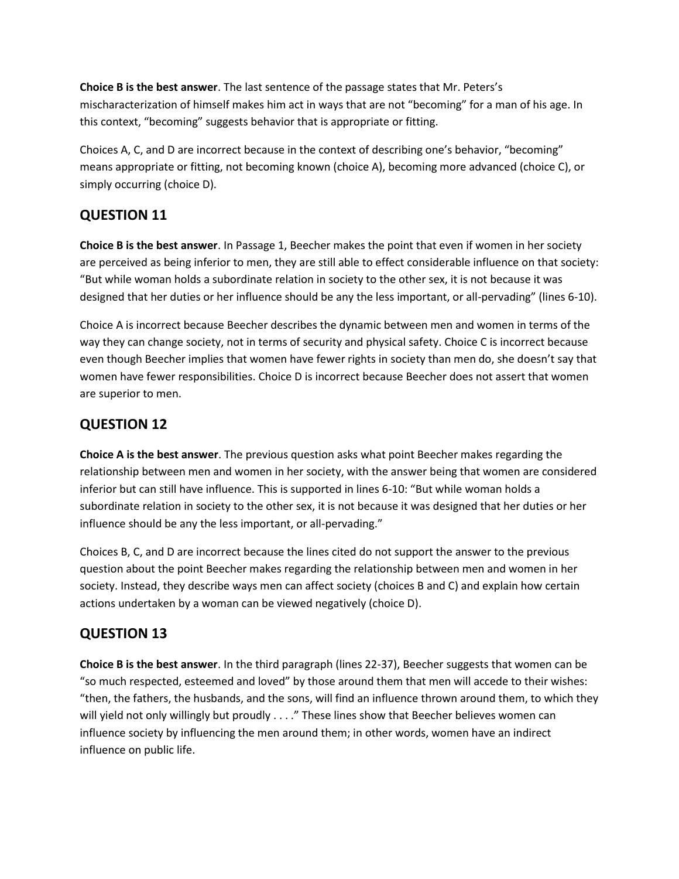**Choice B is the best answer**. The last sentence of the passage states that Mr. Peters's mischaracterization of himself makes him act in ways that are not "becoming" for a man of his age. In this context, "becoming" suggests behavior that is appropriate or fitting.

Choices A, C, and D are incorrect because in the context of describing one's behavior, "becoming" means appropriate or fitting, not becoming known (choice A), becoming more advanced (choice C), or simply occurring (choice D).

## QUESTION 11

**Choice B is the best answer**. In Passage 1, Beecher makes the point that even if women in her society are perceived as being inferior to men, they are still able to effect considerable influence on that society: "But while woman holds a subordinate relation in society to the other sex, it is not because it was designed that her duties or her influence should be any the less important, or all-pervading" (lines 6-10).

Choice A is incorrect because Beecher describes the dynamic between men and women in terms of the way they can change society, not in terms of security and physical safety. Choice C is incorrect because even though Beecher implies that women have fewer rights in society than men do, she doesn't say that women have fewer responsibilities. Choice D is incorrect because Beecher does not assert that women are superior to men.

## QUESTION 12

**Choice A is the best answer**. The previous question asks what point Beecher makes regarding the relationship between men and women in her society, with the answer being that women are considered inferior but can still have influence. This is supported in lines 6-10: "But while woman holds a subordinate relation in society to the other sex, it is not because it was designed that her duties or her influence should be any the less important, or all-pervading."

Choices B, C, and D are incorrect because the lines cited do not support the answer to the previous question about the point Beecher makes regarding the relationship between men and women in her society. Instead, they describe ways men can affect society (choices B and C) and explain how certain actions undertaken by a woman can be viewed negatively (choice D).

## QUESTION 13

**Choice B is the best answer**. In the third paragraph (lines 22-37), Beecher suggests that women can be "so much respected, esteemed and loved" by those around them that men will accede to their wishes: "then, the fathers, the husbands, and the sons, will find an influence thrown around them, to which they will yield not only willingly but proudly . . . ." These lines show that Beecher believes women can influence society by influencing the men around them; in other words, women have an indirect influence on public life.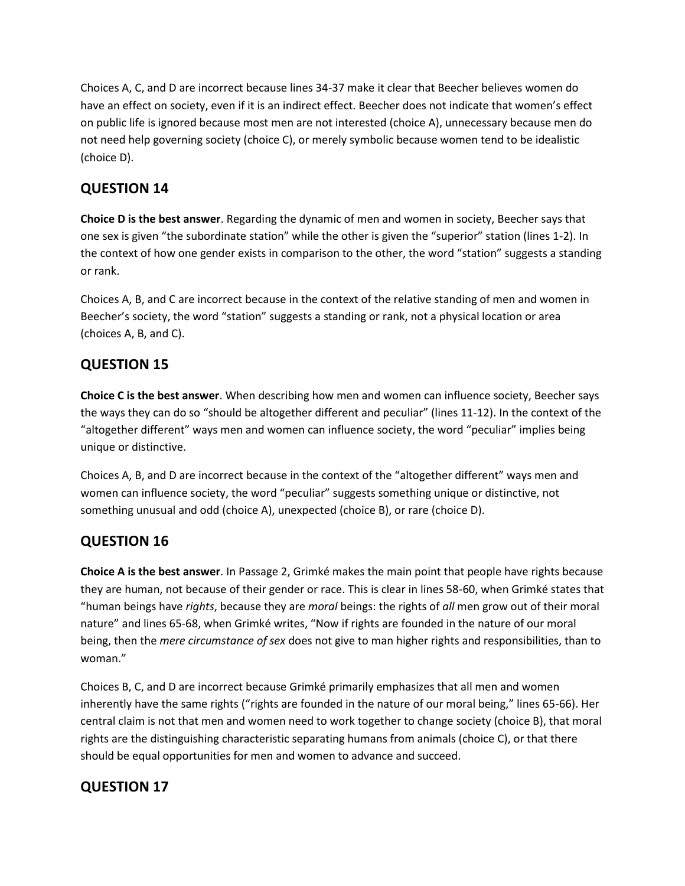Choices A, C, and D are incorrect because lines 34-37 make it clear that Beecher believes women do have an effect on society, even if it is an indirect effect. Beecher does not indicate that women's effect on public life is ignored because most men are not interested (choice A), unnecessary because men do not need help governing society (choice C), or merely symbolic because women tend to be idealistic (choice D).

## QUESTION 14

**Choice D is the best answer**. Regarding the dynamic of men and women in society, Beecher says that one sex is given "the subordinate station" while the other is given the "superior" station (lines 1-2). In the context of how one gender exists in comparison to the other, the word "station" suggests a standing or rank.

Choices A, B, and C are incorrect because in the context of the relative standing of men and women in Beecher's society, the word "station" suggests a standing or rank, not a physical location or area (choices A, B, and C).

## QUESTION 15

**Choice C is the best answer**. When describing how men and women can influence society, Beecher says the ways they can do so "should be altogether different and peculiar" (lines 11-12). In the context of the "altogether different" ways men and women can influence society, the word "peculiar" implies being unique or distinctive.

Choices A, B, and D are incorrect because in the context of the "altogether different" ways men and women can influence society, the word "peculiar" suggests something unique or distinctive, not something unusual and odd (choice A), unexpected (choice B), or rare (choice D).

## QUESTION 16

**Choice A is the best answer**. In Passage 2, Grimké makes the main point that people have rights because they are human, not because of their gender or race. This is clear in lines 58-60, when Grimké states that "human beings have *rights*, because they are *moral* beings: the rights of *all* men grow out of their moral nature" and lines 65-68, when Grimké writes, "Now if rights are founded in the nature of our moral being, then the *mere circumstance of sex* does not give to man higher rights and responsibilities, than to woman."

Choices B, C, and D are incorrect because Grimké primarily emphasizes that all men and women inherently have the same rights ("rights are founded in the nature of our moral being," lines 65-66). Her central claim is not that men and women need to work together to change society (choice B), that moral rights are the distinguishing characteristic separating humans from animals (choice C), or that there should be equal opportunities for men and women to advance and succeed.

## QUESTION 17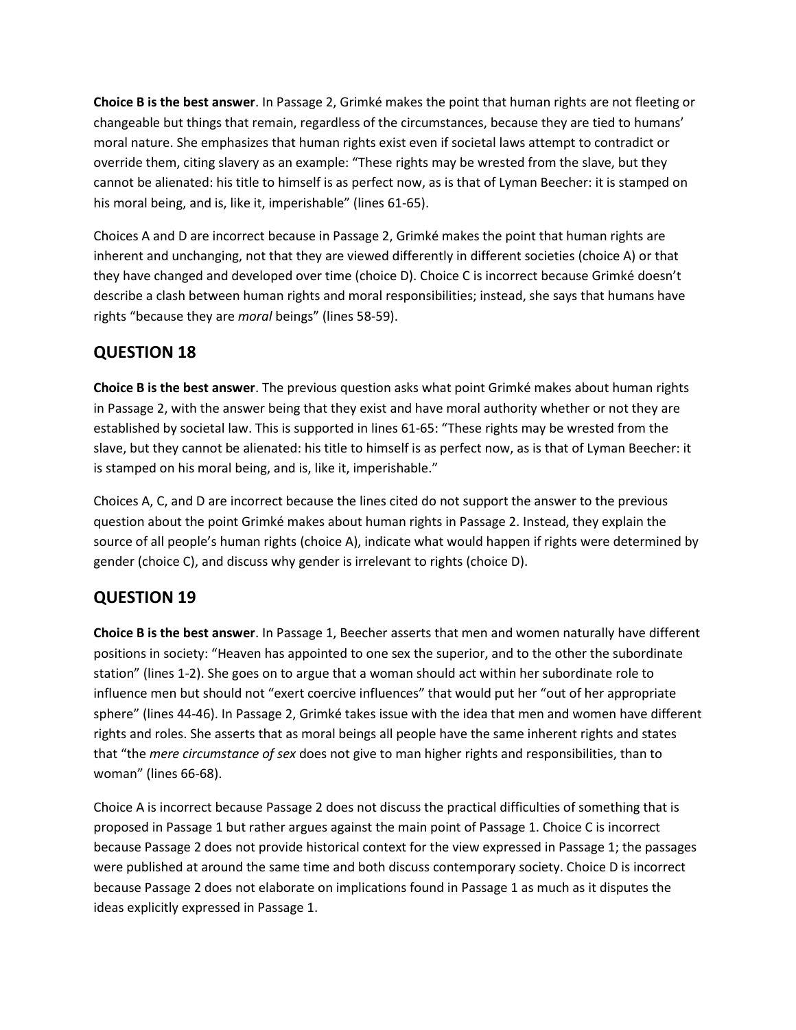**Choice B is the best answer**. In Passage 2, Grimké makes the point that human rights are not fleeting or changeable but things that remain, regardless of the circumstances, because they are tied to humans' moral nature. She emphasizes that human rights exist even if societal laws attempt to contradict or override them, citing slavery as an example: "These rights may be wrested from the slave, but they cannot be alienated: his title to himself is as perfect now, as is that of Lyman Beecher: it is stamped on his moral being, and is, like it, imperishable" (lines 61-65).

Choices A and D are incorrect because in Passage 2, Grimké makes the point that human rights are inherent and unchanging, not that they are viewed differently in different societies (choice A) or that they have changed and developed over time (choice D). Choice C is incorrect because Grimké doesn't describe a clash between human rights and moral responsibilities; instead, she says that humans have rights "because they are *moral* beings" (lines 58-59).

## QUESTION 18

**Choice B is the best answer**. The previous question asks what point Grimké makes about human rights in Passage 2, with the answer being that they exist and have moral authority whether or not they are established by societal law. This is supported in lines 61-65: "These rights may be wrested from the slave, but they cannot be alienated: his title to himself is as perfect now, as is that of Lyman Beecher: it is stamped on his moral being, and is, like it, imperishable."

Choices A, C, and D are incorrect because the lines cited do not support the answer to the previous question about the point Grimké makes about human rights in Passage 2. Instead, they explain the source of all people's human rights (choice A), indicate what would happen if rights were determined by gender (choice C), and discuss why gender is irrelevant to rights (choice D).

## QUESTION 19

**Choice B is the best answer**. In Passage 1, Beecher asserts that men and women naturally have different positions in society: "Heaven has appointed to one sex the superior, and to the other the subordinate station" (lines 1-2). She goes on to argue that a woman should act within her subordinate role to influence men but should not "exert coercive influences" that would put her "out of her appropriate sphere" (lines 44-46). In Passage 2, Grimké takes issue with the idea that men and women have different rights and roles. She asserts that as moral beings all people have the same inherent rights and states that "the *mere circumstance of sex* does not give to man higher rights and responsibilities, than to woman" (lines 66-68).

Choice A is incorrect because Passage 2 does not discuss the practical difficulties of something that is proposed in Passage 1 but rather argues against the main point of Passage 1. Choice C is incorrect because Passage 2 does not provide historical context for the view expressed in Passage 1; the passages were published at around the same time and both discuss contemporary society. Choice D is incorrect because Passage 2 does not elaborate on implications found in Passage 1 as much as it disputes the ideas explicitly expressed in Passage 1.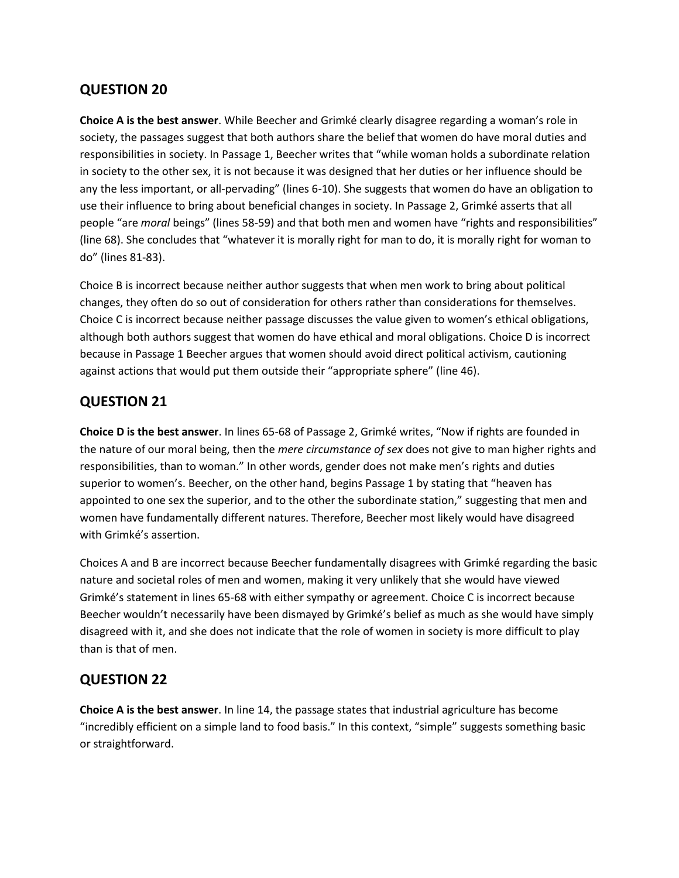## QUESTION 20

**Choice A is the best answer**. While Beecher and Grimké clearly disagree regarding a woman's role in society, the passages suggest that both authors share the belief that women do have moral duties and responsibilities in society. In Passage 1, Beecher writes that "while woman holds a subordinate relation in society to the other sex, it is not because it was designed that her duties or her influence should be any the less important, or all-pervading" (lines 6-10). She suggests that women do have an obligation to use their influence to bring about beneficial changes in society. In Passage 2, Grimké asserts that all people "are *moral* beings" (lines 58-59) and that both men and women have "rights and responsibilities" (line 68). She concludes that "whatever it is morally right for man to do, it is morally right for woman to do" (lines 81-83).

Choice B is incorrect because neither author suggests that when men work to bring about political changes, they often do so out of consideration for others rather than considerations for themselves. Choice C is incorrect because neither passage discusses the value given to women's ethical obligations, although both authors suggest that women do have ethical and moral obligations. Choice D is incorrect because in Passage 1 Beecher argues that women should avoid direct political activism, cautioning against actions that would put them outside their "appropriate sphere" (line 46).

## QUESTION 21

**Choice D is the best answer**. In lines 65-68 of Passage 2, Grimké writes, "Now if rights are founded in the nature of our moral being, then the *mere circumstance of sex* does not give to man higher rights and responsibilities, than to woman." In other words, gender does not make men's rights and duties superior to women's. Beecher, on the other hand, begins Passage 1 by stating that "heaven has appointed to one sex the superior, and to the other the subordinate station," suggesting that men and women have fundamentally different natures. Therefore, Beecher most likely would have disagreed with Grimké's assertion.

Choices A and B are incorrect because Beecher fundamentally disagrees with Grimké regarding the basic nature and societal roles of men and women, making it very unlikely that she would have viewed Grimké's statement in lines 65-68 with either sympathy or agreement. Choice C is incorrect because Beecher wouldn't necessarily have been dismayed by Grimké's belief as much as she would have simply disagreed with it, and she does not indicate that the role of women in society is more difficult to play than is that of men.

## QUESTION 22

**Choice A is the best answer**. In line 14, the passage states that industrial agriculture has become "incredibly efficient on a simple land to food basis." In this context, "simple" suggests something basic or straightforward.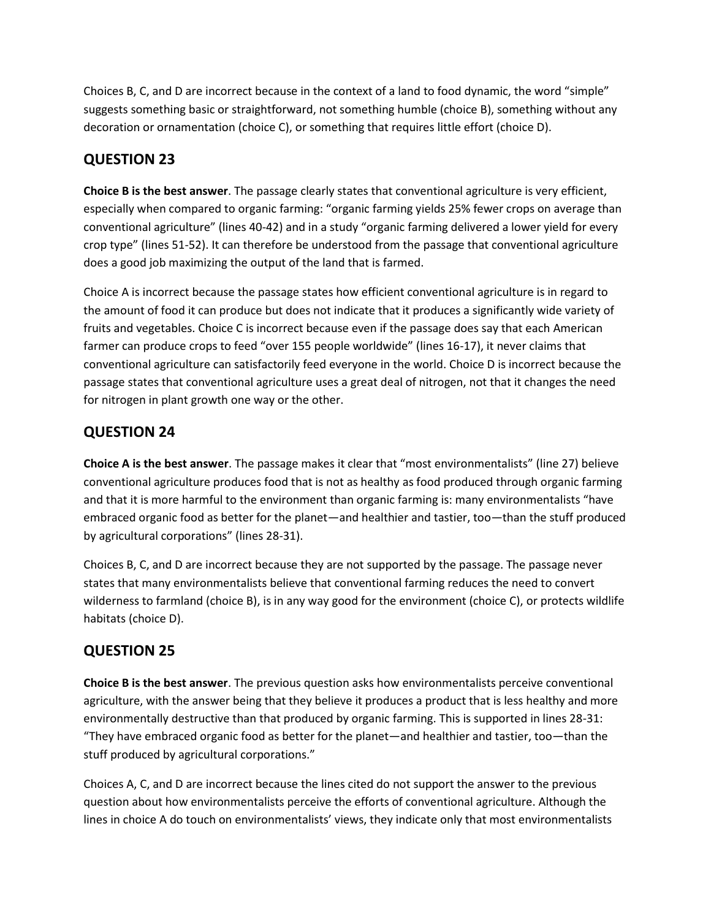Choices B, C, and D are incorrect because in the context of a land to food dynamic, the word "simple" suggests something basic or straightforward, not something humble (choice B), something without any decoration or ornamentation (choice C), or something that requires little effort (choice D).

## QUESTION 23

**Choice B is the best answer**. The passage clearly states that conventional agriculture is very efficient, especially when compared to organic farming: "organic farming yields 25% fewer crops on average than conventional agriculture" (lines 40-42) and in a study "organic farming delivered a lower yield for every crop type" (lines 51-52). It can therefore be understood from the passage that conventional agriculture does a good job maximizing the output of the land that is farmed.

Choice A is incorrect because the passage states how efficient conventional agriculture is in regard to the amount of food it can produce but does not indicate that it produces a significantly wide variety of fruits and vegetables. Choice C is incorrect because even if the passage does say that each American farmer can produce crops to feed "over 155 people worldwide" (lines 16-17), it never claims that conventional agriculture can satisfactorily feed everyone in the world. Choice D is incorrect because the passage states that conventional agriculture uses a great deal of nitrogen, not that it changes the need for nitrogen in plant growth one way or the other.

## QUESTION 24

**Choice A is the best answer**. The passage makes it clear that "most environmentalists" (line 27) believe conventional agriculture produces food that is not as healthy as food produced through organic farming and that it is more harmful to the environment than organic farming is: many environmentalists "have embraced organic food as better for the planet—and healthier and tastier, too—than the stuff produced by agricultural corporations" (lines 28-31).

Choices B, C, and D are incorrect because they are not supported by the passage. The passage never states that many environmentalists believe that conventional farming reduces the need to convert wilderness to farmland (choice B), is in any way good for the environment (choice C), or protects wildlife habitats (choice D).

## QUESTION 25

**Choice B is the best answer**. The previous question asks how environmentalists perceive conventional agriculture, with the answer being that they believe it produces a product that is less healthy and more environmentally destructive than that produced by organic farming. This is supported in lines 28-31: "They have embraced organic food as better for the planet—and healthier and tastier, too—than the stuff produced by agricultural corporations."

Choices A, C, and D are incorrect because the lines cited do not support the answer to the previous question about how environmentalists perceive the efforts of conventional agriculture. Although the lines in choice A do touch on environmentalists' views, they indicate only that most environmentalists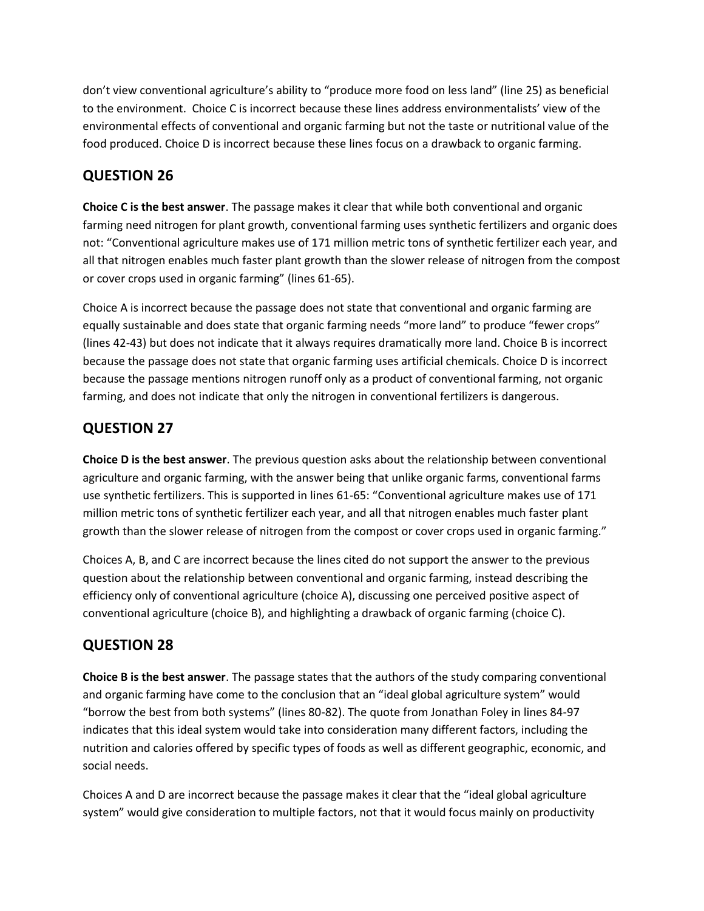don't view conventional agriculture's ability to "produce more food on less land" (line 25) as beneficial to the environment. Choice C is incorrect because these lines address environmentalists' view of the environmental effects of conventional and organic farming but not the taste or nutritional value of the food produced. Choice D is incorrect because these lines focus on a drawback to organic farming.

## QUESTION 26

**Choice C is the best answer**. The passage makes it clear that while both conventional and organic farming need nitrogen for plant growth, conventional farming uses synthetic fertilizers and organic does not: "Conventional agriculture makes use of 171 million metric tons of synthetic fertilizer each year, and all that nitrogen enables much faster plant growth than the slower release of nitrogen from the compost or cover crops used in organic farming" (lines 61-65).

Choice A is incorrect because the passage does not state that conventional and organic farming are equally sustainable and does state that organic farming needs "more land" to produce "fewer crops" (lines 42-43) but does not indicate that it always requires dramatically more land. Choice B is incorrect because the passage does not state that organic farming uses artificial chemicals. Choice D is incorrect because the passage mentions nitrogen runoff only as a product of conventional farming, not organic farming, and does not indicate that only the nitrogen in conventional fertilizers is dangerous.

## QUESTION 27

**Choice D is the best answer**. The previous question asks about the relationship between conventional agriculture and organic farming, with the answer being that unlike organic farms, conventional farms use synthetic fertilizers. This is supported in lines 61-65: "Conventional agriculture makes use of 171 million metric tons of synthetic fertilizer each year, and all that nitrogen enables much faster plant growth than the slower release of nitrogen from the compost or cover crops used in organic farming."

Choices A, B, and C are incorrect because the lines cited do not support the answer to the previous question about the relationship between conventional and organic farming, instead describing the efficiency only of conventional agriculture (choice A), discussing one perceived positive aspect of conventional agriculture (choice B), and highlighting a drawback of organic farming (choice C).

## QUESTION 28

**Choice B is the best answer**. The passage states that the authors of the study comparing conventional and organic farming have come to the conclusion that an "ideal global agriculture system" would "borrow the best from both systems" (lines 80-82). The quote from Jonathan Foley in lines 84-97 indicates that this ideal system would take into consideration many different factors, including the nutrition and calories offered by specific types of foods as well as different geographic, economic, and social needs.

Choices A and D are incorrect because the passage makes it clear that the "ideal global agriculture system" would give consideration to multiple factors, not that it would focus mainly on productivity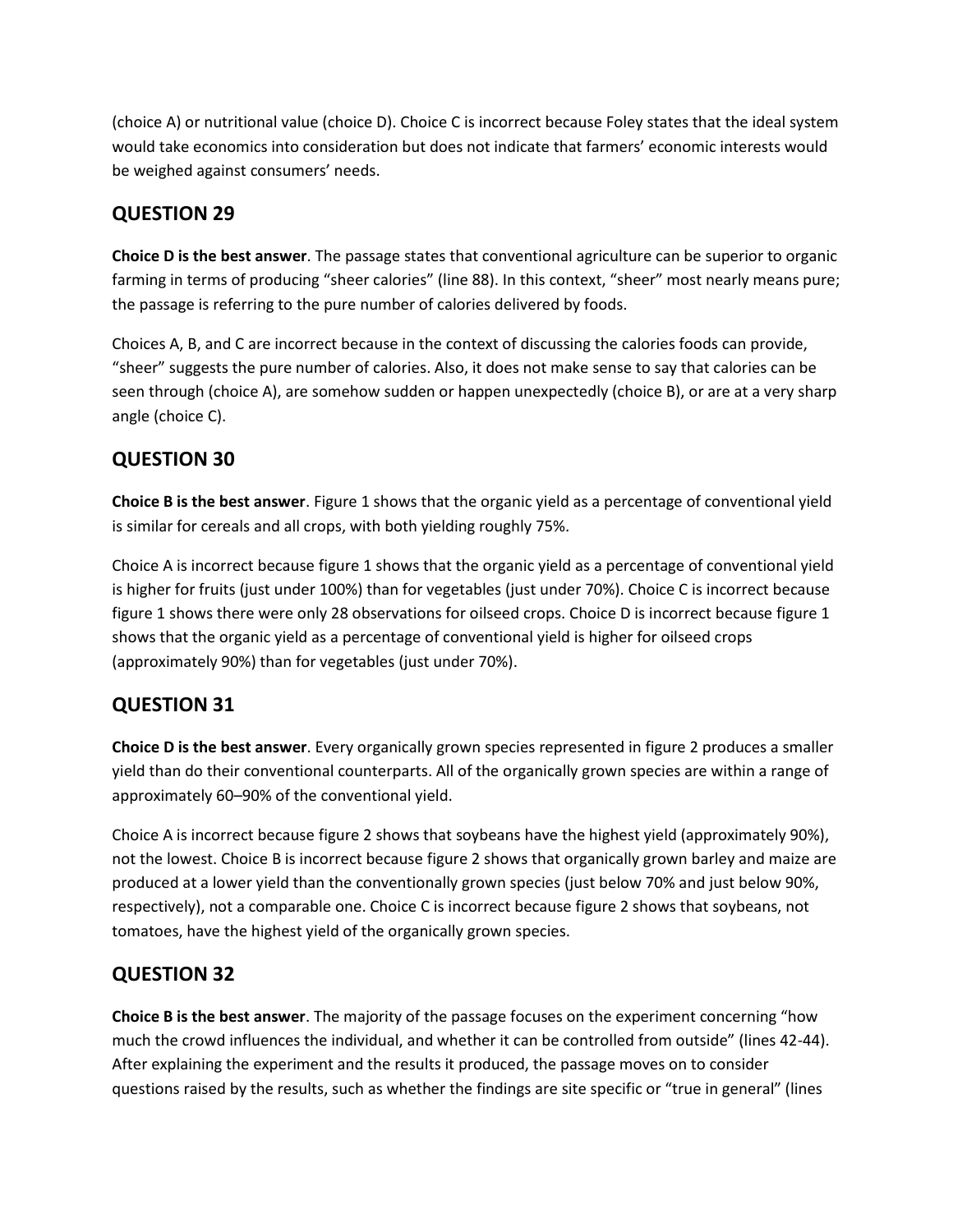(choice A) or nutritional value (choice D). Choice C is incorrect because Foley states that the ideal system would take economics into consideration but does not indicate that farmers' economic interests would be weighed against consumers' needs.

## QUESTION 29

**Choice D is the best answer**. The passage states that conventional agriculture can be superior to organic farming in terms of producing "sheer calories" (line 88). In this context, "sheer" most nearly means pure; the passage is referring to the pure number of calories delivered by foods.

Choices A, B, and C are incorrect because in the context of discussing the calories foods can provide, "sheer" suggests the pure number of calories. Also, it does not make sense to say that calories can be seen through (choice A), are somehow sudden or happen unexpectedly (choice B), or are at a very sharp angle (choice C).

## QUESTION 30

**Choice B is the best answer**. Figure 1 shows that the organic yield as a percentage of conventional yield is similar for cereals and all crops, with both yielding roughly 75%.

Choice A is incorrect because figure 1 shows that the organic yield as a percentage of conventional yield is higher for fruits (just under 100%) than for vegetables (just under 70%). Choice C is incorrect because figure 1 shows there were only 28 observations for oilseed crops. Choice D is incorrect because figure 1 shows that the organic yield as a percentage of conventional yield is higher for oilseed crops (approximately 90%) than for vegetables (just under 70%).

## QUESTION 31

**Choice D is the best answer**. Every organically grown species represented in figure 2 produces a smaller yield than do their conventional counterparts. All of the organically grown species are within a range of approximately 60–90% of the conventional yield.

Choice A is incorrect because figure 2 shows that soybeans have the highest yield (approximately 90%), not the lowest. Choice B is incorrect because figure 2 shows that organically grown barley and maize are produced at a lower yield than the conventionally grown species (just below 70% and just below 90%, respectively), not a comparable one. Choice C is incorrect because figure 2 shows that soybeans, not tomatoes, have the highest yield of the organically grown species.

## QUESTION 32

**Choice B is the best answer**. The majority of the passage focuses on the experiment concerning "how much the crowd influences the individual, and whether it can be controlled from outside" (lines 42-44). After explaining the experiment and the results it produced, the passage moves on to consider questions raised by the results, such as whether the findings are site specific or "true in general" (lines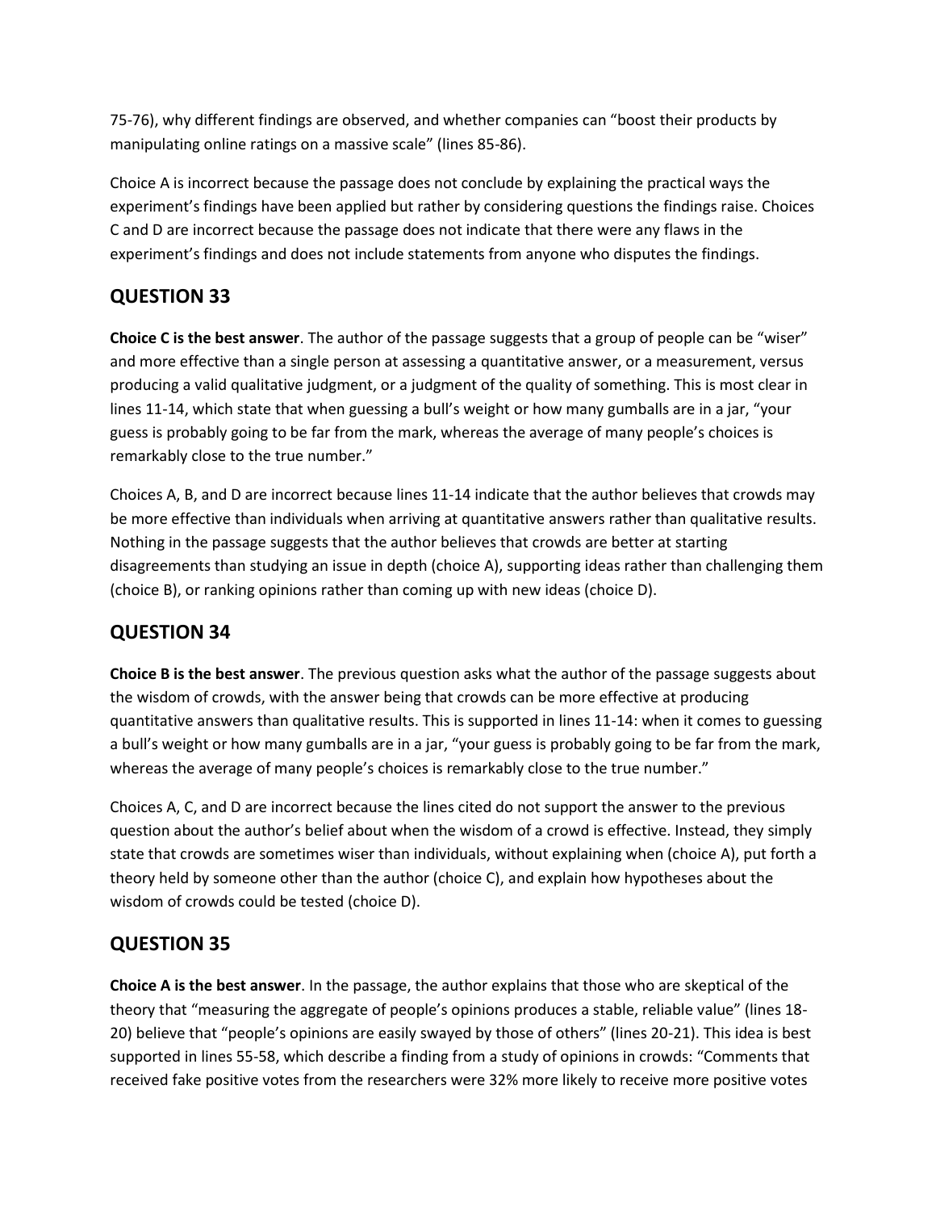75-76), why different findings are observed, and whether companies can "boost their products by manipulating online ratings on a massive scale" (lines 85-86).

Choice A is incorrect because the passage does not conclude by explaining the practical ways the experiment's findings have been applied but rather by considering questions the findings raise. Choices C and D are incorrect because the passage does not indicate that there were any flaws in the experiment's findings and does not include statements from anyone who disputes the findings.

## QUESTION 33

**Choice C is the best answer**. The author of the passage suggests that a group of people can be "wiser" and more effective than a single person at assessing a quantitative answer, or a measurement, versus producing a valid qualitative judgment, or a judgment of the quality of something. This is most clear in lines 11-14, which state that when guessing a bull's weight or how many gumballs are in a jar, "your guess is probably going to be far from the mark, whereas the average of many people's choices is remarkably close to the true number."

Choices A, B, and D are incorrect because lines 11-14 indicate that the author believes that crowds may be more effective than individuals when arriving at quantitative answers rather than qualitative results. Nothing in the passage suggests that the author believes that crowds are better at starting disagreements than studying an issue in depth (choice A), supporting ideas rather than challenging them (choice B), or ranking opinions rather than coming up with new ideas (choice D).

## QUESTION 34

**Choice B is the best answer**. The previous question asks what the author of the passage suggests about the wisdom of crowds, with the answer being that crowds can be more effective at producing quantitative answers than qualitative results. This is supported in lines 11-14: when it comes to guessing a bull's weight or how many gumballs are in a jar, "your guess is probably going to be far from the mark, whereas the average of many people's choices is remarkably close to the true number."

Choices A, C, and D are incorrect because the lines cited do not support the answer to the previous question about the author's belief about when the wisdom of a crowd is effective. Instead, they simply state that crowds are sometimes wiser than individuals, without explaining when (choice A), put forth a theory held by someone other than the author (choice C), and explain how hypotheses about the wisdom of crowds could be tested (choice D).

## QUESTION 35

**Choice A is the best answer**. In the passage, the author explains that those who are skeptical of the theory that "measuring the aggregate of people's opinions produces a stable, reliable value" (lines 18-20) believe that "people's opinions are easily swayed by those of others" (lines 20-21). This idea is best supported in lines 55-58, which describe a finding from a study of opinions in crowds: "Comments that received fake positive votes from the researchers were 32% more likely to receive more positive votes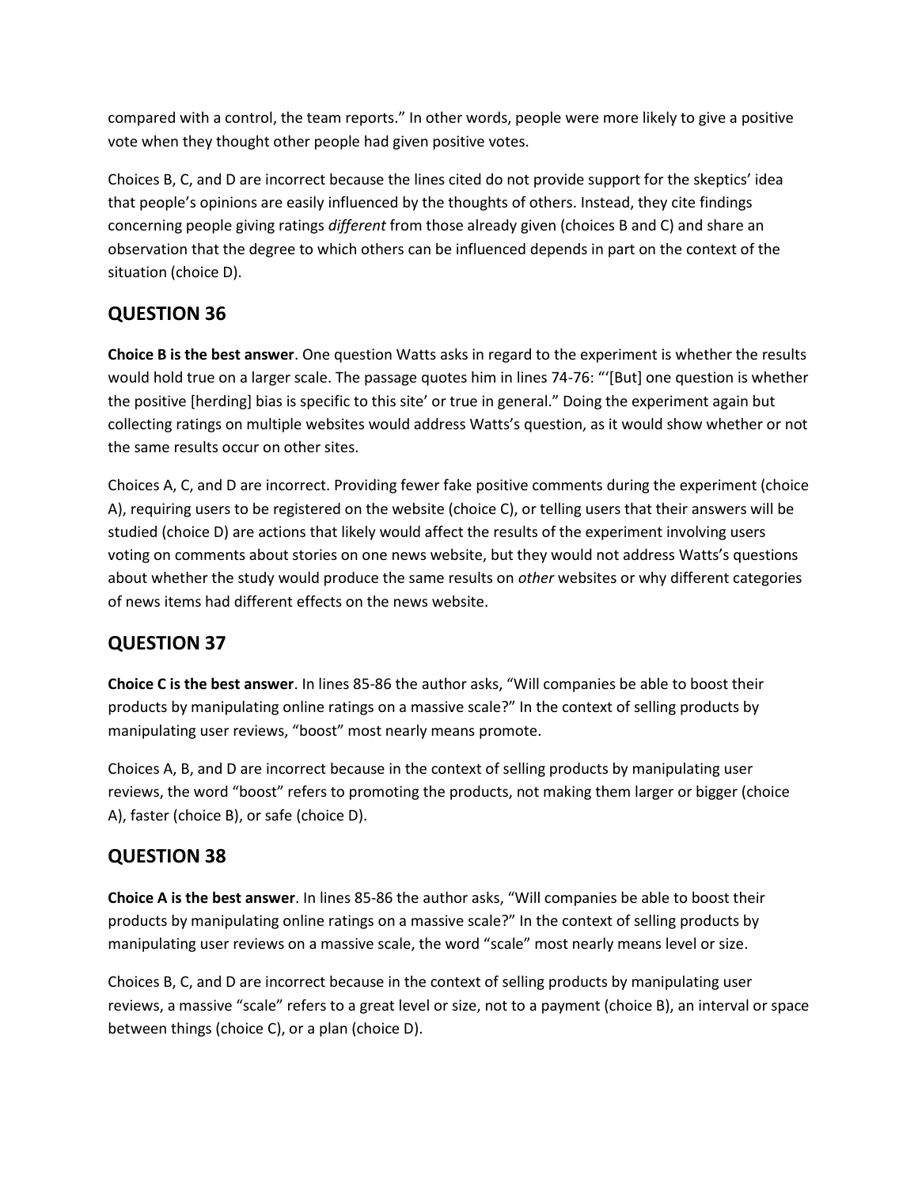compared with a control, the team reports." In other words, people were more likely to give a positive vote when they thought other people had given positive votes.

Choices B, C, and D are incorrect because the lines cited do not provide support for the skeptics' idea that people's opinions are easily influenced by the thoughts of others. Instead, they cite findings concerning people giving ratings *different* from those already given (choices B and C) and share an observation that the degree to which others can be influenced depends in part on the context of the situation (choice D).

## QUESTION 36

**Choice B is the best answer**. One question Watts asks in regard to the experiment is whether the results would hold true on a larger scale. The passage quotes him in lines 74-76: "'[But] one question is whether the positive [herding] bias is specific to this site' or true in general." Doing the experiment again but collecting ratings on multiple websites would address Watts's question, as it would show whether or not the same results occur on other sites.

Choices A, C, and D are incorrect. Providing fewer fake positive comments during the experiment (choice A), requiring users to be registered on the website (choice C), or telling users that their answers will be studied (choice D) are actions that likely would affect the results of the experiment involving users voting on comments about stories on one news website, but they would not address Watts's questions about whether the study would produce the same results on *other* websites or why different categories of news items had different effects on the news website.

## QUESTION 37

**Choice C is the best answer**. In lines 85-86 the author asks, "Will companies be able to boost their products by manipulating online ratings on a massive scale?" In the context of selling products by manipulating user reviews, "boost" most nearly means promote.

Choices A, B, and D are incorrect because in the context of selling products by manipulating user reviews, the word "boost" refers to promoting the products, not making them larger or bigger (choice A), faster (choice B), or safe (choice D).

## QUESTION 38

**Choice A is the best answer**. In lines 85-86 the author asks, "Will companies be able to boost their products by manipulating online ratings on a massive scale?" In the context of selling products by manipulating user reviews on a massive scale, the word "scale" most nearly means level or size.

Choices B, C, and D are incorrect because in the context of selling products by manipulating user reviews, a massive "scale" refers to a great level or size, not to a payment (choice B), an interval or space between things (choice C), or a plan (choice D).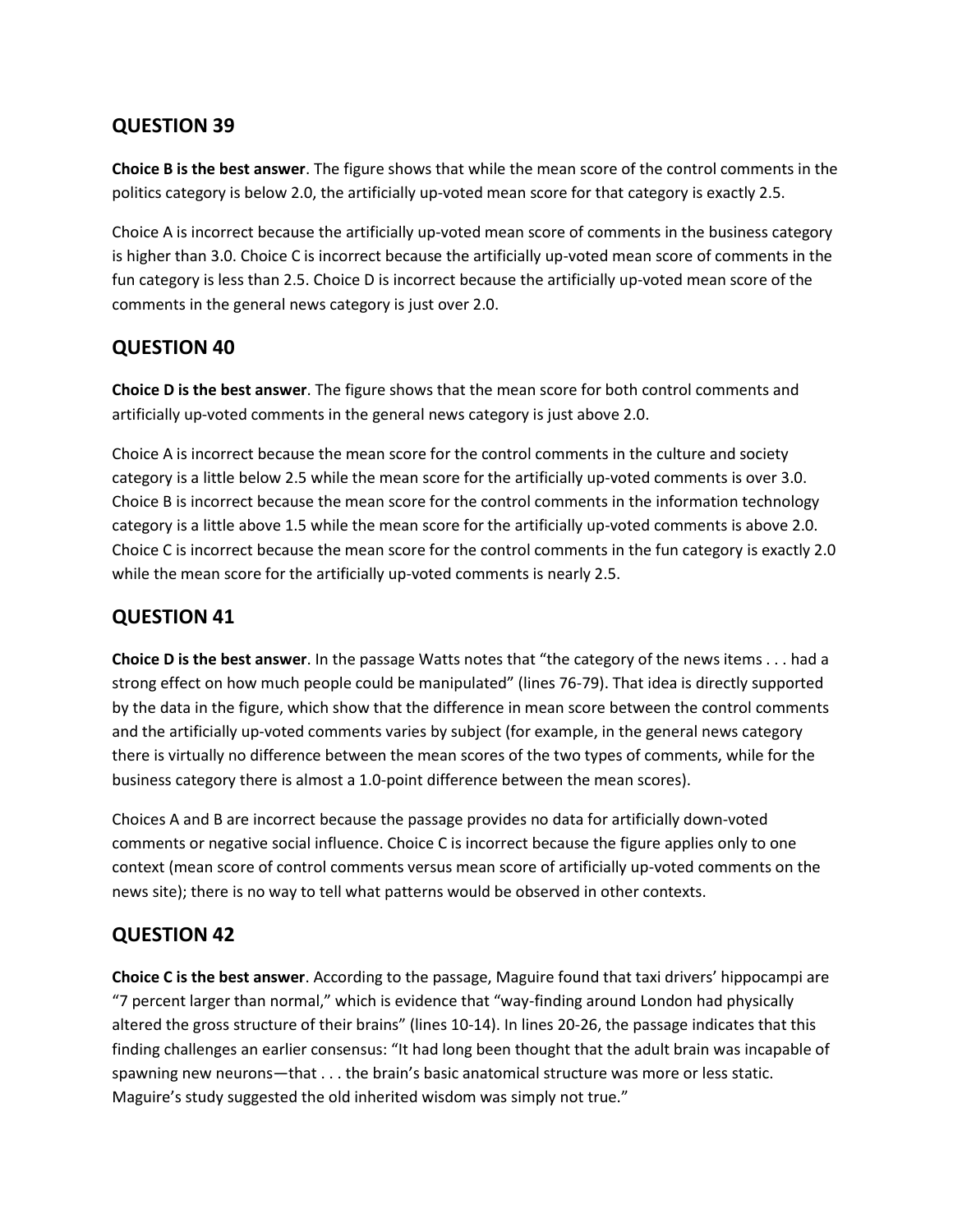## QUESTION 39

**Choice B is the best answer**. The figure shows that while the mean score of the control comments in the politics category is below 2.0, the artificially up-voted mean score for that category is exactly 2.5.

Choice A is incorrect because the artificially up-voted mean score of comments in the business category is higher than 3.0. Choice C is incorrect because the artificially up-voted mean score of comments in the fun category is less than 2.5. Choice D is incorrect because the artificially up-voted mean score of the comments in the general news category is just over 2.0.

## QUESTION 40

**Choice D is the best answer**. The figure shows that the mean score for both control comments and artificially up-voted comments in the general news category is just above 2.0.

Choice A is incorrect because the mean score for the control comments in the culture and society category is a little below 2.5 while the mean score for the artificially up-voted comments is over 3.0. Choice B is incorrect because the mean score for the control comments in the information technology category is a little above 1.5 while the mean score for the artificially up-voted comments is above 2.0. Choice C is incorrect because the mean score for the control comments in the fun category is exactly 2.0 while the mean score for the artificially up-voted comments is nearly 2.5.

## QUESTION 41

**Choice D is the best answer**. In the passage Watts notes that "the category of the news items . . . had a strong effect on how much people could be manipulated" (lines 76-79). That idea is directly supported by the data in the figure, which show that the difference in mean score between the control comments and the artificially up-voted comments varies by subject (for example, in the general news category there is virtually no difference between the mean scores of the two types of comments, while for the business category there is almost a 1.0-point difference between the mean scores).

Choices A and B are incorrect because the passage provides no data for artificially down-voted comments or negative social influence. Choice C is incorrect because the figure applies only to one context (mean score of control comments versus mean score of artificially up-voted comments on the news site); there is no way to tell what patterns would be observed in other contexts.

## QUESTION 42

**Choice C is the best answer**. According to the passage, Maguire found that taxi drivers' hippocampi are "7 percent larger than normal," which is evidence that "way-finding around London had physically altered the gross structure of their brains" (lines 10-14). In lines 20-26, the passage indicates that this finding challenges an earlier consensus: "It had long been thought that the adult brain was incapable of spawning new neurons—that . . . the brain's basic anatomical structure was more or less static. Maguire's study suggested the old inherited wisdom was simply not true."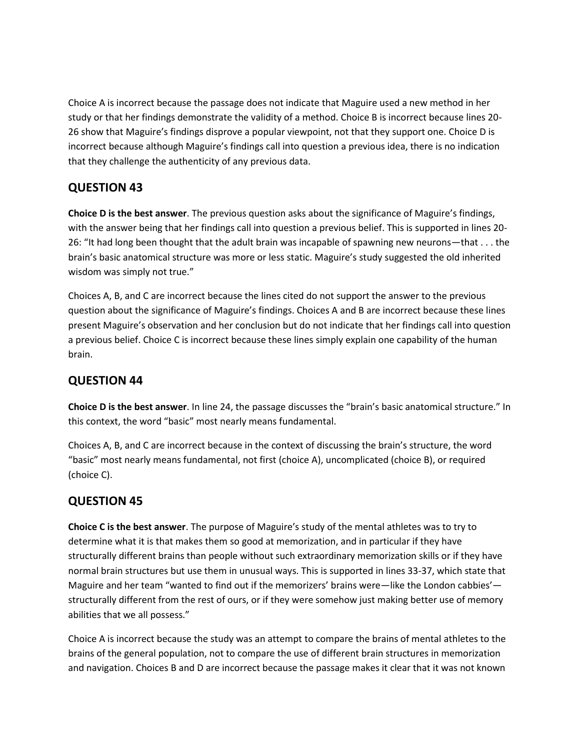Choice A is incorrect because the passage does not indicate that Maguire used a new method in her study or that her findings demonstrate the validity of a method. Choice B is incorrect because lines 20-26 show that Maguire's findings disprove a popular viewpoint, not that they support one. Choice D is incorrect because although Maguire's findings call into question a previous idea, there is no indication that they challenge the authenticity of any previous data.

## QUESTION 43

**Choice D is the best answer**. The previous question asks about the significance of Maguire's findings, with the answer being that her findings call into question a previous belief. This is supported in lines 20-26: "It had long been thought that the adult brain was incapable of spawning new neurons—that . . . the brain's basic anatomical structure was more or less static. Maguire's study suggested the old inherited wisdom was simply not true."

Choices A, B, and C are incorrect because the lines cited do not support the answer to the previous question about the significance of Maguire's findings. Choices A and B are incorrect because these lines present Maguire's observation and her conclusion but do not indicate that her findings call into question a previous belief. Choice C is incorrect because these lines simply explain one capability of the human brain.

## QUESTION 44

**Choice D is the best answer**. In line 24, the passage discusses the "brain's basic anatomical structure." In this context, the word "basic" most nearly means fundamental.

Choices A, B, and C are incorrect because in the context of discussing the brain's structure, the word "basic" most nearly means fundamental, not first (choice A), uncomplicated (choice B), or required (choice C).

## QUESTION 45

**Choice C is the best answer**. The purpose of Maguire's study of the mental athletes was to try to determine what it is that makes them so good at memorization, and in particular if they have structurally different brains than people without such extraordinary memorization skills or if they have normal brain structures but use them in unusual ways. This is supported in lines 33-37, which state that Maguire and her team "wanted to find out if the memorizers' brains were—like the London cabbies'—structurally different from the rest of ours, or if they were somehow just making better use of memory abilities that we all possess."

Choice A is incorrect because the study was an attempt to compare the brains of mental athletes to the brains of the general population, not to compare the use of different brain structures in memorization and navigation. Choices B and D are incorrect because the passage makes it clear that it was not known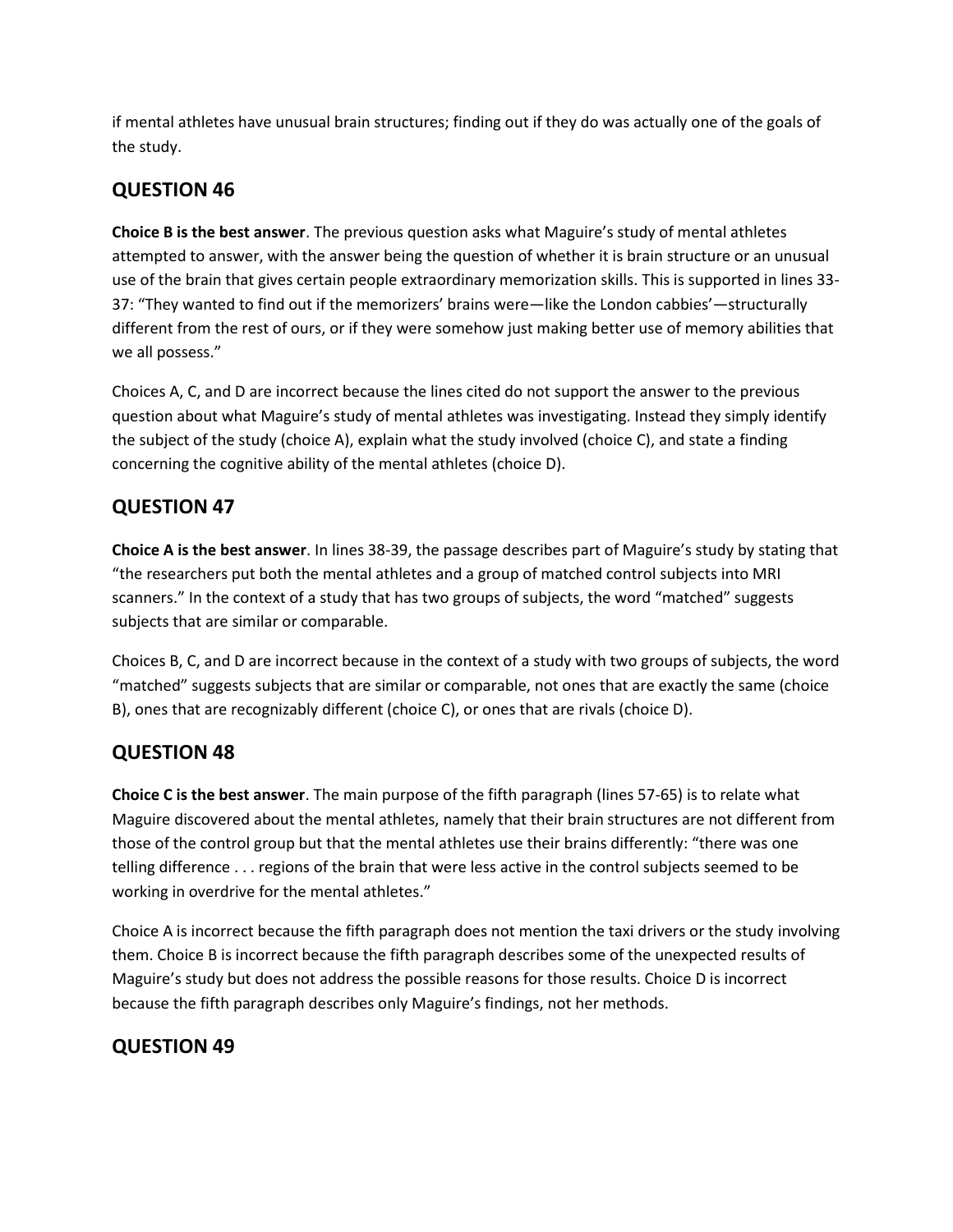if mental athletes have unusual brain structures; finding out if they do was actually one of the goals of the study.

## QUESTION 46

**Choice B is the best answer**. The previous question asks what Maguire's study of mental athletes attempted to answer, with the answer being the question of whether it is brain structure or an unusual use of the brain that gives certain people extraordinary memorization skills. This is supported in lines 33-37: "They wanted to find out if the memorizers' brains were—like the London cabbies'—structurally different from the rest of ours, or if they were somehow just making better use of memory abilities that we all possess."

Choices A, C, and D are incorrect because the lines cited do not support the answer to the previous question about what Maguire's study of mental athletes was investigating. Instead they simply identify the subject of the study (choice A), explain what the study involved (choice C), and state a finding concerning the cognitive ability of the mental athletes (choice D).

## QUESTION 47

**Choice A is the best answer**. In lines 38-39, the passage describes part of Maguire's study by stating that "the researchers put both the mental athletes and a group of matched control subjects into MRI scanners." In the context of a study that has two groups of subjects, the word "matched" suggests subjects that are similar or comparable.

Choices B, C, and D are incorrect because in the context of a study with two groups of subjects, the word "matched" suggests subjects that are similar or comparable, not ones that are exactly the same (choice B), ones that are recognizably different (choice C), or ones that are rivals (choice D).

## QUESTION 48

**Choice C is the best answer**. The main purpose of the fifth paragraph (lines 57-65) is to relate what Maguire discovered about the mental athletes, namely that their brain structures are not different from those of the control group but that the mental athletes use their brains differently: "there was one telling difference . . . regions of the brain that were less active in the control subjects seemed to be working in overdrive for the mental athletes."

Choice A is incorrect because the fifth paragraph does not mention the taxi drivers or the study involving them. Choice B is incorrect because the fifth paragraph describes some of the unexpected results of Maguire's study but does not address the possible reasons for those results. Choice D is incorrect because the fifth paragraph describes only Maguire's findings, not her methods.

## QUESTION 49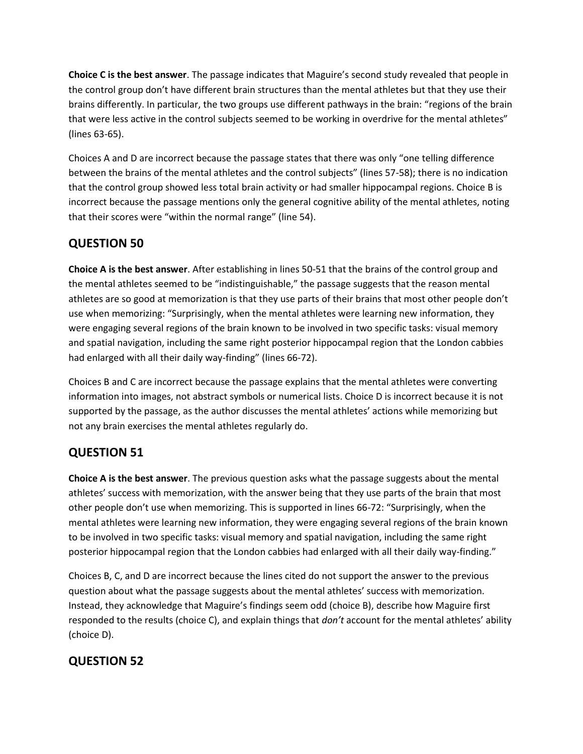**Choice C is the best answer**. The passage indicates that Maguire's second study revealed that people in the control group don't have different brain structures than the mental athletes but that they use their brains differently. In particular, the two groups use different pathways in the brain: "regions of the brain that were less active in the control subjects seemed to be working in overdrive for the mental athletes" (lines 63-65).

Choices A and D are incorrect because the passage states that there was only "one telling difference between the brains of the mental athletes and the control subjects" (lines 57-58); there is no indication that the control group showed less total brain activity or had smaller hippocampal regions. Choice B is incorrect because the passage mentions only the general cognitive ability of the mental athletes, noting that their scores were "within the normal range" (line 54).

## QUESTION 50

**Choice A is the best answer**. After establishing in lines 50-51 that the brains of the control group and the mental athletes seemed to be "indistinguishable," the passage suggests that the reason mental athletes are so good at memorization is that they use parts of their brains that most other people don't use when memorizing: "Surprisingly, when the mental athletes were learning new information, they were engaging several regions of the brain known to be involved in two specific tasks: visual memory and spatial navigation, including the same right posterior hippocampal region that the London cabbies had enlarged with all their daily way-finding" (lines 66-72).

Choices B and C are incorrect because the passage explains that the mental athletes were converting information into images, not abstract symbols or numerical lists. Choice D is incorrect because it is not supported by the passage, as the author discusses the mental athletes' actions while memorizing but not any brain exercises the mental athletes regularly do.

## QUESTION 51

**Choice A is the best answer**. The previous question asks what the passage suggests about the mental athletes' success with memorization, with the answer being that they use parts of the brain that most other people don't use when memorizing. This is supported in lines 66-72: "Surprisingly, when the mental athletes were learning new information, they were engaging several regions of the brain known to be involved in two specific tasks: visual memory and spatial navigation, including the same right posterior hippocampal region that the London cabbies had enlarged with all their daily way-finding."

Choices B, C, and D are incorrect because the lines cited do not support the answer to the previous question about what the passage suggests about the mental athletes' success with memorization. Instead, they acknowledge that Maguire's findings seem odd (choice B), describe how Maguire first responded to the results (choice C), and explain things that *don't* account for the mental athletes' ability (choice D).

## QUESTION 52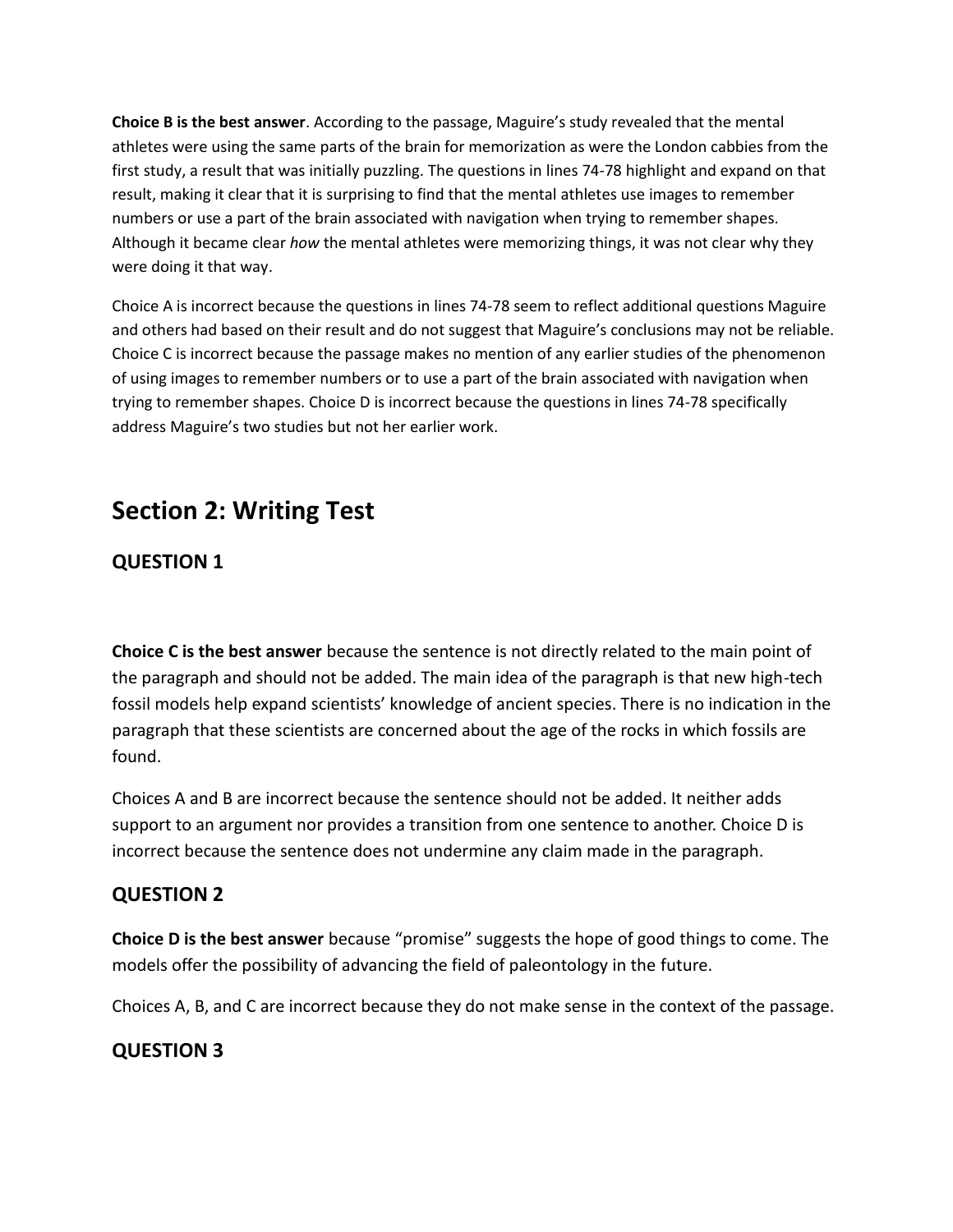**Choice B is the best answer**. According to the passage, Maguire's study revealed that the mental athletes were using the same parts of the brain for memorization as were the London cabbies from the first study, a result that was initially puzzling. The questions in lines 74-78 highlight and expand on that result, making it clear that it is surprising to find that the mental athletes use images to remember numbers or use a part of the brain associated with navigation when trying to remember shapes. Although it became clear *how* the mental athletes were memorizing things, it was not clear why they were doing it that way.

Choice A is incorrect because the questions in lines 74-78 seem to reflect additional questions Maguire and others had based on their result and do not suggest that Maguire's conclusions may not be reliable. Choice C is incorrect because the passage makes no mention of any earlier studies of the phenomenon of using images to remember numbers or to use a part of the brain associated with navigation when trying to remember shapes. Choice D is incorrect because the questions in lines 74-78 specifically address Maguire's two studies but not her earlier work.

# Section 2: Writing Test

## QUESTION 1

**Choice C is the best answer** because the sentence is not directly related to the main point of the paragraph and should not be added. The main idea of the paragraph is that new high-tech fossil models help expand scientists' knowledge of ancient species. There is no indication in the paragraph that these scientists are concerned about the age of the rocks in which fossils are found.

Choices A and B are incorrect because the sentence should not be added. It neither adds support to an argument nor provides a transition from one sentence to another. Choice D is incorrect because the sentence does not undermine any claim made in the paragraph.

## QUESTION 2

**Choice D is the best answer** because "promise" suggests the hope of good things to come. The models offer the possibility of advancing the field of paleontology in the future.

Choices A, B, and C are incorrect because they do not make sense in the context of the passage.

## QUESTION 3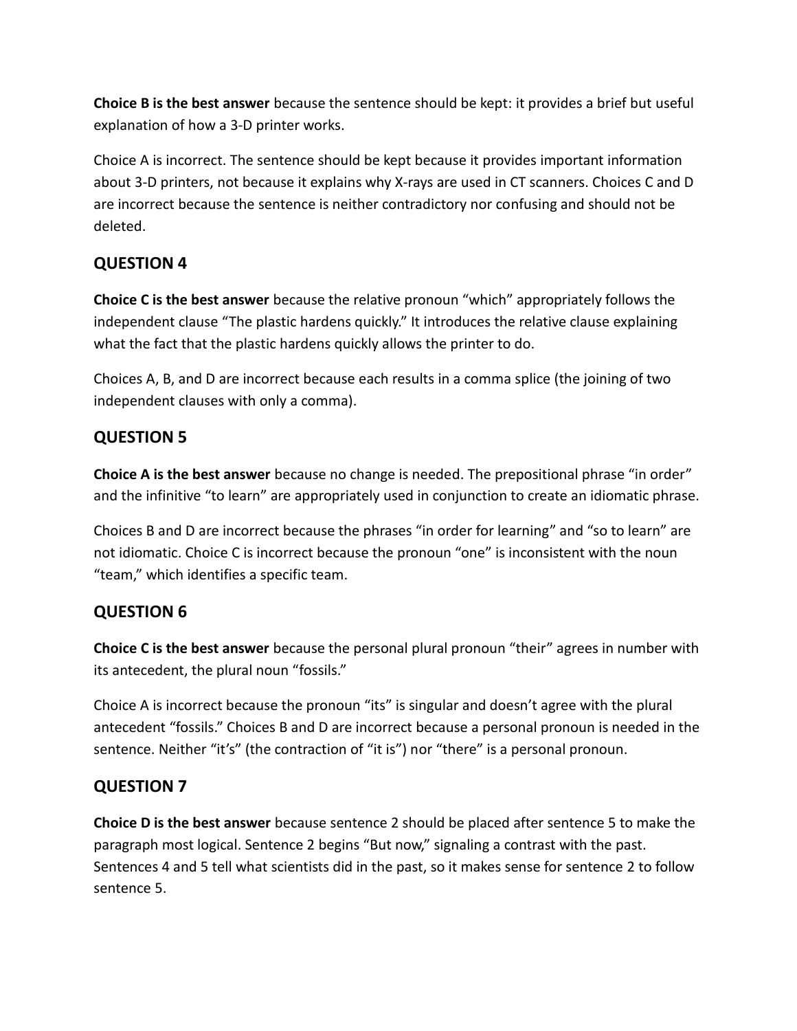**Choice B is the best answer** because the sentence should be kept: it provides a brief but useful explanation of how a 3-D printer works.

Choice A is incorrect. The sentence should be kept because it provides important information about 3-D printers, not because it explains why X-rays are used in CT scanners. Choices C and D are incorrect because the sentence is neither contradictory nor confusing and should not be deleted.

## QUESTION 4

**Choice C is the best answer** because the relative pronoun "which" appropriately follows the independent clause "The plastic hardens quickly." It introduces the relative clause explaining what the fact that the plastic hardens quickly allows the printer to do.

Choices A, B, and D are incorrect because each results in a comma splice (the joining of two independent clauses with only a comma).

## QUESTION 5

**Choice A is the best answer** because no change is needed. The prepositional phrase "in order" and the infinitive "to learn" are appropriately used in conjunction to create an idiomatic phrase.

Choices B and D are incorrect because the phrases "in order for learning" and "so to learn" are not idiomatic. Choice C is incorrect because the pronoun "one" is inconsistent with the noun "team," which identifies a specific team.

## QUESTION 6

**Choice C is the best answer** because the personal plural pronoun "their" agrees in number with its antecedent, the plural noun "fossils."

Choice A is incorrect because the pronoun "its" is singular and doesn't agree with the plural antecedent "fossils." Choices B and D are incorrect because a personal pronoun is needed in the sentence. Neither "it's" (the contraction of "it is") nor "there" is a personal pronoun.

## QUESTION 7

**Choice D is the best answer** because sentence 2 should be placed after sentence 5 to make the paragraph most logical. Sentence 2 begins "But now," signaling a contrast with the past. Sentences 4 and 5 tell what scientists did in the past, so it makes sense for sentence 2 to follow sentence 5.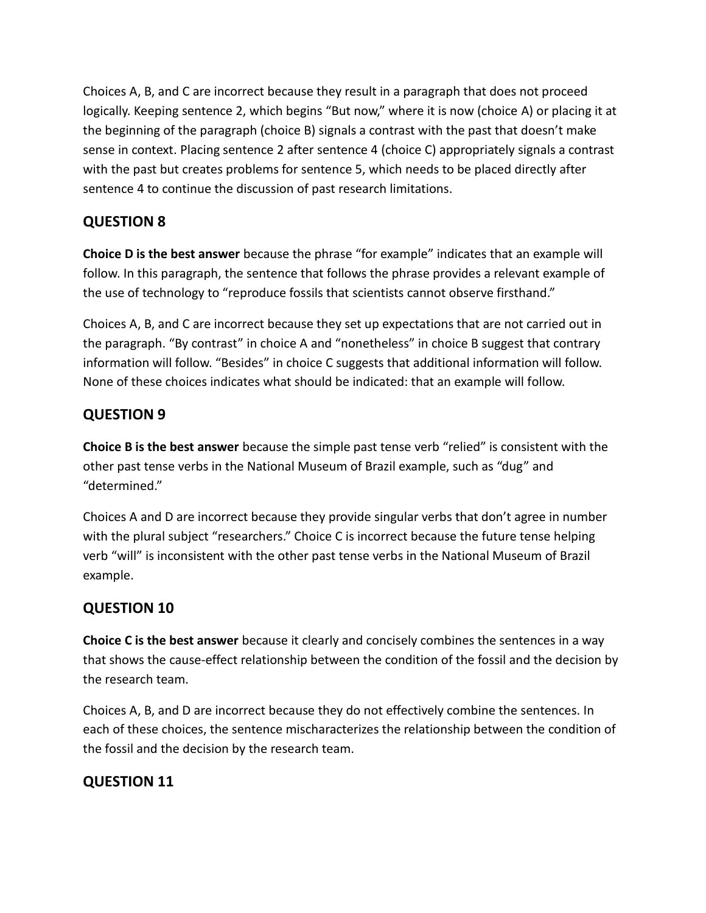Choices A, B, and C are incorrect because they result in a paragraph that does not proceed logically. Keeping sentence 2, which begins "But now," where it is now (choice A) or placing it at the beginning of the paragraph (choice B) signals a contrast with the past that doesn't make sense in context. Placing sentence 2 after sentence 4 (choice C) appropriately signals a contrast with the past but creates problems for sentence 5, which needs to be placed directly after sentence 4 to continue the discussion of past research limitations.

## QUESTION 8

**Choice D is the best answer** because the phrase "for example" indicates that an example will follow. In this paragraph, the sentence that follows the phrase provides a relevant example of the use of technology to "reproduce fossils that scientists cannot observe firsthand."

Choices A, B, and C are incorrect because they set up expectations that are not carried out in the paragraph. "By contrast" in choice A and "nonetheless" in choice B suggest that contrary information will follow. "Besides" in choice C suggests that additional information will follow. None of these choices indicates what should be indicated: that an example will follow.

## QUESTION 9

**Choice B is the best answer** because the simple past tense verb "relied" is consistent with the other past tense verbs in the National Museum of Brazil example, such as "dug" and "determined."

Choices A and D are incorrect because they provide singular verbs that don't agree in number with the plural subject "researchers." Choice C is incorrect because the future tense helping verb "will" is inconsistent with the other past tense verbs in the National Museum of Brazil example.

## QUESTION 10

**Choice C is the best answer** because it clearly and concisely combines the sentences in a way that shows the cause-effect relationship between the condition of the fossil and the decision by the research team.

Choices A, B, and D are incorrect because they do not effectively combine the sentences. In each of these choices, the sentence mischaracterizes the relationship between the condition of the fossil and the decision by the research team.

## QUESTION 11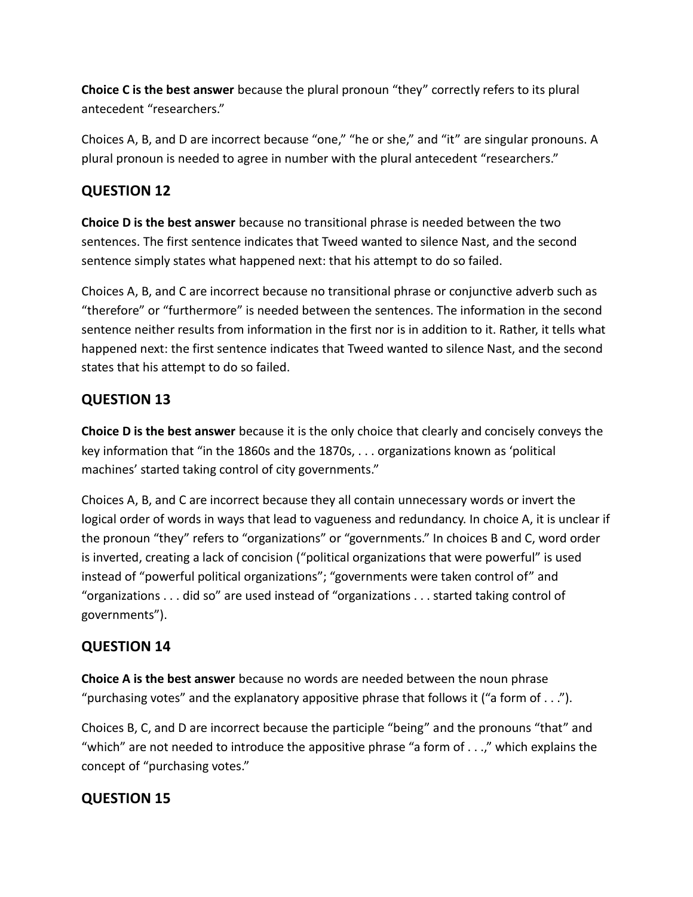**Choice C is the best answer** because the plural pronoun “they” correctly refers to its plural antecedent “researchers.”

Choices A, B, and D are incorrect because “one,” “he or she,” and “it” are singular pronouns. A plural pronoun is needed to agree in number with the plural antecedent “researchers.”

## QUESTION 12

**Choice D is the best answer** because no transitional phrase is needed between the two sentences. The first sentence indicates that Tweed wanted to silence Nast, and the second sentence simply states what happened next: that his attempt to do so failed.

Choices A, B, and C are incorrect because no transitional phrase or conjunctive adverb such as “therefore” or “furthermore” is needed between the sentences. The information in the second sentence neither results from information in the first nor is in addition to it. Rather, it tells what happened next: the first sentence indicates that Tweed wanted to silence Nast, and the second states that his attempt to do so failed.

## QUESTION 13

**Choice D is the best answer** because it is the only choice that clearly and concisely conveys the key information that “in the 1860s and the 1870s, . . . organizations known as ‘political machines’ started taking control of city governments.”

Choices A, B, and C are incorrect because they all contain unnecessary words or invert the logical order of words in ways that lead to vagueness and redundancy. In choice A, it is unclear if the pronoun “they” refers to “organizations” or “governments.” In choices B and C, word order is inverted, creating a lack of concision (“political organizations that were powerful” is used instead of “powerful political organizations”; “governments were taken control of” and “organizations . . . did so” are used instead of “organizations . . . started taking control of governments”).

## QUESTION 14

**Choice A is the best answer** because no words are needed between the noun phrase “purchasing votes” and the explanatory appositive phrase that follows it (“a form of . . .”).

Choices B, C, and D are incorrect because the participle “being” and the pronouns “that” and “which” are not needed to introduce the appositive phrase “a form of . . .,” which explains the concept of “purchasing votes.”

## QUESTION 15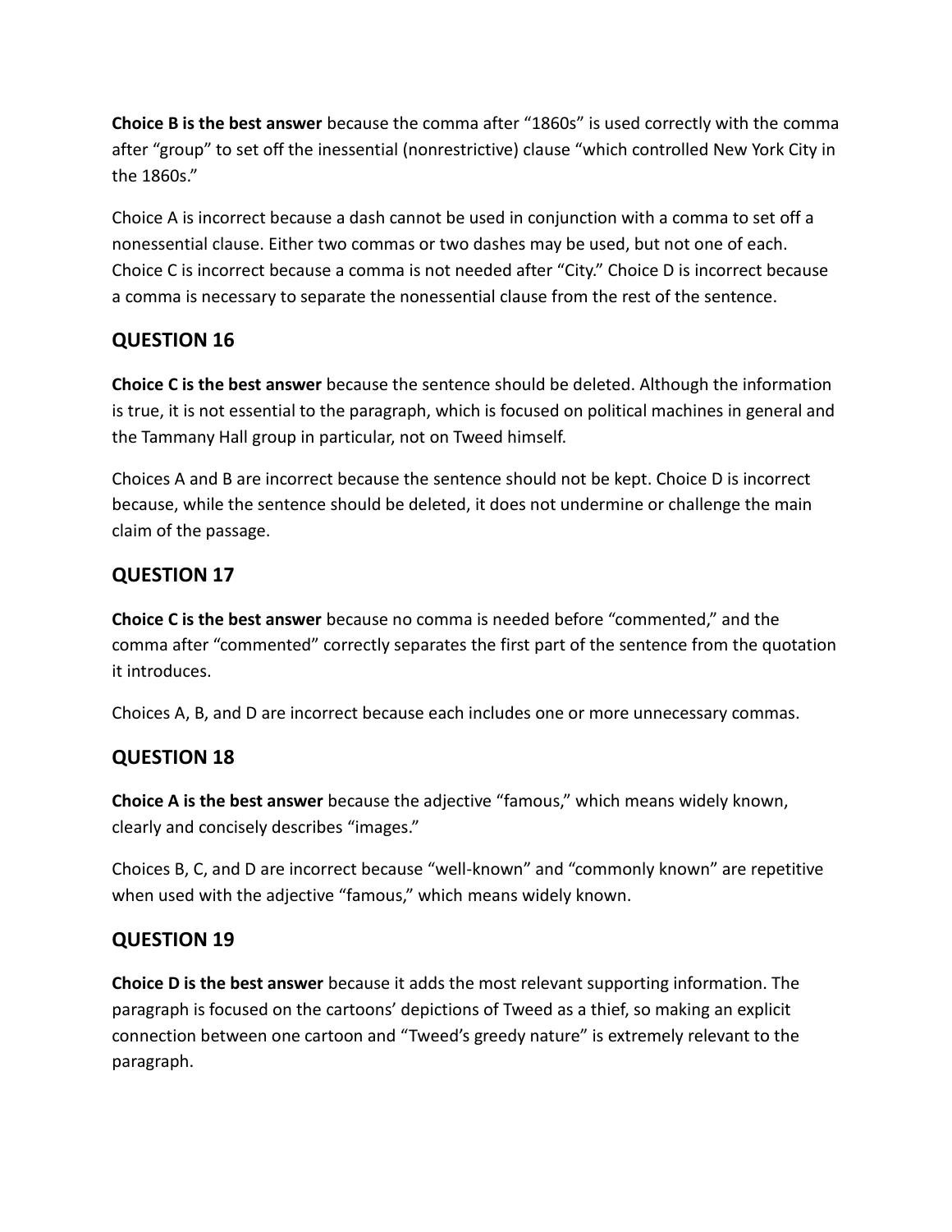**Choice B is the best answer** because the comma after “1860s” is used correctly with the comma after “group” to set off the inessential (nonrestrictive) clause “which controlled New York City in the 1860s.”

Choice A is incorrect because a dash cannot be used in conjunction with a comma to set off a nonessential clause. Either two commas or two dashes may be used, but not one of each. Choice C is incorrect because a comma is not needed after “City.” Choice D is incorrect because a comma is necessary to separate the nonessential clause from the rest of the sentence.

## QUESTION 16

**Choice C is the best answer** because the sentence should be deleted. Although the information is true, it is not essential to the paragraph, which is focused on political machines in general and the Tammany Hall group in particular, not on Tweed himself.

Choices A and B are incorrect because the sentence should not be kept. Choice D is incorrect because, while the sentence should be deleted, it does not undermine or challenge the main claim of the passage.

## QUESTION 17

**Choice C is the best answer** because no comma is needed before “commented,” and the comma after “commented” correctly separates the first part of the sentence from the quotation it introduces.

Choices A, B, and D are incorrect because each includes one or more unnecessary commas.

## QUESTION 18

**Choice A is the best answer** because the adjective “famous,” which means widely known, clearly and concisely describes “images.”

Choices B, C, and D are incorrect because “well-known” and “commonly known” are repetitive when used with the adjective “famous,” which means widely known.

## QUESTION 19

**Choice D is the best answer** because it adds the most relevant supporting information. The paragraph is focused on the cartoons’ depictions of Tweed as a thief, so making an explicit connection between one cartoon and “Tweed’s greedy nature” is extremely relevant to the paragraph.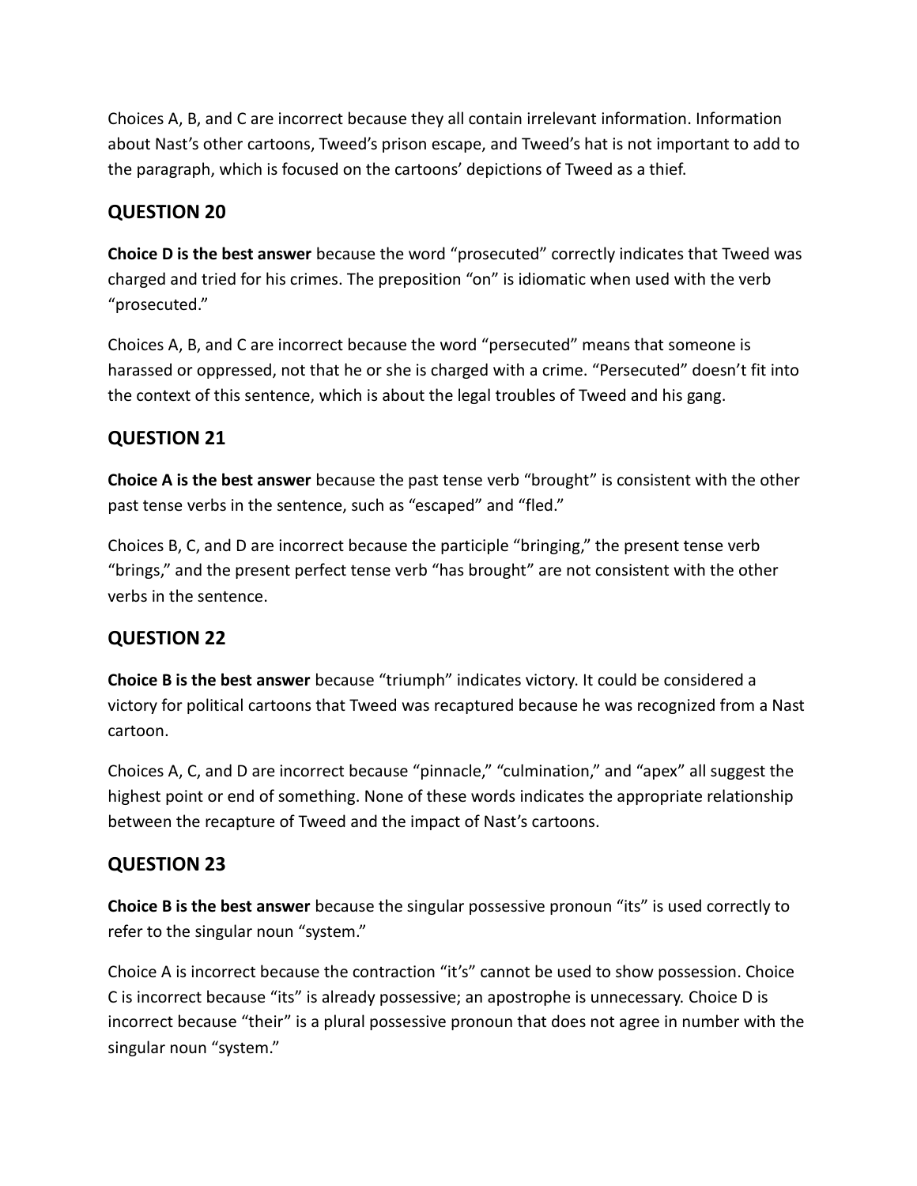Choices A, B, and C are incorrect because they all contain irrelevant information. Information about Nast's other cartoons, Tweed's prison escape, and Tweed's hat is not important to add to the paragraph, which is focused on the cartoons' depictions of Tweed as a thief.

## QUESTION 20

**Choice D is the best answer** because the word "prosecuted" correctly indicates that Tweed was charged and tried for his crimes. The preposition "on" is idiomatic when used with the verb "prosecuted."

Choices A, B, and C are incorrect because the word "persecuted" means that someone is harassed or oppressed, not that he or she is charged with a crime. "Persecuted" doesn't fit into the context of this sentence, which is about the legal troubles of Tweed and his gang.

## QUESTION 21

**Choice A is the best answer** because the past tense verb "brought" is consistent with the other past tense verbs in the sentence, such as "escaped" and "fled."

Choices B, C, and D are incorrect because the participle "bringing," the present tense verb "brings," and the present perfect tense verb "has brought" are not consistent with the other verbs in the sentence.

## QUESTION 22

**Choice B is the best answer** because "triumph" indicates victory. It could be considered a victory for political cartoons that Tweed was recaptured because he was recognized from a Nast cartoon.

Choices A, C, and D are incorrect because "pinnacle," "culmination," and "apex" all suggest the highest point or end of something. None of these words indicates the appropriate relationship between the recapture of Tweed and the impact of Nast's cartoons.

## QUESTION 23

**Choice B is the best answer** because the singular possessive pronoun "its" is used correctly to refer to the singular noun "system."

Choice A is incorrect because the contraction "it's" cannot be used to show possession. Choice C is incorrect because "its" is already possessive; an apostrophe is unnecessary. Choice D is incorrect because "their" is a plural possessive pronoun that does not agree in number with the singular noun "system."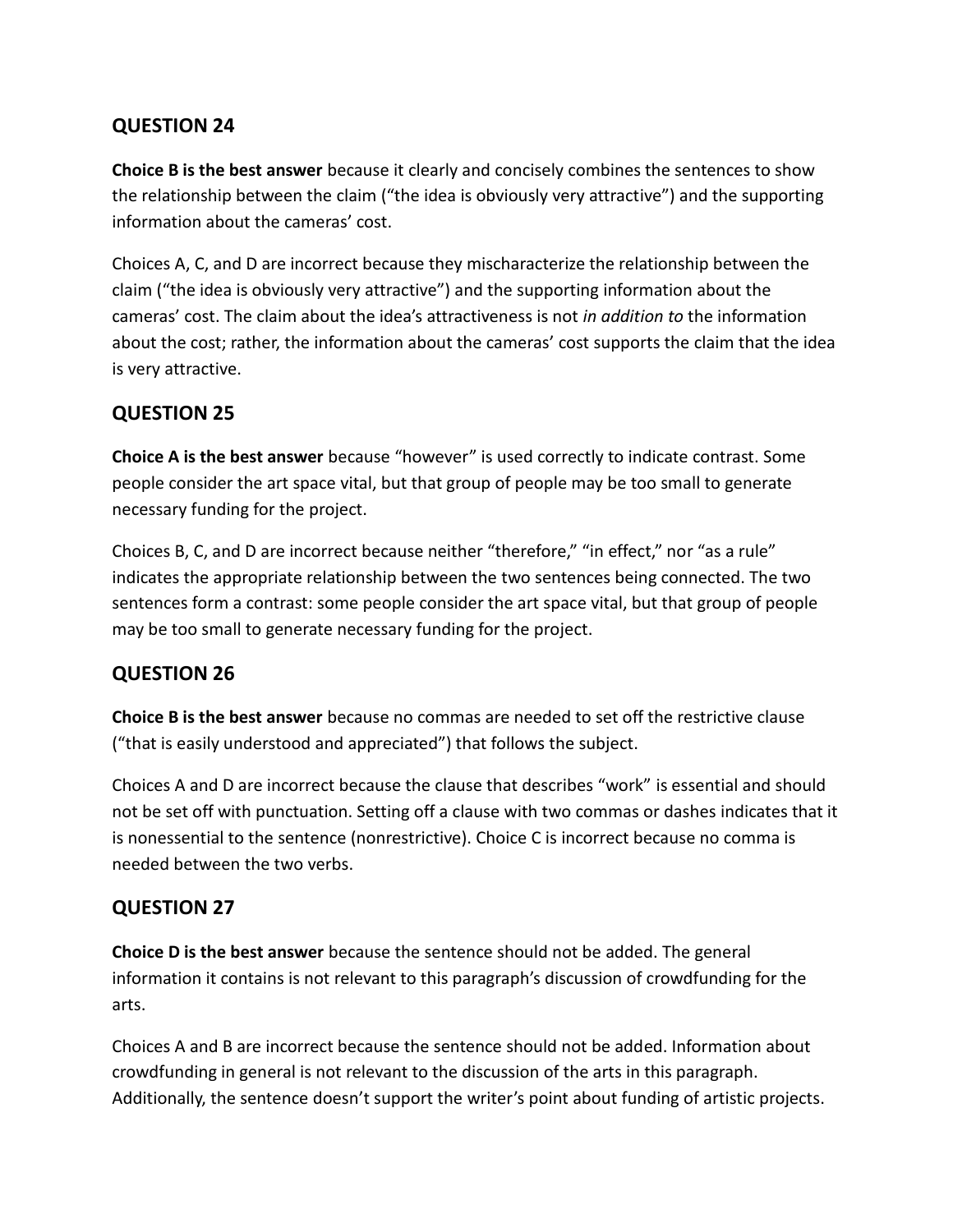## QUESTION 24

**Choice B is the best answer** because it clearly and concisely combines the sentences to show the relationship between the claim (“the idea is obviously very attractive”) and the supporting information about the cameras’ cost.

Choices A, C, and D are incorrect because they mischaracterize the relationship between the claim (“the idea is obviously very attractive”) and the supporting information about the cameras’ cost. The claim about the idea’s attractiveness is not *in addition to* the information about the cost; rather, the information about the cameras’ cost supports the claim that the idea is very attractive.

## QUESTION 25

**Choice A is the best answer** because “however” is used correctly to indicate contrast. Some people consider the art space vital, but that group of people may be too small to generate necessary funding for the project.

Choices B, C, and D are incorrect because neither “therefore,” “in effect,” nor “as a rule” indicates the appropriate relationship between the two sentences being connected. The two sentences form a contrast: some people consider the art space vital, but that group of people may be too small to generate necessary funding for the project.

## QUESTION 26

**Choice B is the best answer** because no commas are needed to set off the restrictive clause (“that is easily understood and appreciated”) that follows the subject.

Choices A and D are incorrect because the clause that describes “work” is essential and should not be set off with punctuation. Setting off a clause with two commas or dashes indicates that it is nonessential to the sentence (nonrestrictive). Choice C is incorrect because no comma is needed between the two verbs.

## QUESTION 27

**Choice D is the best answer** because the sentence should not be added. The general information it contains is not relevant to this paragraph’s discussion of crowdfunding for the arts.

Choices A and B are incorrect because the sentence should not be added. Information about crowdfunding in general is not relevant to the discussion of the arts in this paragraph. Additionally, the sentence doesn’t support the writer’s point about funding of artistic projects.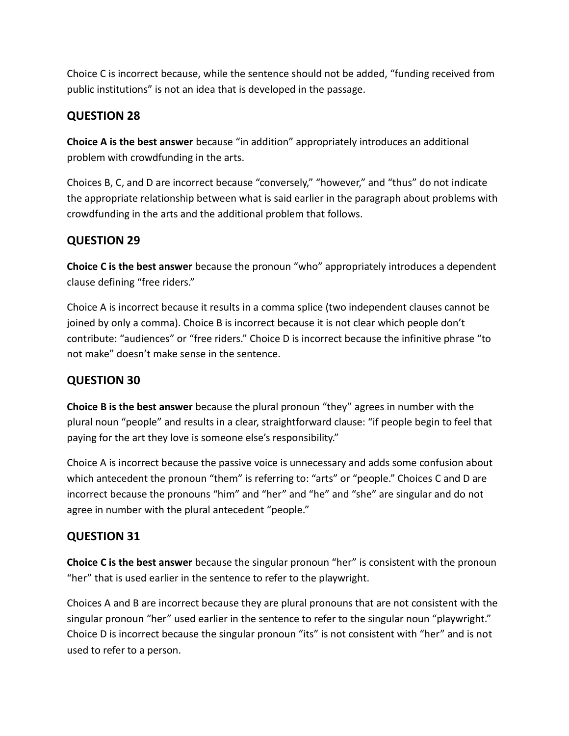Choice C is incorrect because, while the sentence should not be added, “funding received from public institutions” is not an idea that is developed in the passage.

## QUESTION 28

**Choice A is the best answer** because “in addition” appropriately introduces an additional problem with crowdfunding in the arts.

Choices B, C, and D are incorrect because “conversely,” “however,” and “thus” do not indicate the appropriate relationship between what is said earlier in the paragraph about problems with crowdfunding in the arts and the additional problem that follows.

## QUESTION 29

**Choice C is the best answer** because the pronoun “who” appropriately introduces a dependent clause defining “free riders.”

Choice A is incorrect because it results in a comma splice (two independent clauses cannot be joined by only a comma). Choice B is incorrect because it is not clear which people don’t contribute: “audiences” or “free riders.” Choice D is incorrect because the infinitive phrase “to not make” doesn’t make sense in the sentence.

## QUESTION 30

**Choice B is the best answer** because the plural pronoun “they” agrees in number with the plural noun “people” and results in a clear, straightforward clause: “if people begin to feel that paying for the art they love is someone else’s responsibility.”

Choice A is incorrect because the passive voice is unnecessary and adds some confusion about which antecedent the pronoun “them” is referring to: “arts” or “people.” Choices C and D are incorrect because the pronouns “him” and “her” and “he” and “she” are singular and do not agree in number with the plural antecedent “people.”

## QUESTION 31

**Choice C is the best answer** because the singular pronoun “her” is consistent with the pronoun “her” that is used earlier in the sentence to refer to the playwright.

Choices A and B are incorrect because they are plural pronouns that are not consistent with the singular pronoun “her” used earlier in the sentence to refer to the singular noun “playwright.” Choice D is incorrect because the singular pronoun “its” is not consistent with “her” and is not used to refer to a person.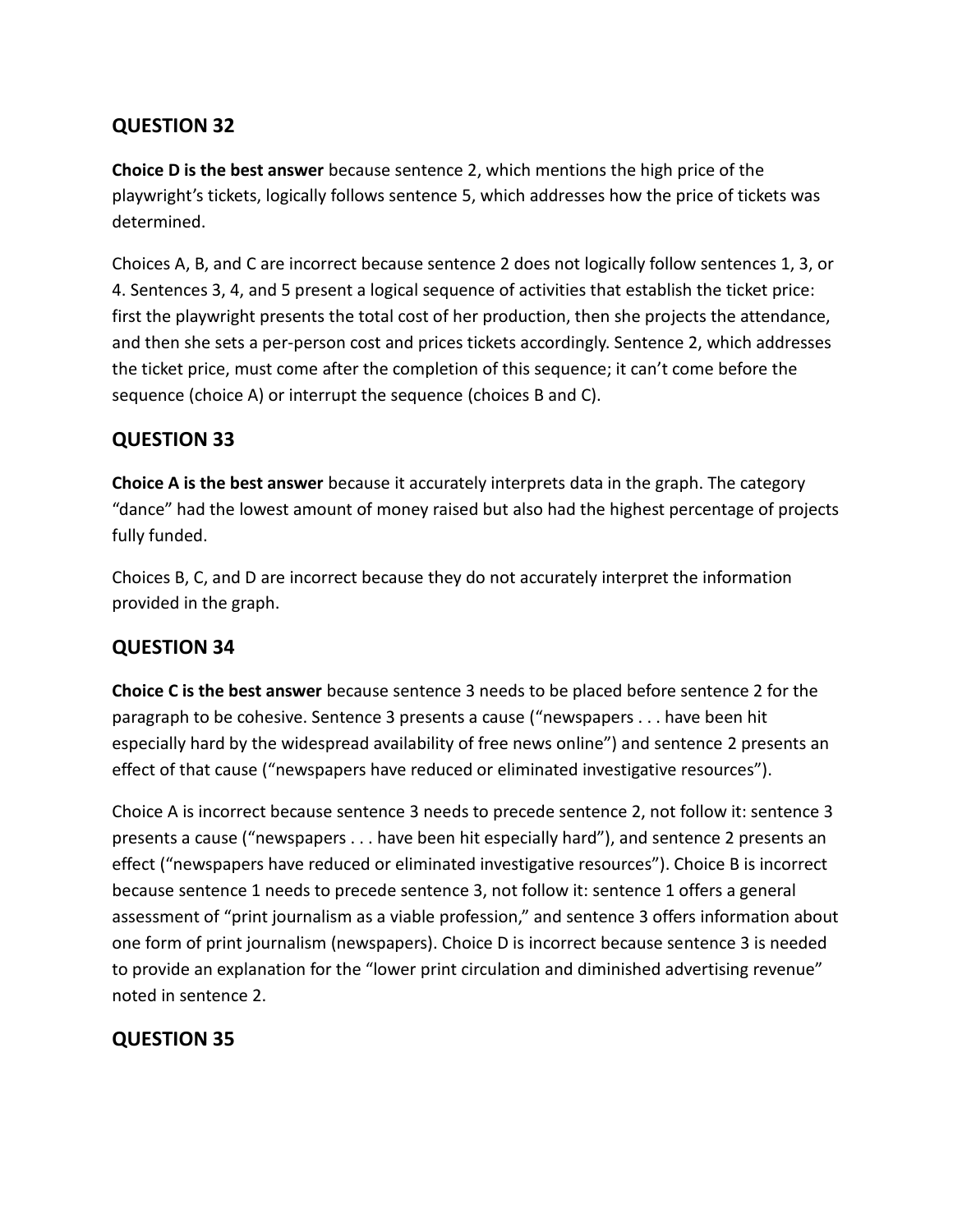## QUESTION 32

**Choice D is the best answer** because sentence 2, which mentions the high price of the playwright's tickets, logically follows sentence 5, which addresses how the price of tickets was determined.

Choices A, B, and C are incorrect because sentence 2 does not logically follow sentences 1, 3, or 4. Sentences 3, 4, and 5 present a logical sequence of activities that establish the ticket price: first the playwright presents the total cost of her production, then she projects the attendance, and then she sets a per-person cost and prices tickets accordingly. Sentence 2, which addresses the ticket price, must come after the completion of this sequence; it can't come before the sequence (choice A) or interrupt the sequence (choices B and C).

## QUESTION 33

**Choice A is the best answer** because it accurately interprets data in the graph. The category "dance" had the lowest amount of money raised but also had the highest percentage of projects fully funded.

Choices B, C, and D are incorrect because they do not accurately interpret the information provided in the graph.

## QUESTION 34

**Choice C is the best answer** because sentence 3 needs to be placed before sentence 2 for the paragraph to be cohesive. Sentence 3 presents a cause ("newspapers . . . have been hit especially hard by the widespread availability of free news online") and sentence 2 presents an effect of that cause ("newspapers have reduced or eliminated investigative resources").

Choice A is incorrect because sentence 3 needs to precede sentence 2, not follow it: sentence 3 presents a cause ("newspapers . . . have been hit especially hard"), and sentence 2 presents an effect ("newspapers have reduced or eliminated investigative resources"). Choice B is incorrect because sentence 1 needs to precede sentence 3, not follow it: sentence 1 offers a general assessment of "print journalism as a viable profession," and sentence 3 offers information about one form of print journalism (newspapers). Choice D is incorrect because sentence 3 is needed to provide an explanation for the "lower print circulation and diminished advertising revenue" noted in sentence 2.

## QUESTION 35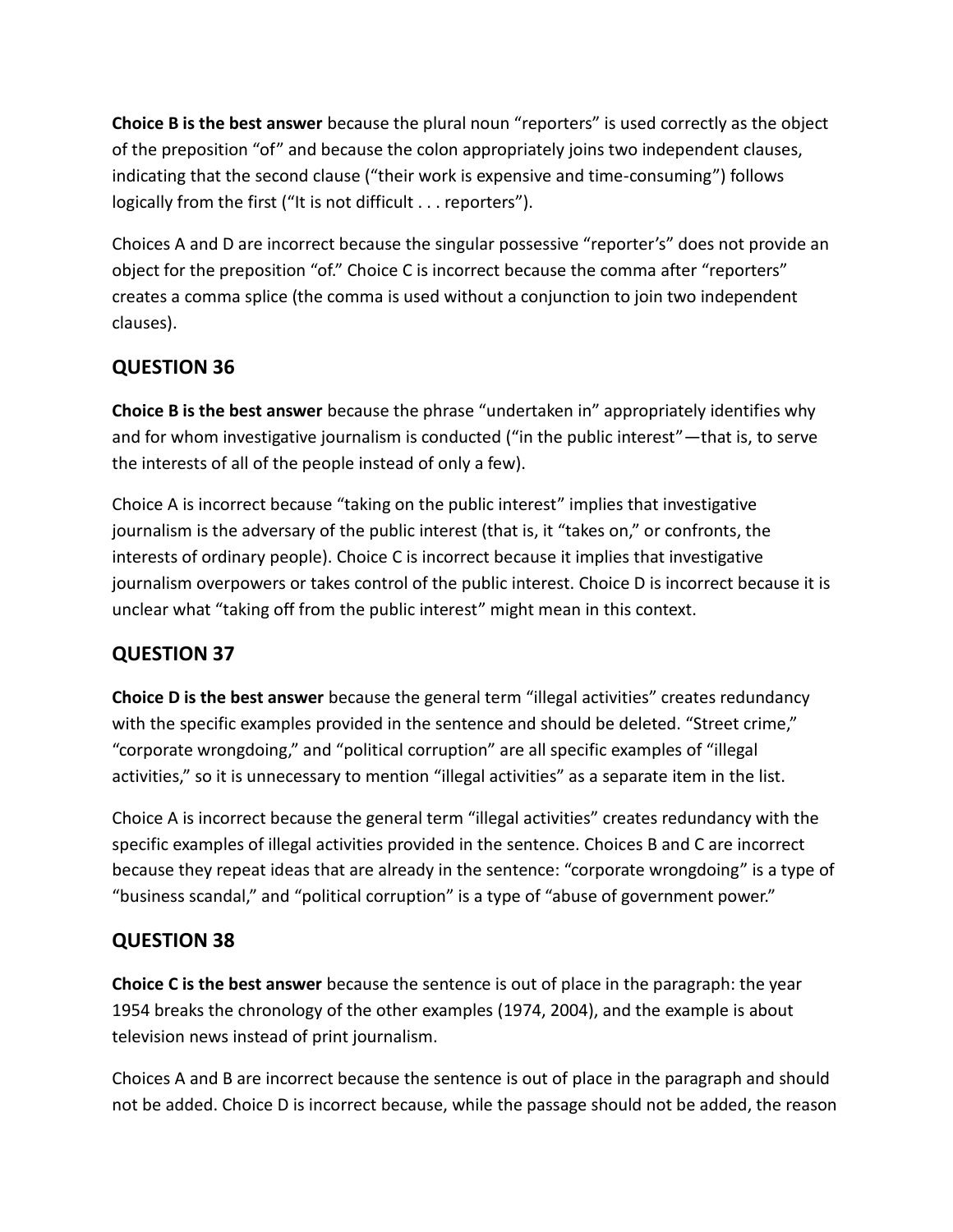**Choice B is the best answer** because the plural noun “reporters” is used correctly as the object of the preposition “of” and because the colon appropriately joins two independent clauses, indicating that the second clause (“their work is expensive and time-consuming”) follows logically from the first (“It is not difficult . . . reporters”).

Choices A and D are incorrect because the singular possessive “reporter’s” does not provide an object for the preposition “of.” Choice C is incorrect because the comma after “reporters” creates a comma splice (the comma is used without a conjunction to join two independent clauses).

## QUESTION 36

**Choice B is the best answer** because the phrase “undertaken in” appropriately identifies why and for whom investigative journalism is conducted (“in the public interest”—that is, to serve the interests of all of the people instead of only a few).

Choice A is incorrect because “taking on the public interest” implies that investigative journalism is the adversary of the public interest (that is, it “takes on,” or confronts, the interests of ordinary people). Choice C is incorrect because it implies that investigative journalism overpowers or takes control of the public interest. Choice D is incorrect because it is unclear what “taking off from the public interest” might mean in this context.

## QUESTION 37

**Choice D is the best answer** because the general term “illegal activities” creates redundancy with the specific examples provided in the sentence and should be deleted. “Street crime,” “corporate wrongdoing,” and “political corruption” are all specific examples of “illegal activities,” so it is unnecessary to mention “illegal activities” as a separate item in the list.

Choice A is incorrect because the general term “illegal activities” creates redundancy with the specific examples of illegal activities provided in the sentence. Choices B and C are incorrect because they repeat ideas that are already in the sentence: “corporate wrongdoing” is a type of “business scandal,” and “political corruption” is a type of “abuse of government power.”

## QUESTION 38

**Choice C is the best answer** because the sentence is out of place in the paragraph: the year 1954 breaks the chronology of the other examples (1974, 2004), and the example is about television news instead of print journalism.

Choices A and B are incorrect because the sentence is out of place in the paragraph and should not be added. Choice D is incorrect because, while the passage should not be added, the reason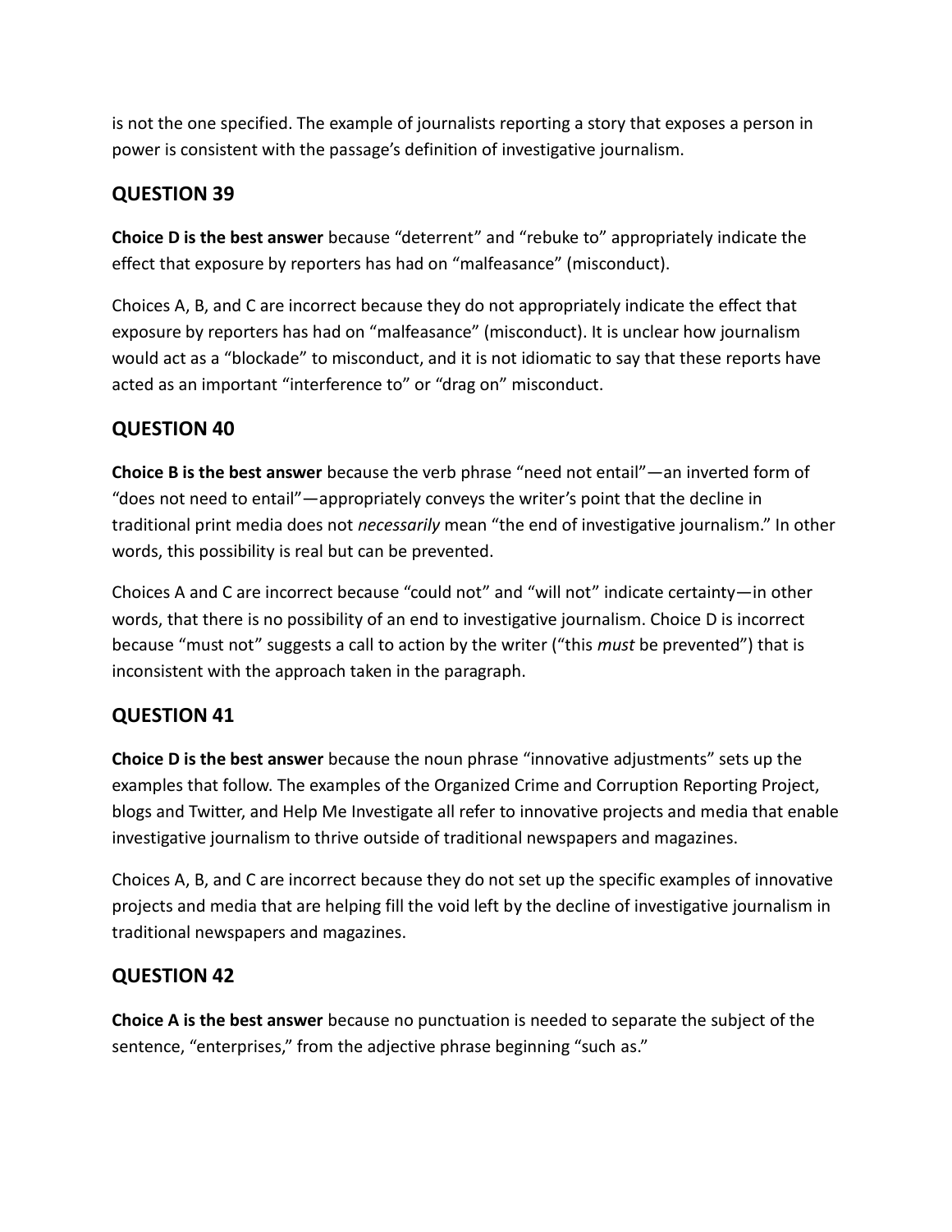is not the one specified. The example of journalists reporting a story that exposes a person in power is consistent with the passage's definition of investigative journalism.

## QUESTION 39

**Choice D is the best answer** because "deterrent" and "rebuke to" appropriately indicate the effect that exposure by reporters has had on "malfeasance" (misconduct).

Choices A, B, and C are incorrect because they do not appropriately indicate the effect that exposure by reporters has had on "malfeasance" (misconduct). It is unclear how journalism would act as a "blockade" to misconduct, and it is not idiomatic to say that these reports have acted as an important "interference to" or "drag on" misconduct.

## QUESTION 40

**Choice B is the best answer** because the verb phrase "need not entail"—an inverted form of "does not need to entail"—appropriately conveys the writer's point that the decline in traditional print media does not *necessarily* mean "the end of investigative journalism." In other words, this possibility is real but can be prevented.

Choices A and C are incorrect because "could not" and "will not" indicate certainty—in other words, that there is no possibility of an end to investigative journalism. Choice D is incorrect because "must not" suggests a call to action by the writer ("this *must* be prevented") that is inconsistent with the approach taken in the paragraph.

## QUESTION 41

**Choice D is the best answer** because the noun phrase "innovative adjustments" sets up the examples that follow. The examples of the Organized Crime and Corruption Reporting Project, blogs and Twitter, and Help Me Investigate all refer to innovative projects and media that enable investigative journalism to thrive outside of traditional newspapers and magazines.

Choices A, B, and C are incorrect because they do not set up the specific examples of innovative projects and media that are helping fill the void left by the decline of investigative journalism in traditional newspapers and magazines.

## QUESTION 42

**Choice A is the best answer** because no punctuation is needed to separate the subject of the sentence, "enterprises," from the adjective phrase beginning "such as."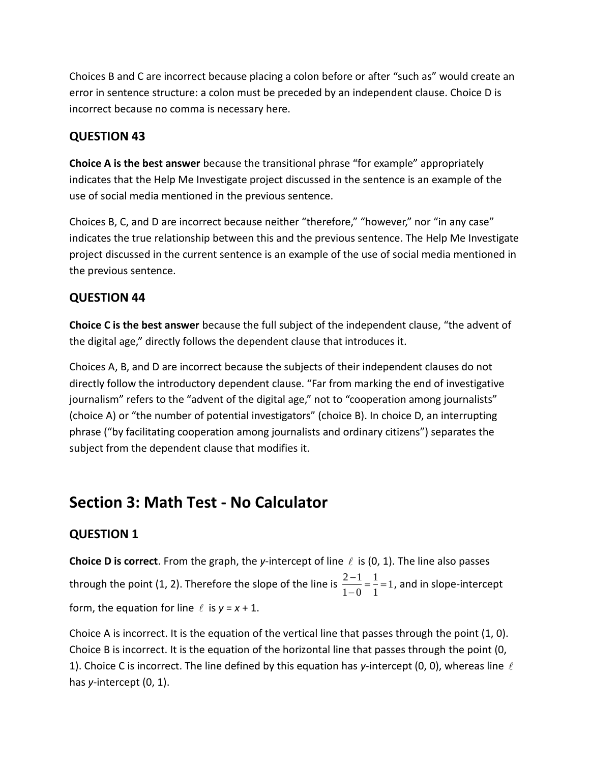Choices B and C are incorrect because placing a colon before or after “such as” would create an error in sentence structure: a colon must be preceded by an independent clause. Choice D is incorrect because no comma is necessary here.

### QUESTION 43

**Choice A is the best answer** because the transitional phrase “for example” appropriately indicates that the Help Me Investigate project discussed in the sentence is an example of the use of social media mentioned in the previous sentence.

Choices B, C, and D are incorrect because neither “therefore,” “however,” nor “in any case” indicates the true relationship between this and the previous sentence. The Help Me Investigate project discussed in the current sentence is an example of the use of social media mentioned in the previous sentence.

### QUESTION 44

**Choice C is the best answer** because the full subject of the independent clause, “the advent of the digital age,” directly follows the dependent clause that introduces it.

Choices A, B, and D are incorrect because the subjects of their independent clauses do not directly follow the introductory dependent clause. “Far from marking the end of investigative journalism” refers to the “advent of the digital age,” not to “cooperation among journalists” (choice A) or “the number of potential investigators” (choice B). In choice D, an interrupting phrase (“by facilitating cooperation among journalists and ordinary citizens”) separates the subject from the dependent clause that modifies it.

## Section 3: Math Test - No Calculator

### QUESTION 1

**Choice D is correct**. From the graph, the *y*-intercept of line $\ell$ is (0, 1). The line also passes through the point (1, 2). Therefore the slope of the line is $\frac{2-1}{1-0}=\frac{1}{1}=1$, and in slope-intercept form, the equation for line $\ell$ is $y = x + 1$.

Choice A is incorrect. It is the equation of the vertical line that passes through the point (1, 0). Choice B is incorrect. It is the equation of the horizontal line that passes through the point (0, 1). Choice C is incorrect. The line defined by this equation has *y*-intercept (0, 0), whereas line $\ell$ has *y*-intercept (0, 1).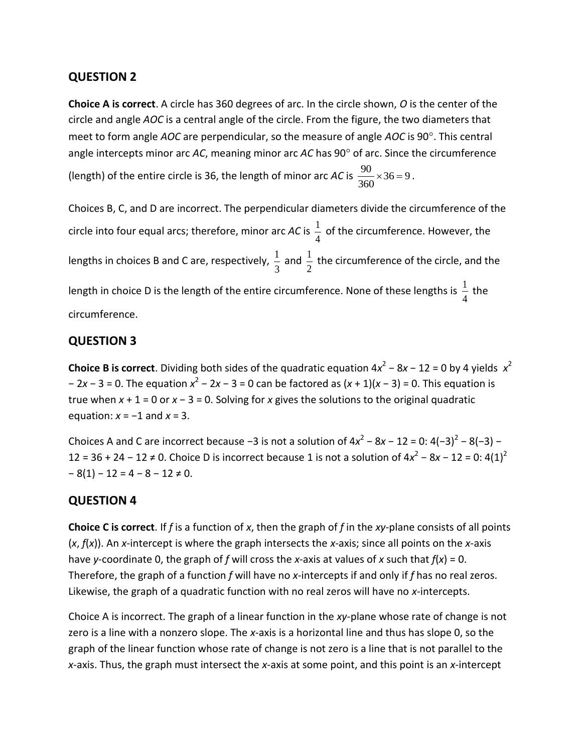## QUESTION 2

**Choice A is correct**. A circle has 360 degrees of arc. In the circle shown, *O* is the center of the circle and angle *AOC* is a central angle of the circle. From the figure, the two diameters that meet to form angle *AOC* are perpendicular, so the measure of angle *AOC* is 90°. This central angle intercepts minor arc *AC*, meaning minor arc *AC* has 90° of arc. Since the circumference (length) of the entire circle is 36, the length of minor arc *AC* is $\frac{90}{360} \times 36 = 9$.

Choices B, C, and D are incorrect. The perpendicular diameters divide the circumference of the circle into four equal arcs; therefore, minor arc *AC* is $\frac{1}{4}$ of the circumference. However, the lengths in choices B and C are, respectively, $\frac{1}{3}$ and $\frac{1}{2}$ the circumference of the circle, and the length in choice D is the length of the entire circumference. None of these lengths is $\frac{1}{4}$ the circumference.

## QUESTION 3

**Choice B is correct**. Dividing both sides of the quadratic equation $4x^2 - 8x - 12 = 0$ by 4 yields $x^2 - 2x - 3 = 0$. The equation $x^2 - 2x - 3 = 0$ can be factored as $(x + 1)(x - 3) = 0$. This equation is true when $x + 1 = 0$ or $x - 3 = 0$. Solving for *x* gives the solutions to the original quadratic equation: $x = -1$ and $x = 3$.

Choices A and C are incorrect because $-3$ is not a solution of $4x^2 - 8x - 12 = 0$: $4(-3)^2 - 8(-3) - 12 = 36 + 24 - 12 \neq 0$. Choice D is incorrect because 1 is not a solution of $4x^2 - 8x - 12 = 0$: $4(1)^2 - 8(1) - 12 = 4 - 8 - 12 \neq 0$.

## QUESTION 4

**Choice C is correct**. If *f* is a function of *x*, then the graph of *f* in the *xy*-plane consists of all points $(x, f(x))$. An *x*-intercept is where the graph intersects the *x*-axis; since all points on the *x*-axis have *y*-coordinate 0, the graph of *f* will cross the *x*-axis at values of *x* such that $f(x) = 0$. Therefore, the graph of a function *f* will have no *x*-intercepts if and only if *f* has no real zeros. Likewise, the graph of a quadratic function with no real zeros will have no *x*-intercepts.

Choice A is incorrect. The graph of a linear function in the *xy*-plane whose rate of change is not zero is a line with a nonzero slope. The *x*-axis is a horizontal line and thus has slope 0, so the graph of the linear function whose rate of change is not zero is a line that is not parallel to the *x*-axis. Thus, the graph must intersect the *x*-axis at some point, and this point is an *x*-intercept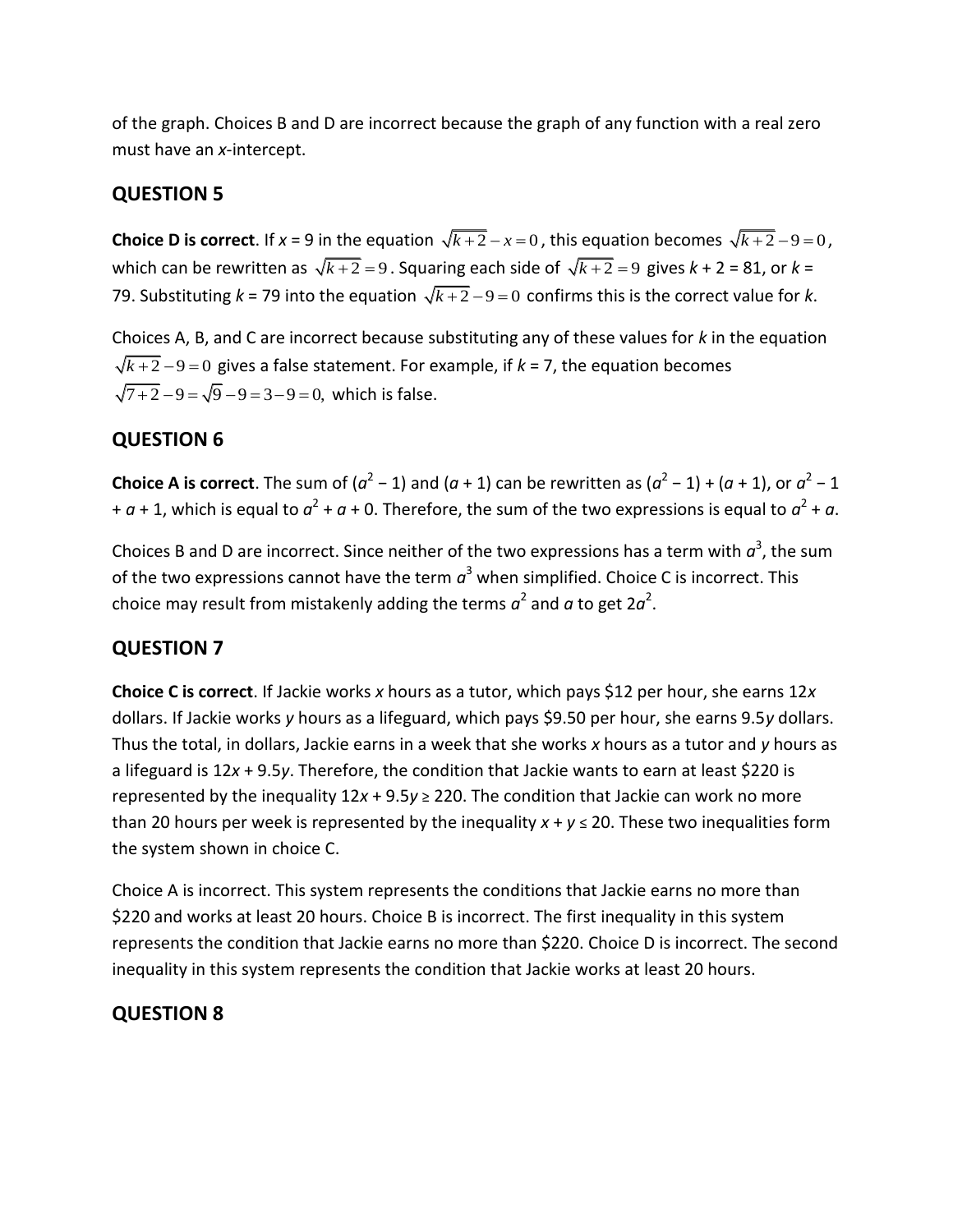of the graph. Choices B and D are incorrect because the graph of any function with a real zero must have an *x*-intercept.

## QUESTION 5

**Choice D is correct**. If $x = 9$ in the equation $\sqrt{k+2} - x = 0$, this equation becomes $\sqrt{k+2} - 9 = 0$, which can be rewritten as $\sqrt{k+2} = 9$. Squaring each side of $\sqrt{k+2} = 9$ gives $k + 2 = 81$, or $k = 79$. Substituting $k = 79$ into the equation $\sqrt{k+2} - 9 = 0$ confirms this is the correct value for $k$.

Choices A, B, and C are incorrect because substituting any of these values for $k$ in the equation $\sqrt{k+2} - 9 = 0$ gives a false statement. For example, if $k = 7$, the equation becomes $\sqrt{7+2} - 9 = \sqrt{9} - 9 = 3 - 9 = 0$, which is false.

## QUESTION 6

**Choice A is correct**. The sum of $(a^2 - 1)$ and $(a + 1)$ can be rewritten as $(a^2 - 1) + (a + 1)$, or $a^2 - 1 + a + 1$, which is equal to $a^2 + a + 0$. Therefore, the sum of the two expressions is equal to $a^2 + a$.

Choices B and D are incorrect. Since neither of the two expressions has a term with $a^3$, the sum of the two expressions cannot have the term $a^3$ when simplified. Choice C is incorrect. This choice may result from mistakenly adding the terms $a^2$ and $a$ to get $2a^2$.

## QUESTION 7

**Choice C is correct**. If Jackie works $x$ hours as a tutor, which pays \$12 per hour, she earns $12x$ dollars. If Jackie works $y$ hours as a lifeguard, which pays \$9.50 per hour, she earns $9.5y$ dollars. Thus the total, in dollars, Jackie earns in a week that she works $x$ hours as a tutor and $y$ hours as a lifeguard is $12x + 9.5y$. Therefore, the condition that Jackie wants to earn at least \$220 is represented by the inequality $12x + 9.5y \geq 220$. The condition that Jackie can work no more than 20 hours per week is represented by the inequality $x + y \leq 20$. These two inequalities form the system shown in choice C.

Choice A is incorrect. This system represents the conditions that Jackie earns no more than \$220 and works at least 20 hours. Choice B is incorrect. The first inequality in this system represents the condition that Jackie earns no more than \$220. Choice D is incorrect. The second inequality in this system represents the condition that Jackie works at least 20 hours.

## QUESTION 8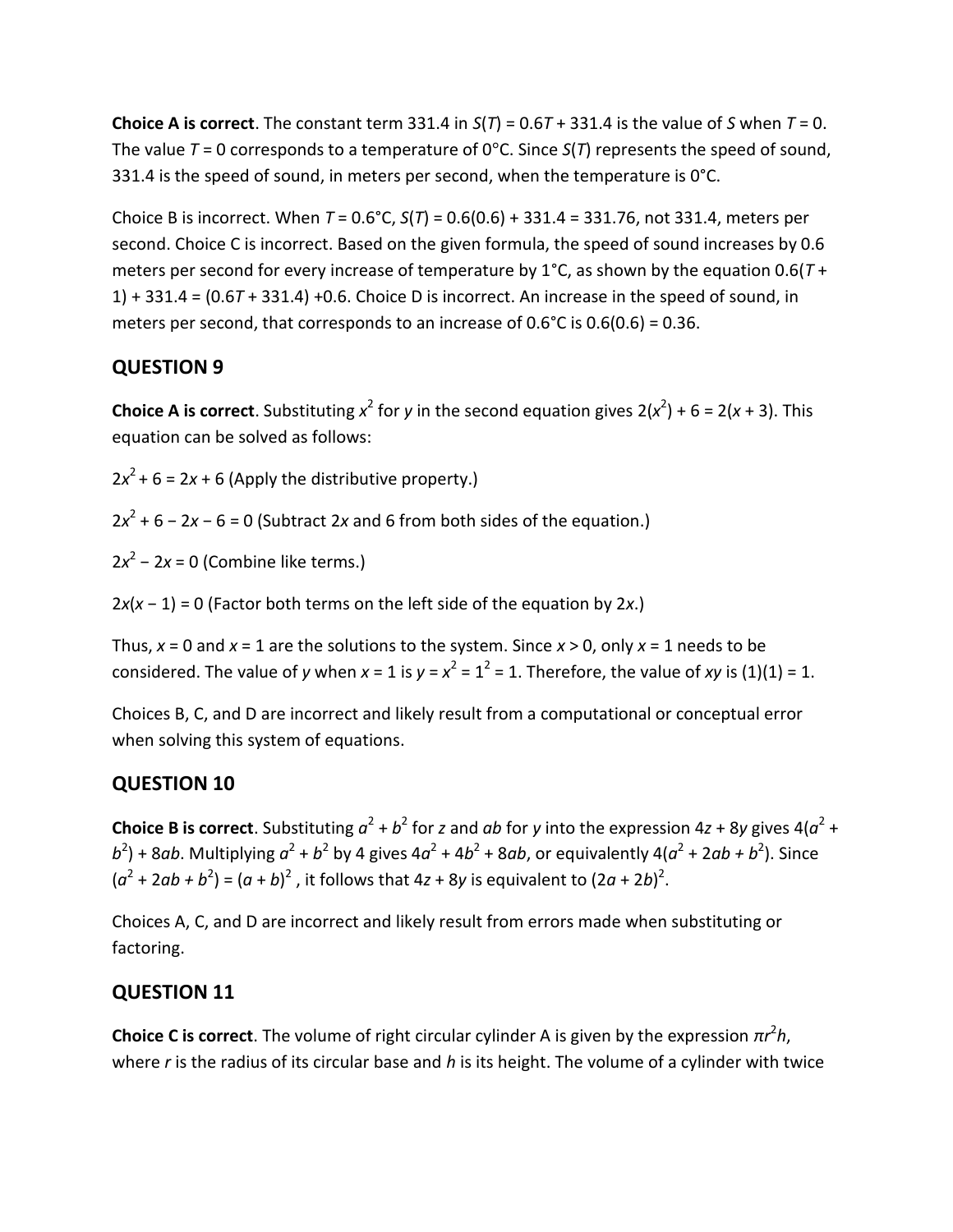**Choice A is correct**. The constant term 331.4 in $S(T) = 0.6T + 331.4$ is the value of $S$ when $T = 0$. The value $T = 0$ corresponds to a temperature of 0°C. Since $S(T)$ represents the speed of sound, 331.4 is the speed of sound, in meters per second, when the temperature is 0°C.

Choice B is incorrect. When $T = 0.6$°C, $S(T) = 0.6(0.6) + 331.4 = 331.76$, not 331.4, meters per second. Choice C is incorrect. Based on the given formula, the speed of sound increases by 0.6 meters per second for every increase of temperature by 1°C, as shown by the equation $0.6(T + 1) + 331.4 = (0.6T + 331.4) + 0.6$. Choice D is incorrect. An increase in the speed of sound, in meters per second, that corresponds to an increase of 0.6°C is $0.6(0.6) = 0.36$.

## QUESTION 9

**Choice A is correct**. Substituting $x^2$ for $y$ in the second equation gives $2(x^2) + 6 = 2(x + 3)$. This equation can be solved as follows:

$2x^2 + 6 = 2x + 6$ (Apply the distributive property.)

$2x^2 + 6 - 2x - 6 = 0$ (Subtract $2x$ and 6 from both sides of the equation.)

$2x^2 - 2x = 0$ (Combine like terms.)

$2x(x - 1) = 0$ (Factor both terms on the left side of the equation by $2x$.)

Thus, $x = 0$ and $x = 1$ are the solutions to the system. Since $x > 0$, only $x = 1$ needs to be considered. The value of $y$ when $x = 1$ is $y = x^2 = 1^2 = 1$. Therefore, the value of $xy$ is $(1)(1) = 1$.

Choices B, C, and D are incorrect and likely result from a computational or conceptual error when solving this system of equations.

## QUESTION 10

**Choice B is correct**. Substituting $a^2 + b^2$ for $z$ and $ab$ for $y$ into the expression $4z + 8y$ gives $4(a^2 + b^2) + 8ab$. Multiplying $a^2 + b^2$ by 4 gives $4a^2 + 4b^2 + 8ab$, or equivalently $4(a^2 + 2ab + b^2)$. Since $(a^2 + 2ab + b^2) = (a + b)^2$, it follows that $4z + 8y$ is equivalent to $(2a + 2b)^2$.

Choices A, C, and D are incorrect and likely result from errors made when substituting or factoring.

## QUESTION 11

**Choice C is correct**. The volume of right circular cylinder A is given by the expression $\pi r^2 h$, where $r$ is the radius of its circular base and $h$ is its height. The volume of a cylinder with twice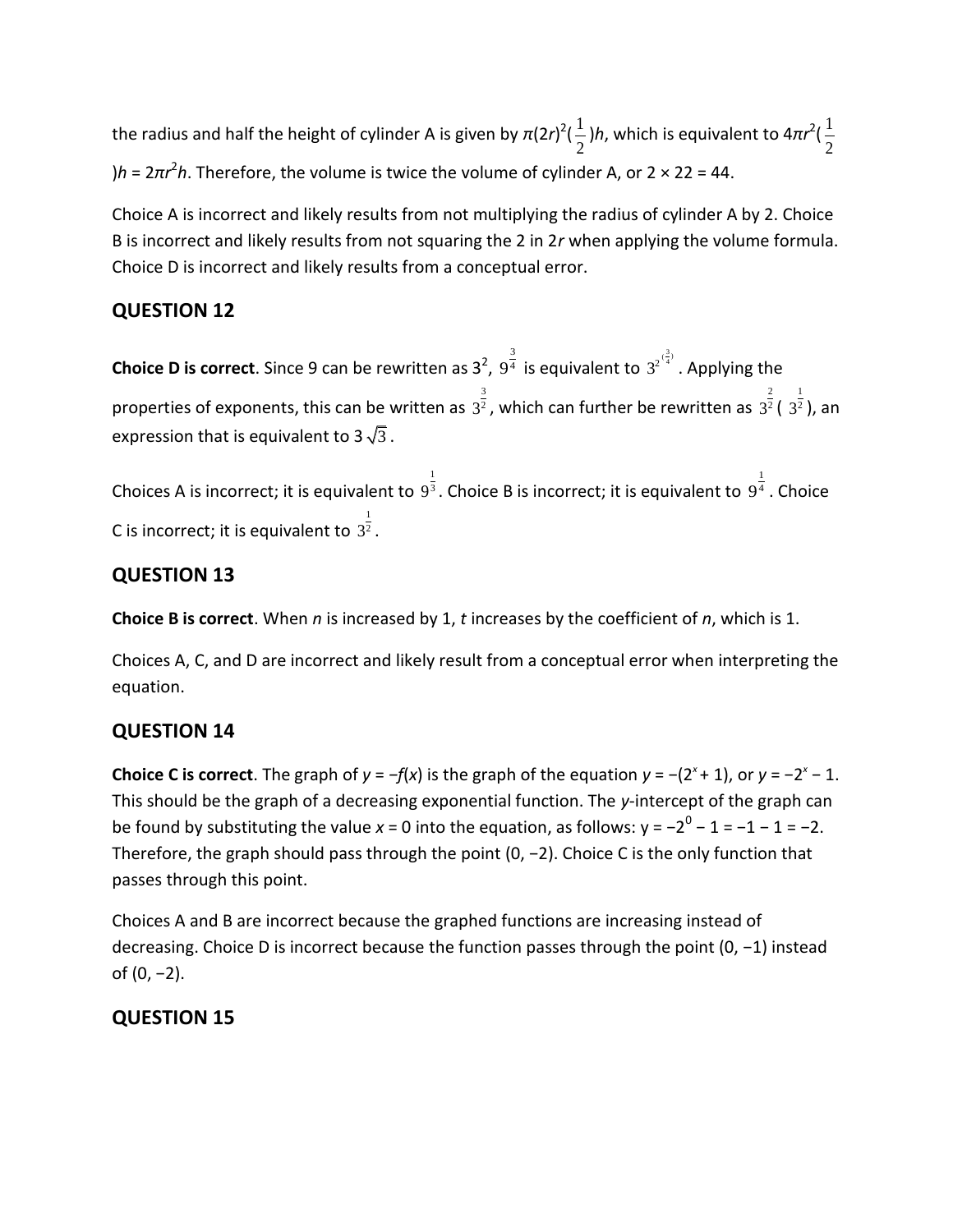the radius and half the height of cylinder A is given by $\pi(2r)^2(\frac{1}{2})h$, which is equivalent to $4\pi r^2(\frac{1}{2})h = 2\pi r^2 h$. Therefore, the volume is twice the volume of cylinder A, or $2 \times 22 = 44$.

Choice A is incorrect and likely results from not multiplying the radius of cylinder A by 2. Choice B is incorrect and likely results from not squaring the 2 in $2r$ when applying the volume formula. Choice D is incorrect and likely results from a conceptual error.

## QUESTION 12

**Choice D is correct**. Since 9 can be rewritten as $3^2$, $9^{\frac{3}{4}}$ is equivalent to $3^{2^{(\frac{3}{4})}}$. Applying the properties of exponents, this can be written as $3^{\frac{3}{2}}$, which can further be rewritten as $3^{\frac{2}{2}}(3^{\frac{1}{2}})$, an expression that is equivalent to $3\sqrt{3}$.

Choices A is incorrect; it is equivalent to $9^{\frac{1}{3}}$. Choice B is incorrect; it is equivalent to $9^{\frac{1}{4}}$. Choice C is incorrect; it is equivalent to $3^{\frac{1}{2}}$.

## QUESTION 13

**Choice B is correct**. When $n$ is increased by 1, $t$ increases by the coefficient of $n$, which is 1.

Choices A, C, and D are incorrect and likely result from a conceptual error when interpreting the equation.

## QUESTION 14

**Choice C is correct**. The graph of $y = -f(x)$ is the graph of the equation $y = -(2^x + 1)$, or $y = -2^x - 1$. This should be the graph of a decreasing exponential function. The $y$-intercept of the graph can be found by substituting the value $x = 0$ into the equation, as follows: $y = -2^0 - 1 = -1 - 1 = -2$. Therefore, the graph should pass through the point $(0, -2)$. Choice C is the only function that passes through this point.

Choices A and B are incorrect because the graphed functions are increasing instead of decreasing. Choice D is incorrect because the function passes through the point $(0, -1)$ instead of $(0, -2)$.

## QUESTION 15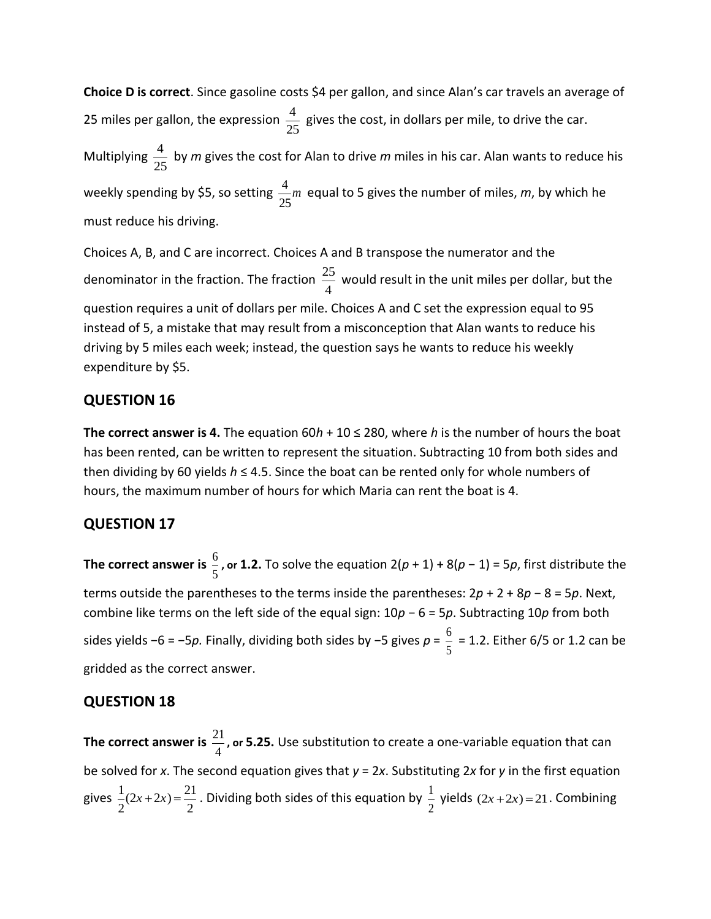**Choice D is correct**. Since gasoline costs \$4 per gallon, and since Alan's car travels an average of 25 miles per gallon, the expression $\frac{4}{25}$ gives the cost, in dollars per mile, to drive the car. Multiplying $\frac{4}{25}$ by $m$ gives the cost for Alan to drive $m$ miles in his car. Alan wants to reduce his weekly spending by \$5, so setting $\frac{4}{25}m$ equal to 5 gives the number of miles, $m$, by which he must reduce his driving.

Choices A, B, and C are incorrect. Choices A and B transpose the numerator and the denominator in the fraction. The fraction $\frac{25}{4}$ would result in the unit miles per dollar, but the question requires a unit of dollars per mile. Choices A and C set the expression equal to 95 instead of 5, a mistake that may result from a misconception that Alan wants to reduce his driving by 5 miles each week; instead, the question says he wants to reduce his weekly expenditure by \$5.

## QUESTION 16

**The correct answer is 4.** The equation $60h + 10 \leq 280$, where $h$ is the number of hours the boat has been rented, can be written to represent the situation. Subtracting 10 from both sides and then dividing by 60 yields $h \leq 4.5$. Since the boat can be rented only for whole numbers of hours, the maximum number of hours for which Maria can rent the boat is 4.

## QUESTION 17

**The correct answer is $\frac{6}{5}$, or 1.2.** To solve the equation $2(p + 1) + 8(p - 1) = 5p$, first distribute the terms outside the parentheses to the terms inside the parentheses: $2p + 2 + 8p - 8 = 5p$. Next, combine like terms on the left side of the equal sign: $10p - 6 = 5p$. Subtracting $10p$ from both sides yields $-6 = -5p$. Finally, dividing both sides by $-5$ gives $p = \frac{6}{5} = 1.2$. Either 6/5 or 1.2 can be gridded as the correct answer.

## QUESTION 18

**The correct answer is $\frac{21}{4}$, or 5.25.** Use substitution to create a one-variable equation that can be solved for $x$. The second equation gives that $y = 2x$. Substituting $2x$ for $y$ in the first equation gives $\frac{1}{2}(2x+2x)=\frac{21}{2}$. Dividing both sides of this equation by $\frac{1}{2}$ yields $(2x+2x)=21$. Combining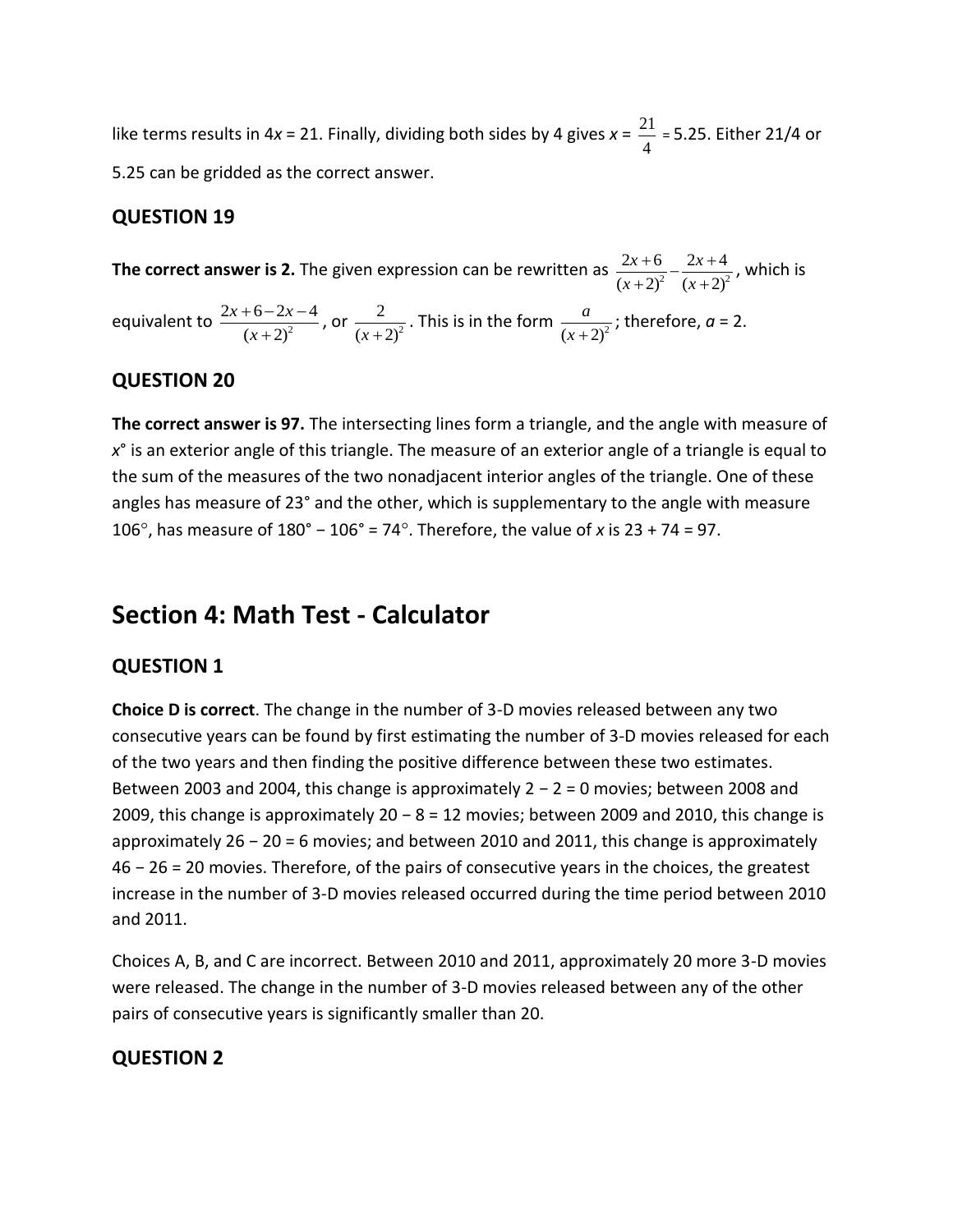like terms results in $4x = 21$. Finally, dividing both sides by 4 gives $x = \frac{21}{4} = 5.25$. Either 21/4 or 5.25 can be gridded as the correct answer.

## QUESTION 19

**The correct answer is 2.** The given expression can be rewritten as $\frac{2x+6}{(x+2)^2} - \frac{2x+4}{(x+2)^2}$, which is equivalent to $\frac{2x+6-2x-4}{(x+2)^2}$, or $\frac{2}{(x+2)^2}$. This is in the form $\frac{a}{(x+2)^2}$; therefore, $a = 2$.

## QUESTION 20

**The correct answer is 97.** The intersecting lines form a triangle, and the angle with measure of $x°$ is an exterior angle of this triangle. The measure of an exterior angle of a triangle is equal to the sum of the measures of the two nonadjacent interior angles of the triangle. One of these angles has measure of 23° and the other, which is supplementary to the angle with measure 106°, has measure of $180° - 106° = 74°$. Therefore, the value of $x$ is $23 + 74 = 97$.

# Section 4: Math Test - Calculator

## QUESTION 1

**Choice D is correct**. The change in the number of 3-D movies released between any two consecutive years can be found by first estimating the number of 3-D movies released for each of the two years and then finding the positive difference between these two estimates. Between 2003 and 2004, this change is approximately $2 - 2 = 0$ movies; between 2008 and 2009, this change is approximately $20 - 8 = 12$ movies; between 2009 and 2010, this change is approximately $26 - 20 = 6$ movies; and between 2010 and 2011, this change is approximately $46 - 26 = 20$ movies. Therefore, of the pairs of consecutive years in the choices, the greatest increase in the number of 3-D movies released occurred during the time period between 2010 and 2011.

Choices A, B, and C are incorrect. Between 2010 and 2011, approximately 20 more 3-D movies were released. The change in the number of 3-D movies released between any of the other pairs of consecutive years is significantly smaller than 20.

## QUESTION 2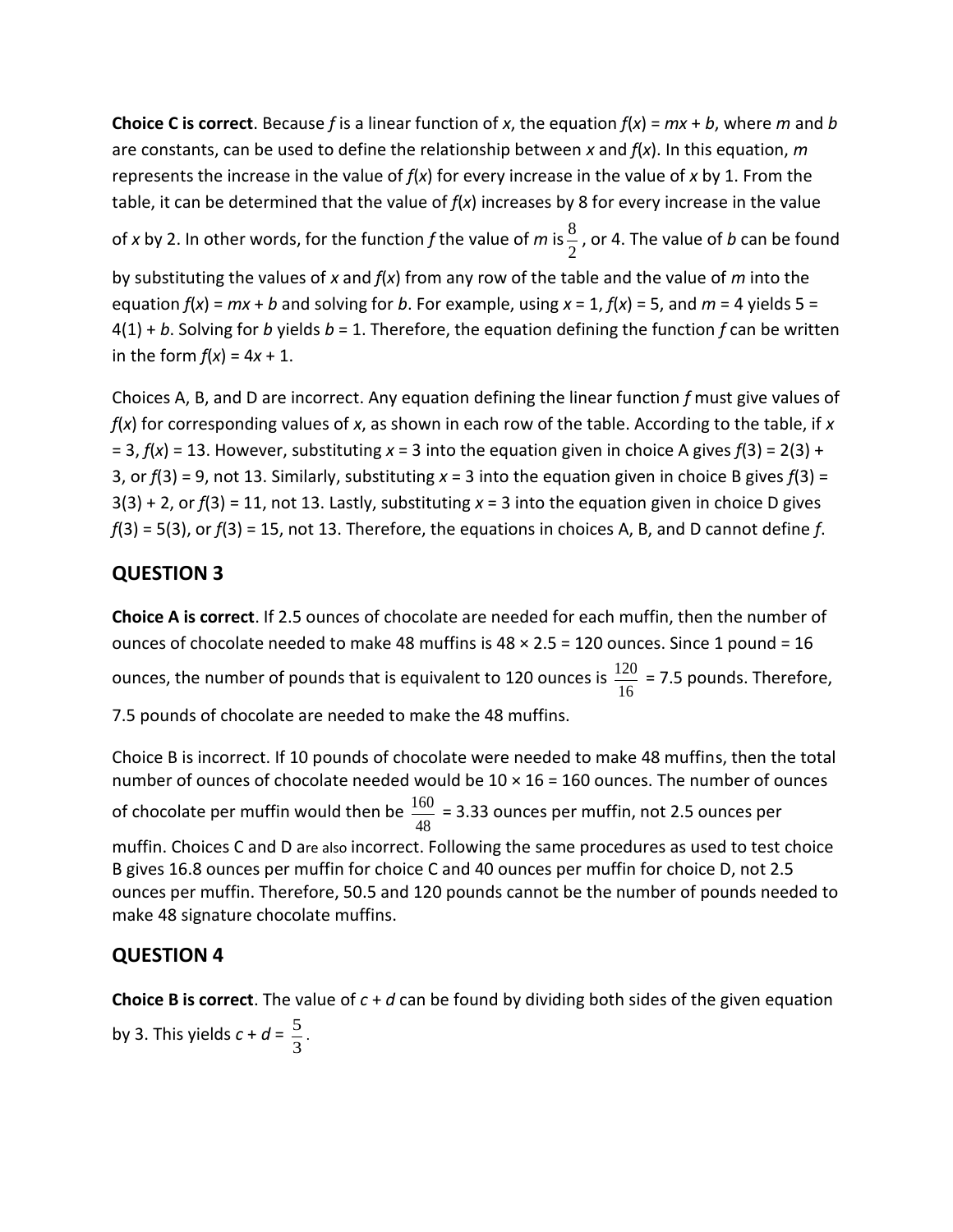**Choice C is correct**. Because $f$ is a linear function of $x$, the equation $f(x) = mx + b$, where $m$ and $b$ are constants, can be used to define the relationship between $x$ and $f(x)$. In this equation, $m$ represents the increase in the value of $f(x)$ for every increase in the value of $x$ by 1. From the table, it can be determined that the value of $f(x)$ increases by 8 for every increase in the value of $x$ by 2. In other words, for the function $f$ the value of $m$ is $\frac{8}{2}$, or 4. The value of $b$ can be found by substituting the values of $x$ and $f(x)$ from any row of the table and the value of $m$ into the equation $f(x) = mx + b$ and solving for $b$. For example, using $x = 1$, $f(x) = 5$, and $m = 4$ yields $5 = 4(1) + b$. Solving for $b$ yields $b = 1$. Therefore, the equation defining the function $f$ can be written in the form $f(x) = 4x + 1$.

Choices A, B, and D are incorrect. Any equation defining the linear function $f$ must give values of $f(x)$ for corresponding values of $x$, as shown in each row of the table. According to the table, if $x = 3$, $f(x) = 13$. However, substituting $x = 3$ into the equation given in choice A gives $f(3) = 2(3) + 3$, or $f(3) = 9$, not 13. Similarly, substituting $x = 3$ into the equation given in choice B gives $f(3) = 3(3) + 2$, or $f(3) = 11$, not 13. Lastly, substituting $x = 3$ into the equation given in choice D gives $f(3) = 5(3)$, or $f(3) = 15$, not 13. Therefore, the equations in choices A, B, and D cannot define $f$.

## QUESTION 3

**Choice A is correct**. If 2.5 ounces of chocolate are needed for each muffin, then the number of ounces of chocolate needed to make 48 muffins is $48 \times 2.5 = 120$ ounces. Since 1 pound = 16 ounces, the number of pounds that is equivalent to 120 ounces is $\frac{120}{16} = 7.5$ pounds. Therefore, 7.5 pounds of chocolate are needed to make the 48 muffins.

Choice B is incorrect. If 10 pounds of chocolate were needed to make 48 muffins, then the total number of ounces of chocolate needed would be $10 \times 16 = 160$ ounces. The number of ounces of chocolate per muffin would then be $\frac{160}{48} = 3.33$ ounces per muffin, not 2.5 ounces per muffin. Choices C and D are also incorrect. Following the same procedures as used to test choice B gives 16.8 ounces per muffin for choice C and 40 ounces per muffin for choice D, not 2.5 ounces per muffin. Therefore, 50.5 and 120 pounds cannot be the number of pounds needed to make 48 signature chocolate muffins.

## QUESTION 4

**Choice B is correct**. The value of $c + d$ can be found by dividing both sides of the given equation by 3. This yields $c + d = \frac{5}{3}$.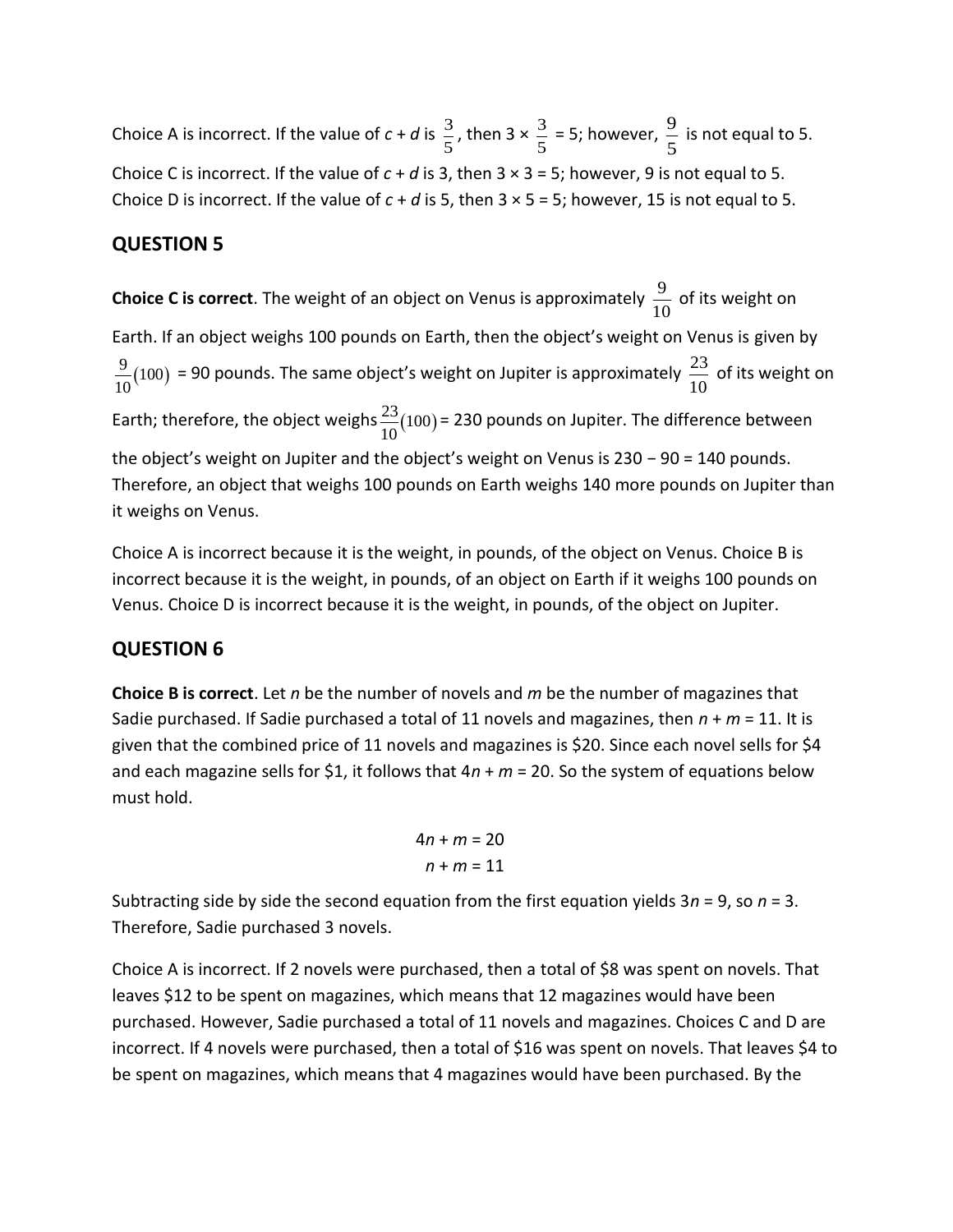Choice A is incorrect. If the value of $c + d$ is $\frac{3}{5}$, then $3 \times \frac{3}{5} = 5$; however, $\frac{9}{5}$ is not equal to 5. Choice C is incorrect. If the value of $c + d$ is 3, then $3 \times 3 = 5$; however, 9 is not equal to 5. Choice D is incorrect. If the value of $c + d$ is 5, then $3 \times 5 = 5$; however, 15 is not equal to 5.

## QUESTION 5

**Choice C is correct**. The weight of an object on Venus is approximately $\frac{9}{10}$ of its weight on Earth. If an object weighs 100 pounds on Earth, then the object's weight on Venus is given by $\frac{9}{10}(100) = 90$ pounds. The same object's weight on Jupiter is approximately $\frac{23}{10}$ of its weight on Earth; therefore, the object weighs $\frac{23}{10}(100) = 230$ pounds on Jupiter. The difference between the object's weight on Jupiter and the object's weight on Venus is $230 - 90 = 140$ pounds. Therefore, an object that weighs 100 pounds on Earth weighs 140 more pounds on Jupiter than it weighs on Venus.

Choice A is incorrect because it is the weight, in pounds, of the object on Venus. Choice B is incorrect because it is the weight, in pounds, of an object on Earth if it weighs 100 pounds on Venus. Choice D is incorrect because it is the weight, in pounds, of the object on Jupiter.

## QUESTION 6

**Choice B is correct**. Let $n$ be the number of novels and $m$ be the number of magazines that Sadie purchased. If Sadie purchased a total of 11 novels and magazines, then $n + m = 11$. It is given that the combined price of 11 novels and magazines is \$20. Since each novel sells for \$4 and each magazine sells for \$1, it follows that $4n + m = 20$. So the system of equations below must hold.

$$4n + m = 20$$
$$n + m = 11$$

Subtracting side by side the second equation from the first equation yields $3n = 9$, so $n = 3$. Therefore, Sadie purchased 3 novels.

Choice A is incorrect. If 2 novels were purchased, then a total of \$8 was spent on novels. That leaves \$12 to be spent on magazines, which means that 12 magazines would have been purchased. However, Sadie purchased a total of 11 novels and magazines. Choices C and D are incorrect. If 4 novels were purchased, then a total of \$16 was spent on novels. That leaves \$4 to be spent on magazines, which means that 4 magazines would have been purchased. By the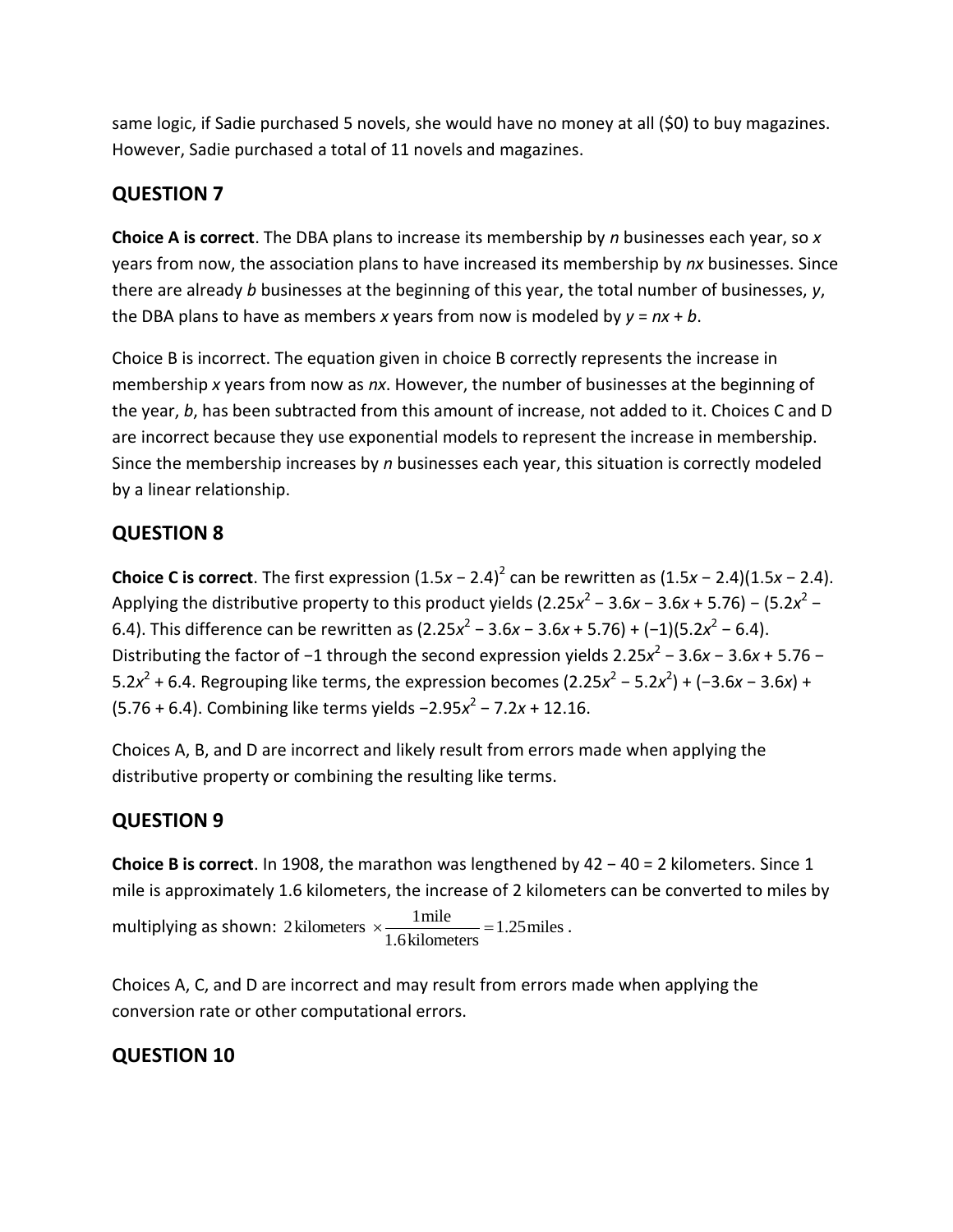same logic, if Sadie purchased 5 novels, she would have no money at all ($0) to buy magazines. However, Sadie purchased a total of 11 novels and magazines.

## QUESTION 7

**Choice A is correct**. The DBA plans to increase its membership by $n$ businesses each year, so $x$ years from now, the association plans to have increased its membership by $nx$ businesses. Since there are already $b$ businesses at the beginning of this year, the total number of businesses, $y$, the DBA plans to have as members $x$ years from now is modeled by $y = nx + b$.

Choice B is incorrect. The equation given in choice B correctly represents the increase in membership $x$ years from now as $nx$. However, the number of businesses at the beginning of the year, $b$, has been subtracted from this amount of increase, not added to it. Choices C and D are incorrect because they use exponential models to represent the increase in membership. Since the membership increases by $n$ businesses each year, this situation is correctly modeled by a linear relationship.

## QUESTION 8

**Choice C is correct**. The first expression $(1.5x - 2.4)^2$ can be rewritten as $(1.5x - 2.4)(1.5x - 2.4)$. Applying the distributive property to this product yields $(2.25x^2 - 3.6x - 3.6x + 5.76) - (5.2x^2 - 6.4)$. This difference can be rewritten as $(2.25x^2 - 3.6x - 3.6x + 5.76) + (-1)(5.2x^2 - 6.4)$. Distributing the factor of $-1$ through the second expression yields $2.25x^2 - 3.6x - 3.6x + 5.76 - 5.2x^2 + 6.4$. Regrouping like terms, the expression becomes $(2.25x^2 - 5.2x^2) + (-3.6x - 3.6x) + (5.76 + 6.4)$. Combining like terms yields $-2.95x^2 - 7.2x + 12.16$.

Choices A, B, and D are incorrect and likely result from errors made when applying the distributive property or combining the resulting like terms.

## QUESTION 9

**Choice B is correct**. In 1908, the marathon was lengthened by $42 - 40 = 2$ kilometers. Since 1 mile is approximately 1.6 kilometers, the increase of 2 kilometers can be converted to miles by multiplying as shown: $2\,\text{kilometers} \times \dfrac{1\,\text{mile}}{1.6\,\text{kilometers}} = 1.25\,\text{miles}$.

Choices A, C, and D are incorrect and may result from errors made when applying the conversion rate or other computational errors.

## QUESTION 10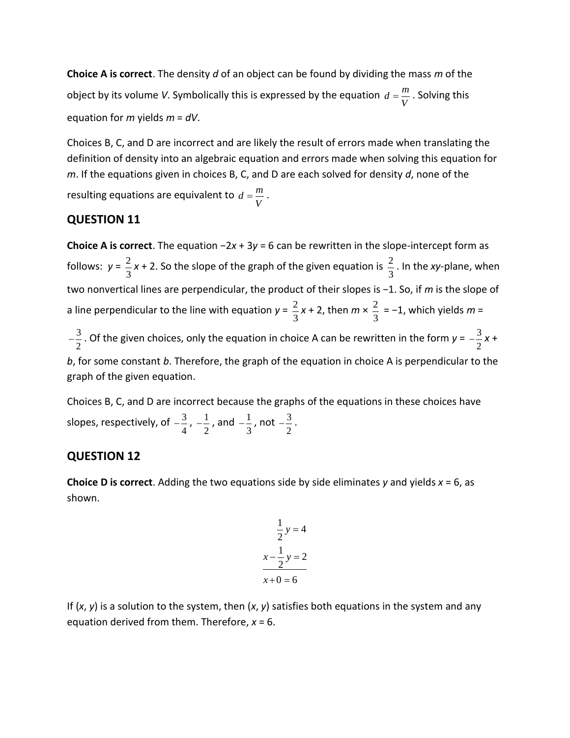**Choice A is correct**. The density $d$ of an object can be found by dividing the mass $m$ of the object by its volume $V$. Symbolically this is expressed by the equation $d = \frac{m}{V}$. Solving this equation for $m$ yields $m = dV$.

Choices B, C, and D are incorrect and are likely the result of errors made when translating the definition of density into an algebraic equation and errors made when solving this equation for $m$. If the equations given in choices B, C, and D are each solved for density $d$, none of the resulting equations are equivalent to $d = \frac{m}{V}$.

## QUESTION 11

**Choice A is correct**. The equation $-2x + 3y = 6$ can be rewritten in the slope-intercept form as follows: $y = \frac{2}{3}x + 2$. So the slope of the graph of the given equation is $\frac{2}{3}$. In the $xy$-plane, when two nonvertical lines are perpendicular, the product of their slopes is $-1$. So, if $m$ is the slope of a line perpendicular to the line with equation $y = \frac{2}{3}x + 2$, then $m \times \frac{2}{3} = -1$, which yields $m = -\frac{3}{2}$. Of the given choices, only the equation in choice A can be rewritten in the form $y = -\frac{3}{2}x + b$, for some constant $b$. Therefore, the graph of the equation in choice A is perpendicular to the graph of the given equation.

Choices B, C, and D are incorrect because the graphs of the equations in these choices have slopes, respectively, of $-\frac{3}{4}$, $-\frac{1}{2}$, and $-\frac{1}{3}$, not $-\frac{3}{2}$.

## QUESTION 12

**Choice D is correct**. Adding the two equations side by side eliminates $y$ and yields $x = 6$, as shown.

$$
\begin{array}{r}
\frac{1}{2}y = 4 \\
x - \frac{1}{2}y = 2 \\
\hline
x + 0 = 6
\end{array}
$$

If ($x$, $y$) is a solution to the system, then ($x$, $y$) satisfies both equations in the system and any equation derived from them. Therefore, $x = 6$.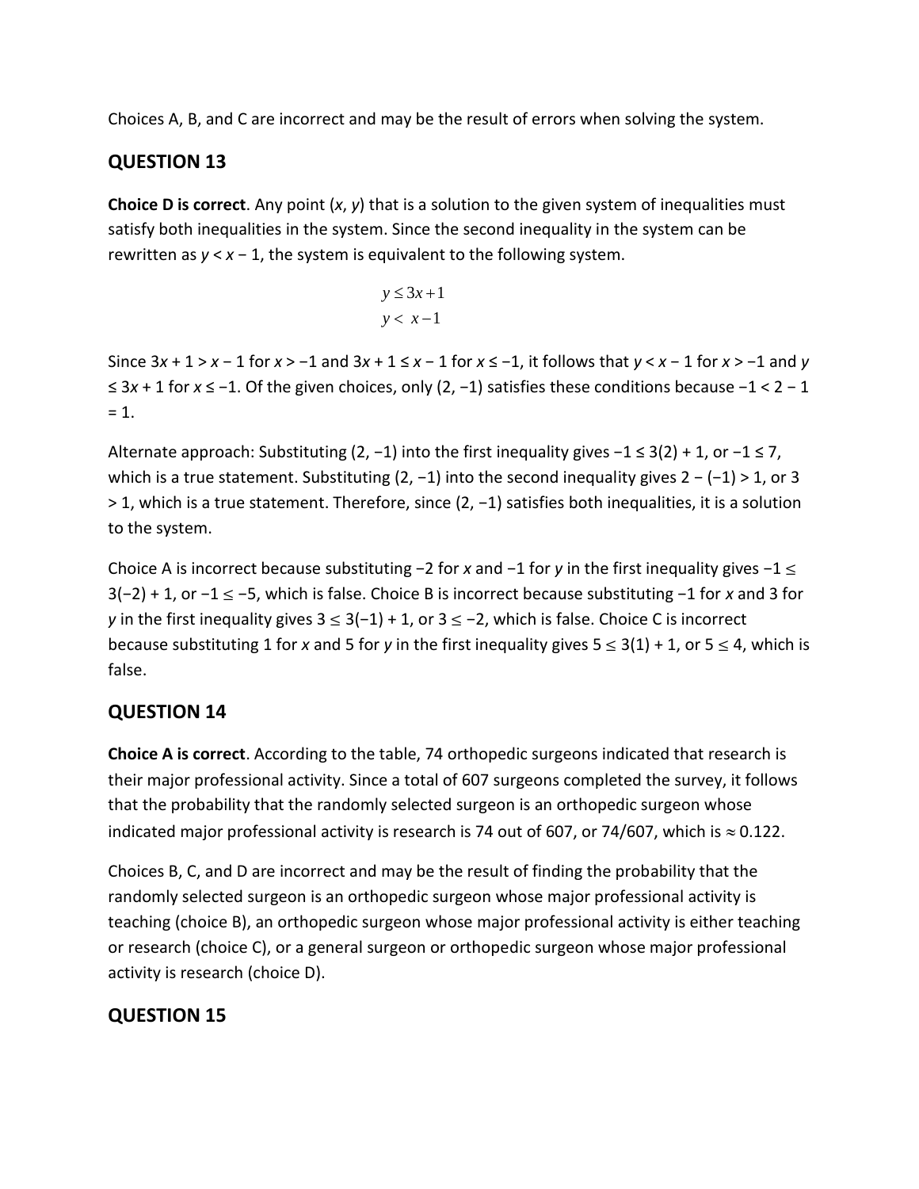Choices A, B, and C are incorrect and may be the result of errors when solving the system.

## QUESTION 13

**Choice D is correct**. Any point $(x, y)$ that is a solution to the given system of inequalities must satisfy both inequalities in the system. Since the second inequality in the system can be rewritten as $y < x - 1$, the system is equivalent to the following system.

$$\begin{aligned} y &\leq 3x + 1 \\ y &< x - 1 \end{aligned}$$

Since $3x + 1 > x - 1$ for $x > -1$ and $3x + 1 \leq x - 1$ for $x \leq -1$, it follows that $y < x - 1$ for $x > -1$ and $y \leq 3x + 1$ for $x \leq -1$. Of the given choices, only $(2, -1)$ satisfies these conditions because $-1 < 2 - 1 = 1$.

Alternate approach: Substituting $(2, -1)$ into the first inequality gives $-1 \leq 3(2) + 1$, or $-1 \leq 7$, which is a true statement. Substituting $(2, -1)$ into the second inequality gives $2 - (-1) > 1$, or $3 > 1$, which is a true statement. Therefore, since $(2, -1)$ satisfies both inequalities, it is a solution to the system.

Choice A is incorrect because substituting $-2$ for $x$ and $-1$ for $y$ in the first inequality gives $-1 \leq 3(-2) + 1$, or $-1 \leq -5$, which is false. Choice B is incorrect because substituting $-1$ for $x$ and $3$ for $y$ in the first inequality gives $3 \leq 3(-1) + 1$, or $3 \leq -2$, which is false. Choice C is incorrect because substituting $1$ for $x$ and $5$ for $y$ in the first inequality gives $5 \leq 3(1) + 1$, or $5 \leq 4$, which is false.

## QUESTION 14

**Choice A is correct**. According to the table, 74 orthopedic surgeons indicated that research is their major professional activity. Since a total of 607 surgeons completed the survey, it follows that the probability that the randomly selected surgeon is an orthopedic surgeon whose indicated major professional activity is research is 74 out of 607, or $74/607$, which is $\approx 0.122$.

Choices B, C, and D are incorrect and may be the result of finding the probability that the randomly selected surgeon is an orthopedic surgeon whose major professional activity is teaching (choice B), an orthopedic surgeon whose major professional activity is either teaching or research (choice C), or a general surgeon or orthopedic surgeon whose major professional activity is research (choice D).

## QUESTION 15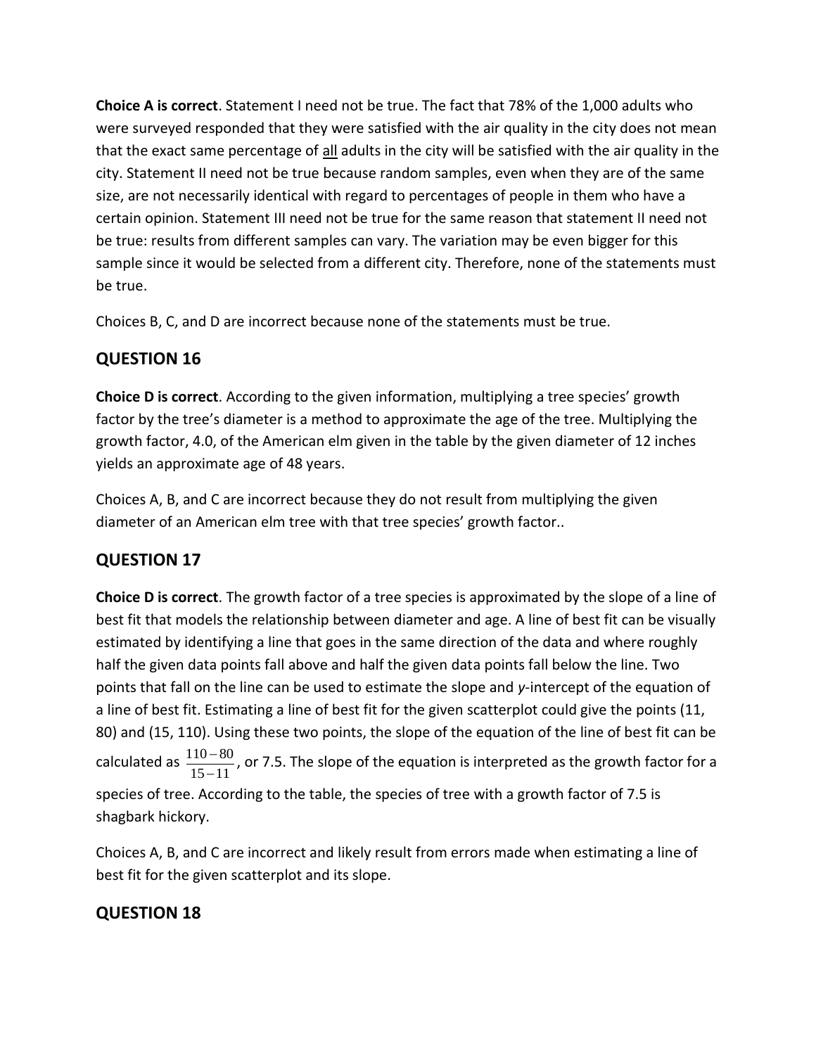**Choice A is correct**. Statement I need not be true. The fact that 78% of the 1,000 adults who were surveyed responded that they were satisfied with the air quality in the city does not mean that the exact same percentage of all adults in the city will be satisfied with the air quality in the city. Statement II need not be true because random samples, even when they are of the same size, are not necessarily identical with regard to percentages of people in them who have a certain opinion. Statement III need not be true for the same reason that statement II need not be true: results from different samples can vary. The variation may be even bigger for this sample since it would be selected from a different city. Therefore, none of the statements must be true.

Choices B, C, and D are incorrect because none of the statements must be true.

## QUESTION 16

**Choice D is correct**. According to the given information, multiplying a tree species' growth factor by the tree's diameter is a method to approximate the age of the tree. Multiplying the growth factor, 4.0, of the American elm given in the table by the given diameter of 12 inches yields an approximate age of 48 years.

Choices A, B, and C are incorrect because they do not result from multiplying the given diameter of an American elm tree with that tree species' growth factor..

## QUESTION 17

**Choice D is correct**. The growth factor of a tree species is approximated by the slope of a line of best fit that models the relationship between diameter and age. A line of best fit can be visually estimated by identifying a line that goes in the same direction of the data and where roughly half the given data points fall above and half the given data points fall below the line. Two points that fall on the line can be used to estimate the slope and *y*-intercept of the equation of a line of best fit. Estimating a line of best fit for the given scatterplot could give the points (11, 80) and (15, 110). Using these two points, the slope of the equation of the line of best fit can be calculated as $\frac{110-80}{15-11}$, or 7.5. The slope of the equation is interpreted as the growth factor for a species of tree. According to the table, the species of tree with a growth factor of 7.5 is shagbark hickory.

Choices A, B, and C are incorrect and likely result from errors made when estimating a line of best fit for the given scatterplot and its slope.

## QUESTION 18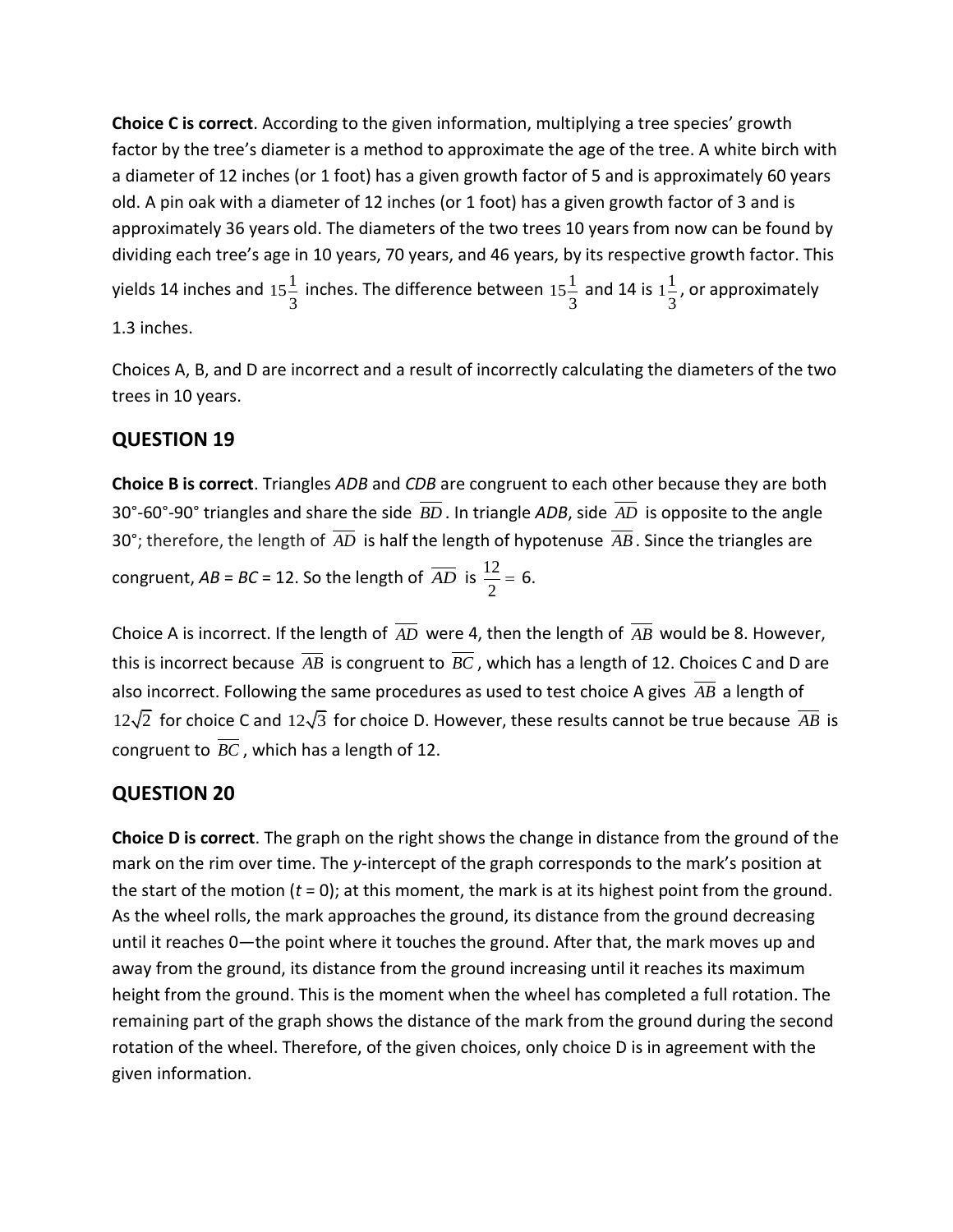**Choice C is correct**. According to the given information, multiplying a tree species' growth factor by the tree's diameter is a method to approximate the age of the tree. A white birch with a diameter of 12 inches (or 1 foot) has a given growth factor of 5 and is approximately 60 years old. A pin oak with a diameter of 12 inches (or 1 foot) has a given growth factor of 3 and is approximately 36 years old. The diameters of the two trees 10 years from now can be found by dividing each tree's age in 10 years, 70 years, and 46 years, by its respective growth factor. This yields 14 inches and $15\frac{1}{3}$ inches. The difference between $15\frac{1}{3}$ and 14 is $1\frac{1}{3}$, or approximately 1.3 inches.

Choices A, B, and D are incorrect and a result of incorrectly calculating the diameters of the two trees in 10 years.

## QUESTION 19

**Choice B is correct**. Triangles *ADB* and *CDB* are congruent to each other because they are both 30°-60°-90° triangles and share the side $\overline{BD}$. In triangle *ADB*, side $\overline{AD}$ is opposite to the angle 30°; therefore, the length of $\overline{AD}$ is half the length of hypotenuse $\overline{AB}$. Since the triangles are congruent, *AB* = *BC* = 12. So the length of $\overline{AD}$ is $\frac{12}{2} = 6$.

Choice A is incorrect. If the length of $\overline{AD}$ were 4, then the length of $\overline{AB}$ would be 8. However, this is incorrect because $\overline{AB}$ is congruent to $\overline{BC}$, which has a length of 12. Choices C and D are also incorrect. Following the same procedures as used to test choice A gives $\overline{AB}$ a length of $12\sqrt{2}$ for choice C and $12\sqrt{3}$ for choice D. However, these results cannot be true because $\overline{AB}$ is congruent to $\overline{BC}$, which has a length of 12.

## QUESTION 20

**Choice D is correct**. The graph on the right shows the change in distance from the ground of the mark on the rim over time. The *y*-intercept of the graph corresponds to the mark's position at the start of the motion (*t* = 0); at this moment, the mark is at its highest point from the ground. As the wheel rolls, the mark approaches the ground, its distance from the ground decreasing until it reaches 0—the point where it touches the ground. After that, the mark moves up and away from the ground, its distance from the ground increasing until it reaches its maximum height from the ground. This is the moment when the wheel has completed a full rotation. The remaining part of the graph shows the distance of the mark from the ground during the second rotation of the wheel. Therefore, of the given choices, only choice D is in agreement with the given information.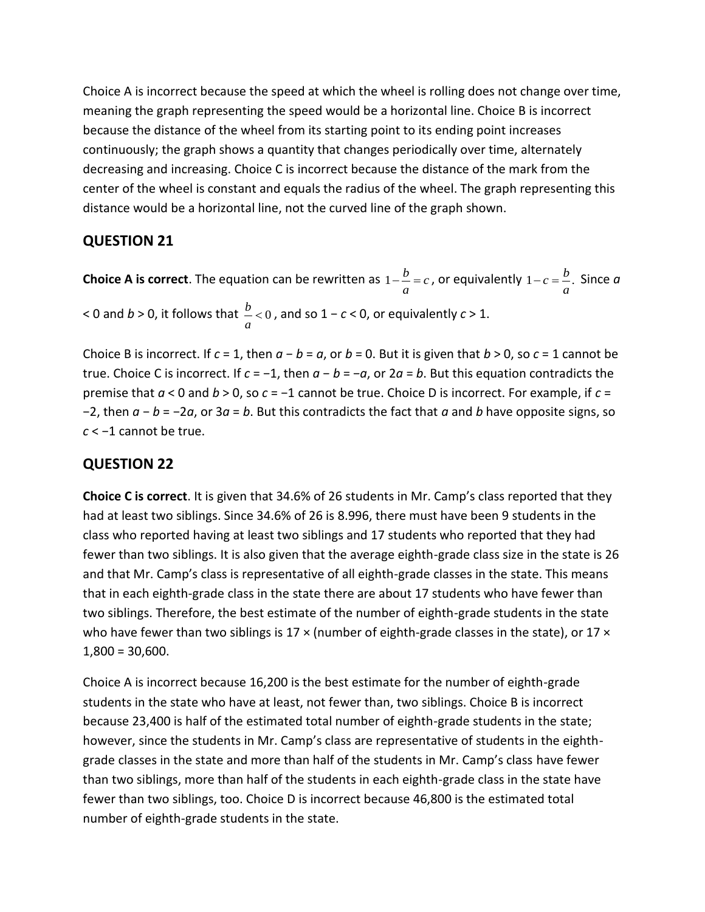Choice A is incorrect because the speed at which the wheel is rolling does not change over time, meaning the graph representing the speed would be a horizontal line. Choice B is incorrect because the distance of the wheel from its starting point to its ending point increases continuously; the graph shows a quantity that changes periodically over time, alternately decreasing and increasing. Choice C is incorrect because the distance of the mark from the center of the wheel is constant and equals the radius of the wheel. The graph representing this distance would be a horizontal line, not the curved line of the graph shown.

## QUESTION 21

**Choice A is correct**. The equation can be rewritten as $1-\frac{b}{a}=c$, or equivalently $1-c=\frac{b}{a}$. Since $a < 0$ and $b > 0$, it follows that $\frac{b}{a}<0$, and so $1 - c < 0$, or equivalently $c > 1$.

Choice B is incorrect. If $c = 1$, then $a - b = a$, or $b = 0$. But it is given that $b > 0$, so $c = 1$ cannot be true. Choice C is incorrect. If $c = -1$, then $a - b = -a$, or $2a = b$. But this equation contradicts the premise that $a < 0$ and $b > 0$, so $c = -1$ cannot be true. Choice D is incorrect. For example, if $c = -2$, then $a - b = -2a$, or $3a = b$. But this contradicts the fact that $a$ and $b$ have opposite signs, so $c < -1$ cannot be true.

## QUESTION 22

**Choice C is correct**. It is given that 34.6% of 26 students in Mr. Camp's class reported that they had at least two siblings. Since 34.6% of 26 is 8.996, there must have been 9 students in the class who reported having at least two siblings and 17 students who reported that they had fewer than two siblings. It is also given that the average eighth-grade class size in the state is 26 and that Mr. Camp's class is representative of all eighth-grade classes in the state. This means that in each eighth-grade class in the state there are about 17 students who have fewer than two siblings. Therefore, the best estimate of the number of eighth-grade students in the state who have fewer than two siblings is 17 × (number of eighth-grade classes in the state), or 17 × 1,800 = 30,600.

Choice A is incorrect because 16,200 is the best estimate for the number of eighth-grade students in the state who have at least, not fewer than, two siblings. Choice B is incorrect because 23,400 is half of the estimated total number of eighth-grade students in the state; however, since the students in Mr. Camp's class are representative of students in the eighth-grade classes in the state and more than half of the students in Mr. Camp's class have fewer than two siblings, more than half of the students in each eighth-grade class in the state have fewer than two siblings, too. Choice D is incorrect because 46,800 is the estimated total number of eighth-grade students in the state.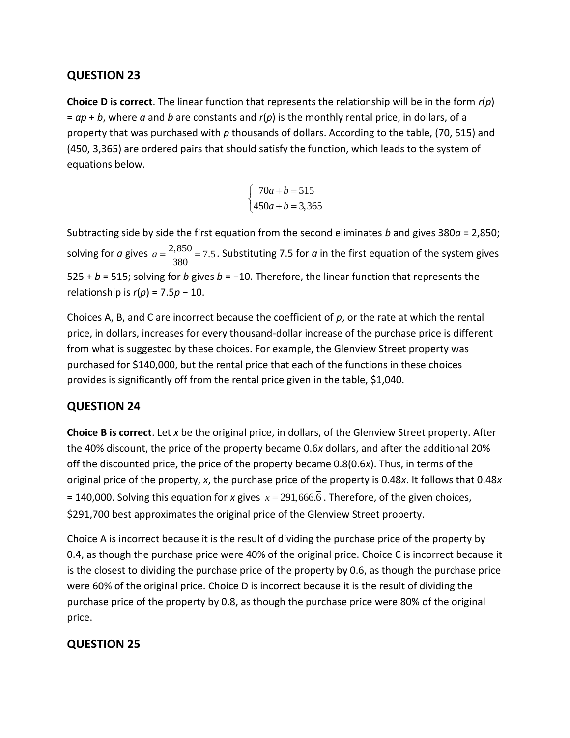## QUESTION 23

**Choice D is correct**. The linear function that represents the relationship will be in the form $r(p) = ap + b$, where $a$ and $b$ are constants and $r(p)$ is the monthly rental price, in dollars, of a property that was purchased with $p$ thousands of dollars. According to the table, (70, 515) and (450, 3,365) are ordered pairs that should satisfy the function, which leads to the system of equations below.

$$\begin{cases} 70a + b = 515 \\ 450a + b = 3,365 \end{cases}$$

Subtracting side by side the first equation from the second eliminates $b$ and gives $380a = 2,850$; solving for $a$ gives $a = \frac{2,850}{380} = 7.5$. Substituting 7.5 for $a$ in the first equation of the system gives $525 + b = 515$; solving for $b$ gives $b = -10$. Therefore, the linear function that represents the relationship is $r(p) = 7.5p - 10$.

Choices A, B, and C are incorrect because the coefficient of $p$, or the rate at which the rental price, in dollars, increases for every thousand-dollar increase of the purchase price is different from what is suggested by these choices. For example, the Glenview Street property was purchased for $140,000, but the rental price that each of the functions in these choices provides is significantly off from the rental price given in the table, $1,040.

## QUESTION 24

**Choice B is correct**. Let $x$ be the original price, in dollars, of the Glenview Street property. After the 40% discount, the price of the property became $0.6x$ dollars, and after the additional 20% off the discounted price, the price of the property became $0.8(0.6x)$. Thus, in terms of the original price of the property, $x$, the purchase price of the property is $0.48x$. It follows that $0.48x = 140,000$. Solving this equation for $x$ gives $x = 291,666.\overline{6}$. Therefore, of the given choices, $291,700 best approximates the original price of the Glenview Street property.

Choice A is incorrect because it is the result of dividing the purchase price of the property by 0.4, as though the purchase price were 40% of the original price. Choice C is incorrect because it is the closest to dividing the purchase price of the property by 0.6, as though the purchase price were 60% of the original price. Choice D is incorrect because it is the result of dividing the purchase price of the property by 0.8, as though the purchase price were 80% of the original price.

## QUESTION 25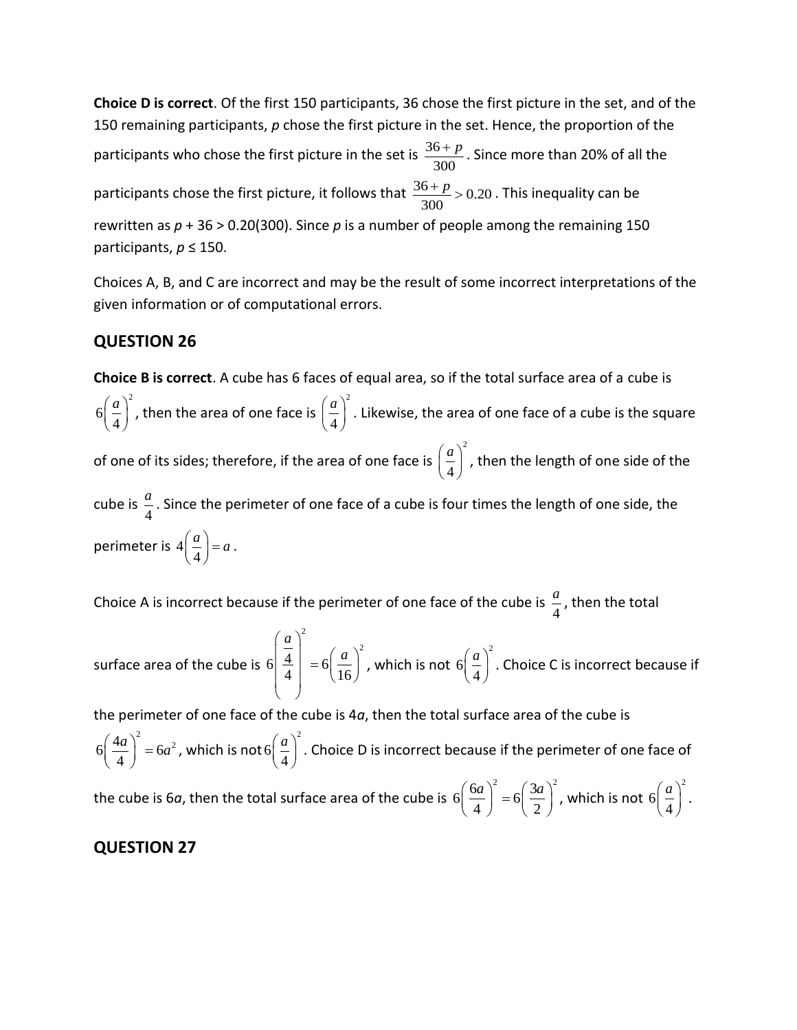**Choice D is correct**. Of the first 150 participants, 36 chose the first picture in the set, and of the 150 remaining participants, *p* chose the first picture in the set. Hence, the proportion of the participants who chose the first picture in the set is $\frac{36+p}{300}$. Since more than 20% of all the participants chose the first picture, it follows that $\frac{36+p}{300} > 0.20$. This inequality can be rewritten as $p + 36 > 0.20(300)$. Since *p* is a number of people among the remaining 150 participants, $p \leq 150$.

Choices A, B, and C are incorrect and may be the result of some incorrect interpretations of the given information or of computational errors.

## QUESTION 26

**Choice B is correct**. A cube has 6 faces of equal area, so if the total surface area of a cube is $6\left(\frac{a}{4}\right)^2$, then the area of one face is $\left(\frac{a}{4}\right)^2$. Likewise, the area of one face of a cube is the square of one of its sides; therefore, if the area of one face is $\left(\frac{a}{4}\right)^2$, then the length of one side of the cube is $\frac{a}{4}$. Since the perimeter of one face of a cube is four times the length of one side, the perimeter is $4\left(\frac{a}{4}\right) = a$.

Choice A is incorrect because if the perimeter of one face of the cube is $\frac{a}{4}$, then the total surface area of the cube is $6\left(\frac{\frac{a}{4}}{4}\right)^2 = 6\left(\frac{a}{16}\right)^2$, which is not $6\left(\frac{a}{4}\right)^2$. Choice C is incorrect because if the perimeter of one face of the cube is $4a$, then the total surface area of the cube is $6\left(\frac{4a}{4}\right)^2 = 6a^2$, which is not $6\left(\frac{a}{4}\right)^2$. Choice D is incorrect because if the perimeter of one face of the cube is $6a$, then the total surface area of the cube is $6\left(\frac{6a}{4}\right)^2 = 6\left(\frac{3a}{2}\right)^2$, which is not $6\left(\frac{a}{4}\right)^2$.

## QUESTION 27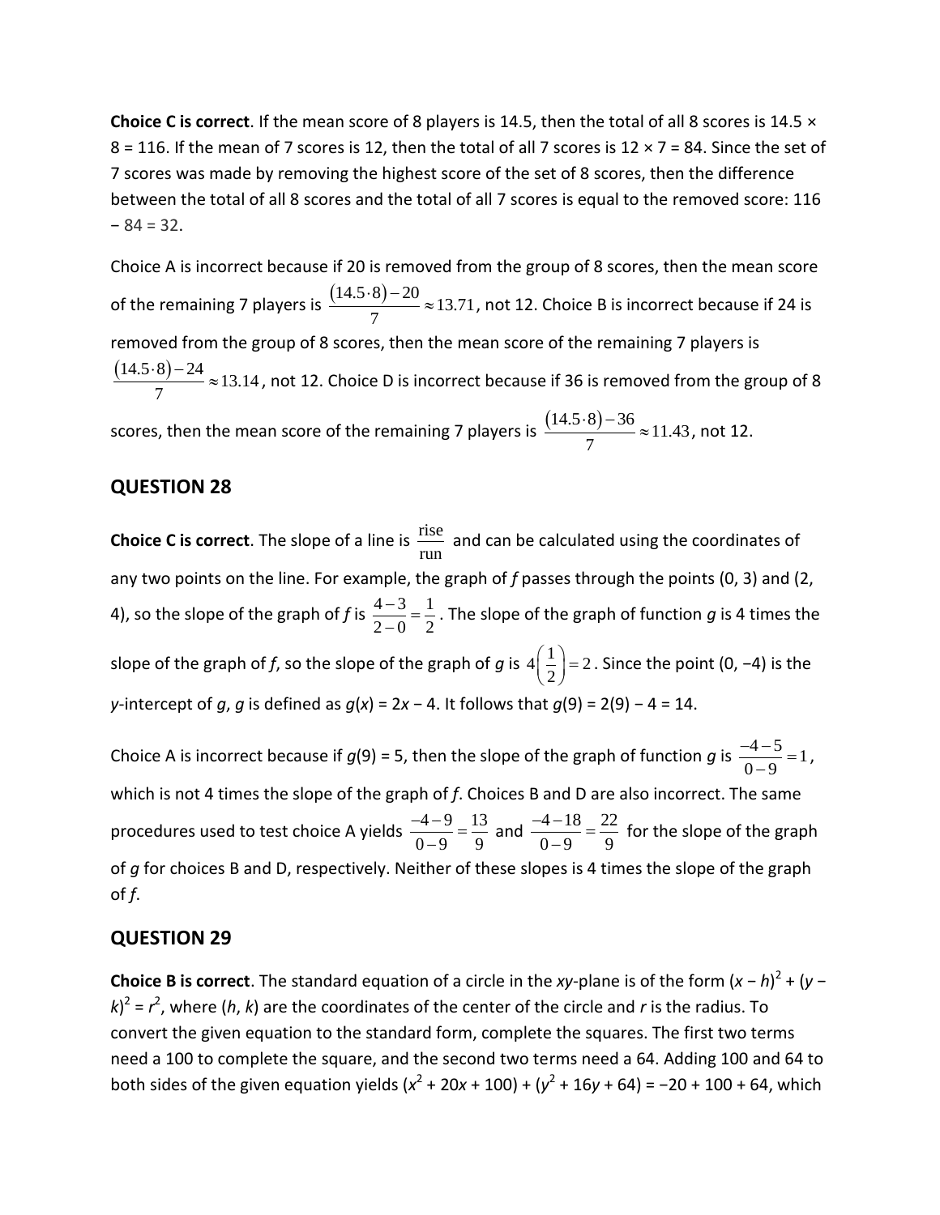**Choice C is correct**. If the mean score of 8 players is 14.5, then the total of all 8 scores is 14.5 × 8 = 116. If the mean of 7 scores is 12, then the total of all 7 scores is 12 × 7 = 84. Since the set of 7 scores was made by removing the highest score of the set of 8 scores, then the difference between the total of all 8 scores and the total of all 7 scores is equal to the removed score: 116 − 84 = 32.

Choice A is incorrect because if 20 is removed from the group of 8 scores, then the mean score of the remaining 7 players is $\frac{(14.5 \cdot 8) - 20}{7} \approx 13.71$, not 12. Choice B is incorrect because if 24 is removed from the group of 8 scores, then the mean score of the remaining 7 players is $\frac{(14.5 \cdot 8) - 24}{7} \approx 13.14$, not 12. Choice D is incorrect because if 36 is removed from the group of 8 scores, then the mean score of the remaining 7 players is $\frac{(14.5 \cdot 8) - 36}{7} \approx 11.43$, not 12.

## QUESTION 28

**Choice C is correct**. The slope of a line is $\frac{\text{rise}}{\text{run}}$ and can be calculated using the coordinates of any two points on the line. For example, the graph of *f* passes through the points (0, 3) and (2, 4), so the slope of the graph of *f* is $\frac{4-3}{2-0} = \frac{1}{2}$. The slope of the graph of function *g* is 4 times the slope of the graph of *f*, so the slope of the graph of *g* is $4\left(\frac{1}{2}\right) = 2$. Since the point (0, −4) is the *y*-intercept of *g*, *g* is defined as $g(x) = 2x - 4$. It follows that $g(9) = 2(9) - 4 = 14$.

Choice A is incorrect because if $g(9) = 5$, then the slope of the graph of function *g* is $\frac{-4-5}{0-9} = 1$, which is not 4 times the slope of the graph of *f*. Choices B and D are also incorrect. The same procedures used to test choice A yields $\frac{-4-9}{0-9} = \frac{13}{9}$ and $\frac{-4-18}{0-9} = \frac{22}{9}$ for the slope of the graph of *g* for choices B and D, respectively. Neither of these slopes is 4 times the slope of the graph of *f*.

## QUESTION 29

**Choice B is correct**. The standard equation of a circle in the *xy*-plane is of the form $(x - h)^2 + (y - k)^2 = r^2$, where $(h, k)$ are the coordinates of the center of the circle and *r* is the radius. To convert the given equation to the standard form, complete the squares. The first two terms need a 100 to complete the square, and the second two terms need a 64. Adding 100 and 64 to both sides of the given equation yields $(x^2 + 20x + 100) + (y^2 + 16y + 64) = -20 + 100 + 64$, which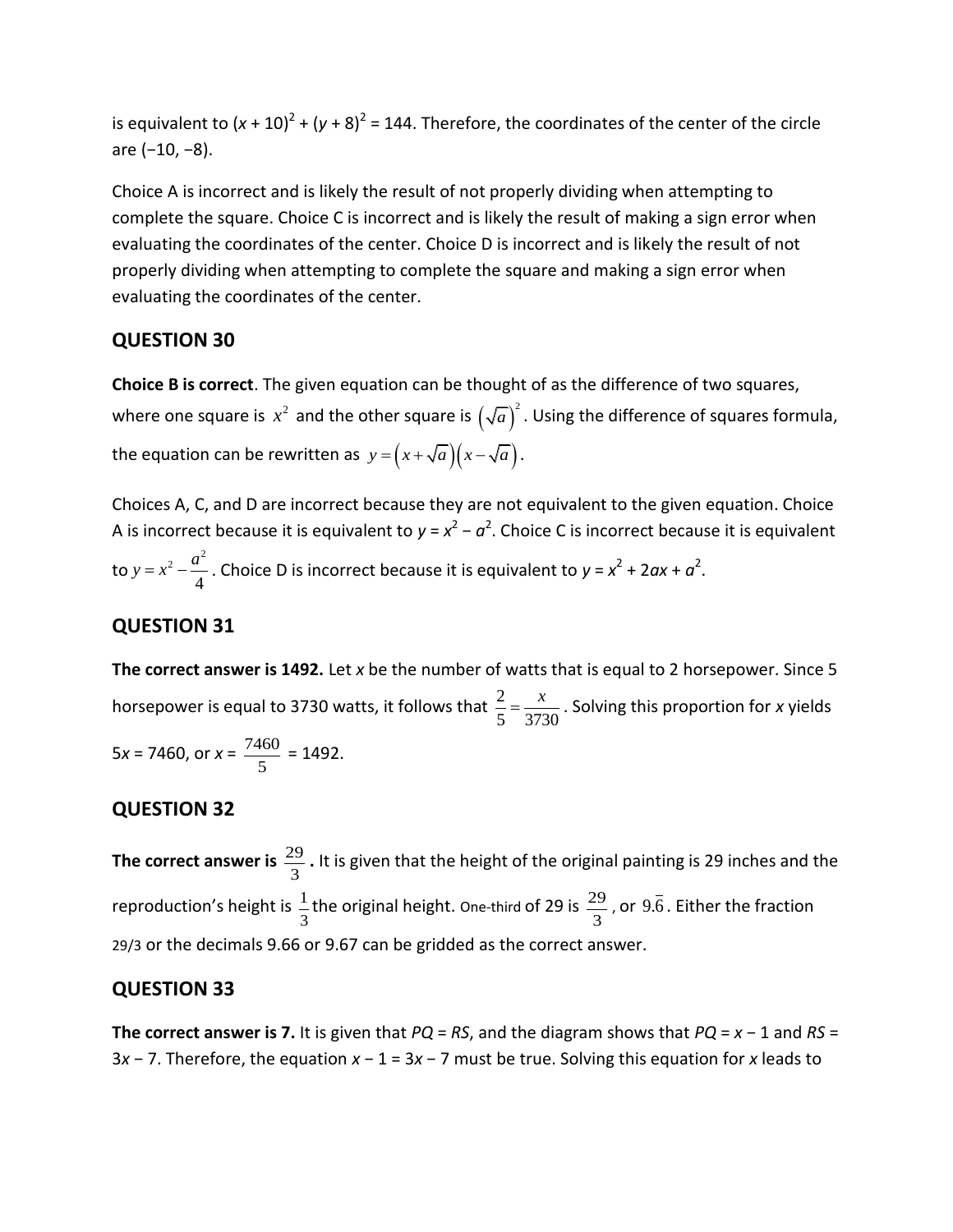is equivalent to $(x + 10)^2 + (y + 8)^2 = 144$. Therefore, the coordinates of the center of the circle are $(-10, -8)$.

Choice A is incorrect and is likely the result of not properly dividing when attempting to complete the square. Choice C is incorrect and is likely the result of making a sign error when evaluating the coordinates of the center. Choice D is incorrect and is likely the result of not properly dividing when attempting to complete the square and making a sign error when evaluating the coordinates of the center.

## QUESTION 30

**Choice B is correct**. The given equation can be thought of as the difference of two squares, where one square is $x^2$ and the other square is $\left(\sqrt{a}\right)^2$. Using the difference of squares formula, the equation can be rewritten as $y = \left(x + \sqrt{a}\right)\left(x - \sqrt{a}\right)$.

Choices A, C, and D are incorrect because they are not equivalent to the given equation. Choice A is incorrect because it is equivalent to $y = x^2 - a^2$. Choice C is incorrect because it is equivalent to $y = x^2 - \dfrac{a^2}{4}$. Choice D is incorrect because it is equivalent to $y = x^2 + 2ax + a^2$.

## QUESTION 31

**The correct answer is 1492.** Let $x$ be the number of watts that is equal to 2 horsepower. Since 5 horsepower is equal to 3730 watts, it follows that $\dfrac{2}{5} = \dfrac{x}{3730}$. Solving this proportion for $x$ yields $5x = 7460$, or $x = \dfrac{7460}{5} = 1492$.

## QUESTION 32

**The correct answer is $\dfrac{29}{3}$.** It is given that the height of the original painting is 29 inches and the reproduction's height is $\dfrac{1}{3}$ the original height. One-third of 29 is $\dfrac{29}{3}$, or $9.\overline{6}$. Either the fraction 29/3 or the decimals 9.66 or 9.67 can be gridded as the correct answer.

## QUESTION 33

**The correct answer is 7.** It is given that $PQ = RS$, and the diagram shows that $PQ = x - 1$ and $RS = 3x - 7$. Therefore, the equation $x - 1 = 3x - 7$ must be true. Solving this equation for $x$ leads to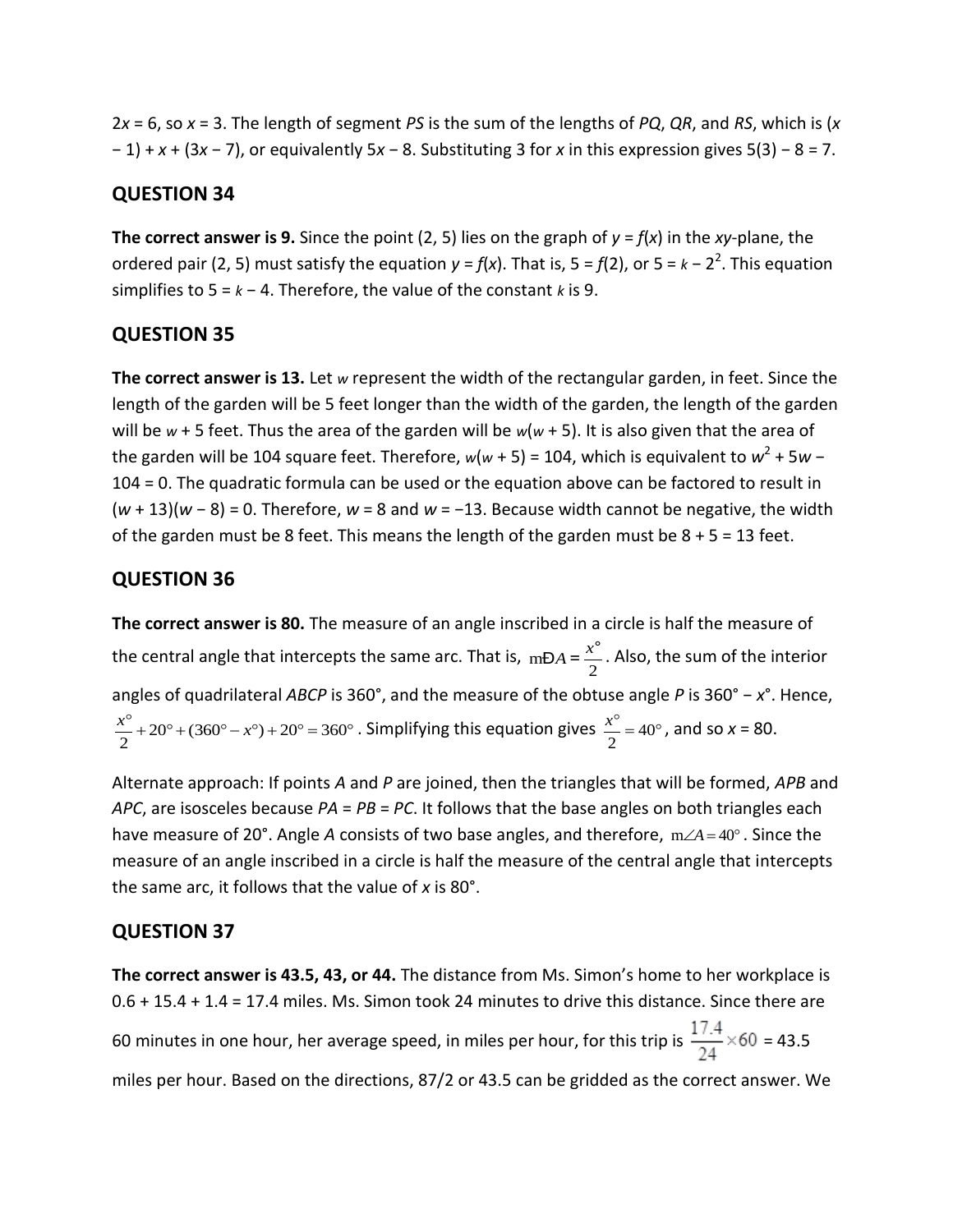$2x = 6$, so $x = 3$. The length of segment $PS$ is the sum of the lengths of $PQ$, $QR$, and $RS$, which is $(x - 1) + x + (3x - 7)$, or equivalently $5x - 8$. Substituting 3 for $x$ in this expression gives $5(3) - 8 = 7$.

## QUESTION 34

**The correct answer is 9.** Since the point (2, 5) lies on the graph of $y = f(x)$ in the $xy$-plane, the ordered pair (2, 5) must satisfy the equation $y = f(x)$. That is, $5 = f(2)$, or $5 = k - 2^2$. This equation simplifies to $5 = k - 4$. Therefore, the value of the constant $k$ is 9.

## QUESTION 35

**The correct answer is 13.** Let $w$ represent the width of the rectangular garden, in feet. Since the length of the garden will be 5 feet longer than the width of the garden, the length of the garden will be $w + 5$ feet. Thus the area of the garden will be $w(w + 5)$. It is also given that the area of the garden will be 104 square feet. Therefore, $w(w + 5) = 104$, which is equivalent to $w^2 + 5w - 104 = 0$. The quadratic formula can be used or the equation above can be factored to result in $(w + 13)(w - 8) = 0$. Therefore, $w = 8$ and $w = -13$. Because width cannot be negative, the width of the garden must be 8 feet. This means the length of the garden must be $8 + 5 = 13$ feet.

## QUESTION 36

**The correct answer is 80.** The measure of an angle inscribed in a circle is half the measure of the central angle that intercepts the same arc. That is, $m\angle A = \frac{x^\circ}{2}$. Also, the sum of the interior angles of quadrilateral $ABCP$ is 360°, and the measure of the obtuse angle $P$ is $360° - x°$. Hence, $\frac{x^\circ}{2} + 20^\circ + (360^\circ - x^\circ) + 20^\circ = 360^\circ$. Simplifying this equation gives $\frac{x^\circ}{2} = 40^\circ$, and so $x = 80$.

Alternate approach: If points $A$ and $P$ are joined, then the triangles that will be formed, $APB$ and $APC$, are isosceles because $PA = PB = PC$. It follows that the base angles on both triangles each have measure of 20°. Angle $A$ consists of two base angles, and therefore, $m\angle A = 40^\circ$. Since the measure of an angle inscribed in a circle is half the measure of the central angle that intercepts the same arc, it follows that the value of $x$ is 80°.

## QUESTION 37

**The correct answer is 43.5, 43, or 44.** The distance from Ms. Simon's home to her workplace is $0.6 + 15.4 + 1.4 = 17.4$ miles. Ms. Simon took 24 minutes to drive this distance. Since there are 60 minutes in one hour, her average speed, in miles per hour, for this trip is $\frac{17.4}{24} \times 60 = 43.5$ miles per hour. Based on the directions, 87/2 or 43.5 can be gridded as the correct answer. We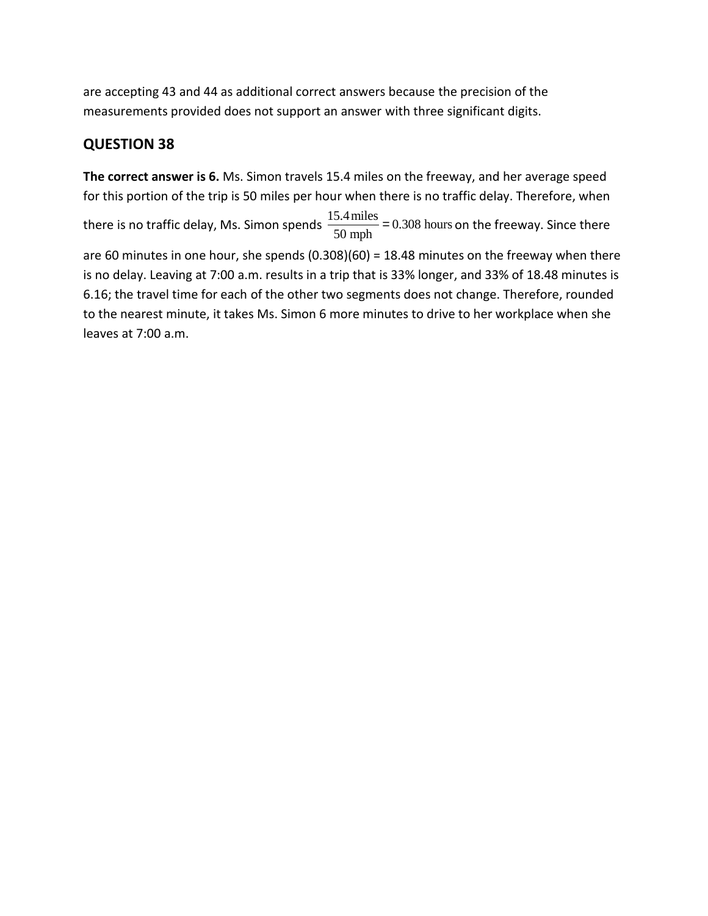are accepting 43 and 44 as additional correct answers because the precision of the measurements provided does not support an answer with three significant digits.

## QUESTION 38

**The correct answer is 6.** Ms. Simon travels 15.4 miles on the freeway, and her average speed for this portion of the trip is 50 miles per hour when there is no traffic delay. Therefore, when there is no traffic delay, Ms. Simon spends $\frac{15.4 \text{ miles}}{50 \text{ mph}} = 0.308 \text{ hours}$ on the freeway. Since there are 60 minutes in one hour, she spends (0.308)(60) = 18.48 minutes on the freeway when there is no delay. Leaving at 7:00 a.m. results in a trip that is 33% longer, and 33% of 18.48 minutes is 6.16; the travel time for each of the other two segments does not change. Therefore, rounded to the nearest minute, it takes Ms. Simon 6 more minutes to drive to her workplace when she leaves at 7:00 a.m.